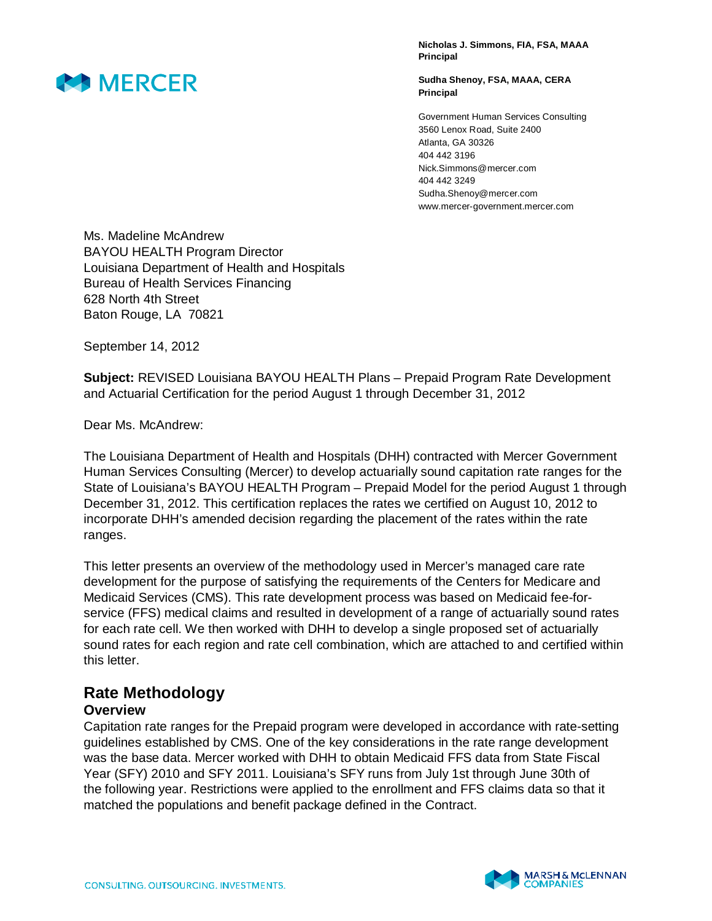**Nicholas J. Simmons, FIA, FSA, MAAA**
**Principal**

**Sudha Shenoy, FSA, MAAA, CERA**
**Principal**

Government Human Services Consulting
3560 Lenox Road, Suite 2400
Atlanta, GA 30326
404 442 3196
Nick.Simmons@mercer.com
404 442 3249
Sudha.Shenoy@mercer.com
www.mercer-government.mercer.com

Ms. Madeline McAndrew
BAYOU HEALTH Program Director
Louisiana Department of Health and Hospitals
Bureau of Health Services Financing
628 North 4th Street
Baton Rouge, LA 70821

September 14, 2012

**Subject:** REVISED Louisiana BAYOU HEALTH Plans – Prepaid Program Rate Development and Actuarial Certification for the period August 1 through December 31, 2012

Dear Ms. McAndrew:

The Louisiana Department of Health and Hospitals (DHH) contracted with Mercer Government Human Services Consulting (Mercer) to develop actuarially sound capitation rate ranges for the State of Louisiana's BAYOU HEALTH Program – Prepaid Model for the period August 1 through December 31, 2012. This certification replaces the rates we certified on August 10, 2012 to incorporate DHH's amended decision regarding the placement of the rates within the rate ranges.

This letter presents an overview of the methodology used in Mercer's managed care rate development for the purpose of satisfying the requirements of the Centers for Medicare and Medicaid Services (CMS). This rate development process was based on Medicaid fee-for-service (FFS) medical claims and resulted in development of a range of actuarially sound rates for each rate cell. We then worked with DHH to develop a single proposed set of actuarially sound rates for each region and rate cell combination, which are attached to and certified within this letter.

## Rate Methodology

### Overview

Capitation rate ranges for the Prepaid program were developed in accordance with rate-setting guidelines established by CMS. One of the key considerations in the rate range development was the base data. Mercer worked with DHH to obtain Medicaid FFS data from State Fiscal Year (SFY) 2010 and SFY 2011. Louisiana's SFY runs from July 1st through June 30th of the following year. Restrictions were applied to the enrollment and FFS claims data so that it matched the populations and benefit package defined in the Contract.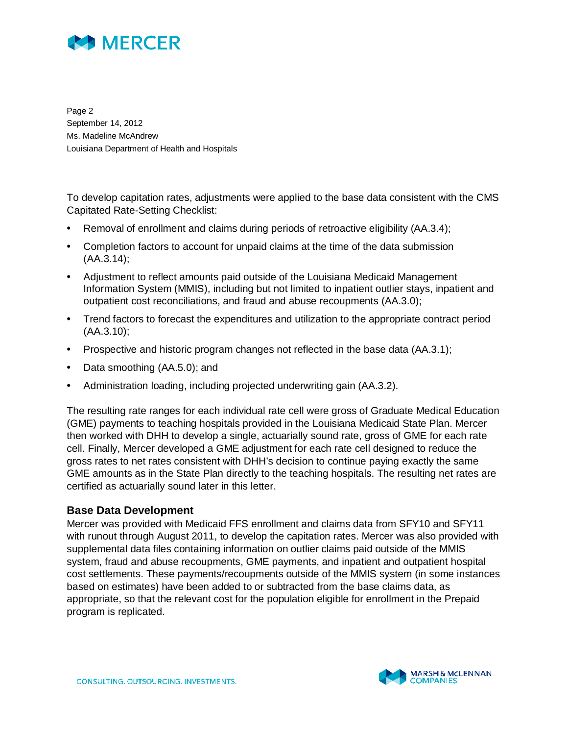To develop capitation rates, adjustments were applied to the base data consistent with the CMS Capitated Rate-Setting Checklist:

- Removal of enrollment and claims during periods of retroactive eligibility (AA.3.4);
- Completion factors to account for unpaid claims at the time of the data submission (AA.3.14);
- Adjustment to reflect amounts paid outside of the Louisiana Medicaid Management Information System (MMIS), including but not limited to inpatient outlier stays, inpatient and outpatient cost reconciliations, and fraud and abuse recoupments (AA.3.0);
- Trend factors to forecast the expenditures and utilization to the appropriate contract period (AA.3.10);
- Prospective and historic program changes not reflected in the base data (AA.3.1);
- Data smoothing (AA.5.0); and
- Administration loading, including projected underwriting gain (AA.3.2).

The resulting rate ranges for each individual rate cell were gross of Graduate Medical Education (GME) payments to teaching hospitals provided in the Louisiana Medicaid State Plan. Mercer then worked with DHH to develop a single, actuarially sound rate, gross of GME for each rate cell. Finally, Mercer developed a GME adjustment for each rate cell designed to reduce the gross rates to net rates consistent with DHH's decision to continue paying exactly the same GME amounts as in the State Plan directly to the teaching hospitals. The resulting net rates are certified as actuarially sound later in this letter.

### Base Data Development

Mercer was provided with Medicaid FFS enrollment and claims data from SFY10 and SFY11 with runout through August 2011, to develop the capitation rates. Mercer was also provided with supplemental data files containing information on outlier claims paid outside of the MMIS system, fraud and abuse recoupments, GME payments, and inpatient and outpatient hospital cost settlements. These payments/recoupments outside of the MMIS system (in some instances based on estimates) have been added to or subtracted from the base claims data, as appropriate, so that the relevant cost for the population eligible for enrollment in the Prepaid program is replicated.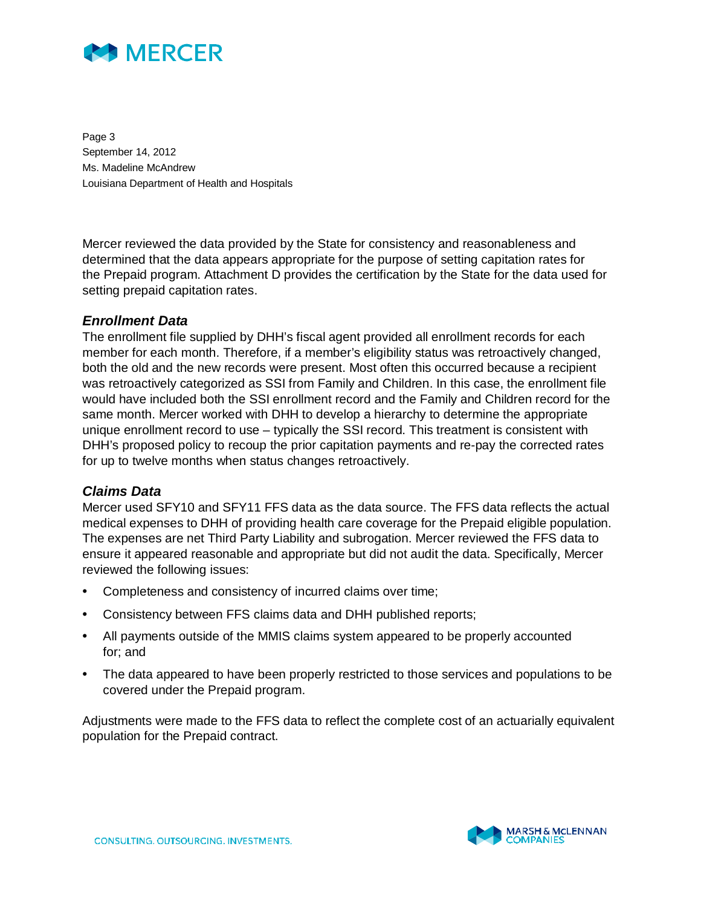Mercer reviewed the data provided by the State for consistency and reasonableness and determined that the data appears appropriate for the purpose of setting capitation rates for the Prepaid program. Attachment D provides the certification by the State for the data used for setting prepaid capitation rates.

### *Enrollment Data*

The enrollment file supplied by DHH's fiscal agent provided all enrollment records for each member for each month. Therefore, if a member's eligibility status was retroactively changed, both the old and the new records were present. Most often this occurred because a recipient was retroactively categorized as SSI from Family and Children. In this case, the enrollment file would have included both the SSI enrollment record and the Family and Children record for the same month. Mercer worked with DHH to develop a hierarchy to determine the appropriate unique enrollment record to use – typically the SSI record. This treatment is consistent with DHH's proposed policy to recoup the prior capitation payments and re-pay the corrected rates for up to twelve months when status changes retroactively.

### *Claims Data*

Mercer used SFY10 and SFY11 FFS data as the data source. The FFS data reflects the actual medical expenses to DHH of providing health care coverage for the Prepaid eligible population. The expenses are net Third Party Liability and subrogation. Mercer reviewed the FFS data to ensure it appeared reasonable and appropriate but did not audit the data. Specifically, Mercer reviewed the following issues:

- Completeness and consistency of incurred claims over time;
- Consistency between FFS claims data and DHH published reports;
- All payments outside of the MMIS claims system appeared to be properly accounted for; and
- The data appeared to have been properly restricted to those services and populations to be covered under the Prepaid program.

Adjustments were made to the FFS data to reflect the complete cost of an actuarially equivalent population for the Prepaid contract.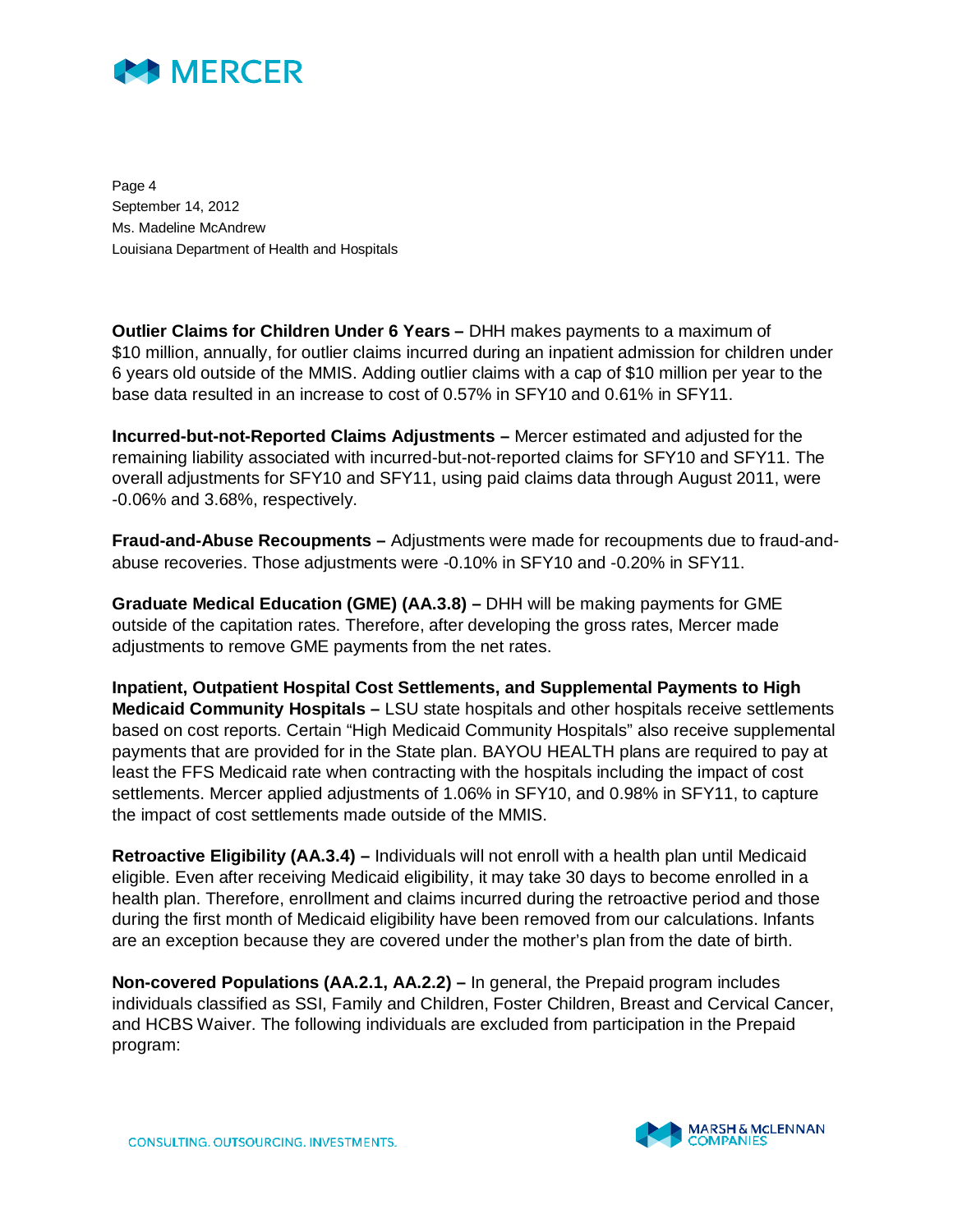**Outlier Claims for Children Under 6 Years –** DHH makes payments to a maximum of $10 million, annually, for outlier claims incurred during an inpatient admission for children under 6 years old outside of the MMIS. Adding outlier claims with a cap of $10 million per year to the base data resulted in an increase to cost of 0.57% in SFY10 and 0.61% in SFY11.

**Incurred-but-not-Reported Claims Adjustments –** Mercer estimated and adjusted for the remaining liability associated with incurred-but-not-reported claims for SFY10 and SFY11. The overall adjustments for SFY10 and SFY11, using paid claims data through August 2011, were -0.06% and 3.68%, respectively.

**Fraud-and-Abuse Recoupments –** Adjustments were made for recoupments due to fraud-and-abuse recoveries. Those adjustments were -0.10% in SFY10 and -0.20% in SFY11.

**Graduate Medical Education (GME) (AA.3.8) –** DHH will be making payments for GME outside of the capitation rates. Therefore, after developing the gross rates, Mercer made adjustments to remove GME payments from the net rates.

**Inpatient, Outpatient Hospital Cost Settlements, and Supplemental Payments to High Medicaid Community Hospitals –** LSU state hospitals and other hospitals receive settlements based on cost reports. Certain "High Medicaid Community Hospitals" also receive supplemental payments that are provided for in the State plan. BAYOU HEALTH plans are required to pay at least the FFS Medicaid rate when contracting with the hospitals including the impact of cost settlements. Mercer applied adjustments of 1.06% in SFY10, and 0.98% in SFY11, to capture the impact of cost settlements made outside of the MMIS.

**Retroactive Eligibility (AA.3.4) –** Individuals will not enroll with a health plan until Medicaid eligible. Even after receiving Medicaid eligibility, it may take 30 days to become enrolled in a health plan. Therefore, enrollment and claims incurred during the retroactive period and those during the first month of Medicaid eligibility have been removed from our calculations. Infants are an exception because they are covered under the mother's plan from the date of birth.

**Non-covered Populations (AA.2.1, AA.2.2) –** In general, the Prepaid program includes individuals classified as SSI, Family and Children, Foster Children, Breast and Cervical Cancer, and HCBS Waiver. The following individuals are excluded from participation in the Prepaid program: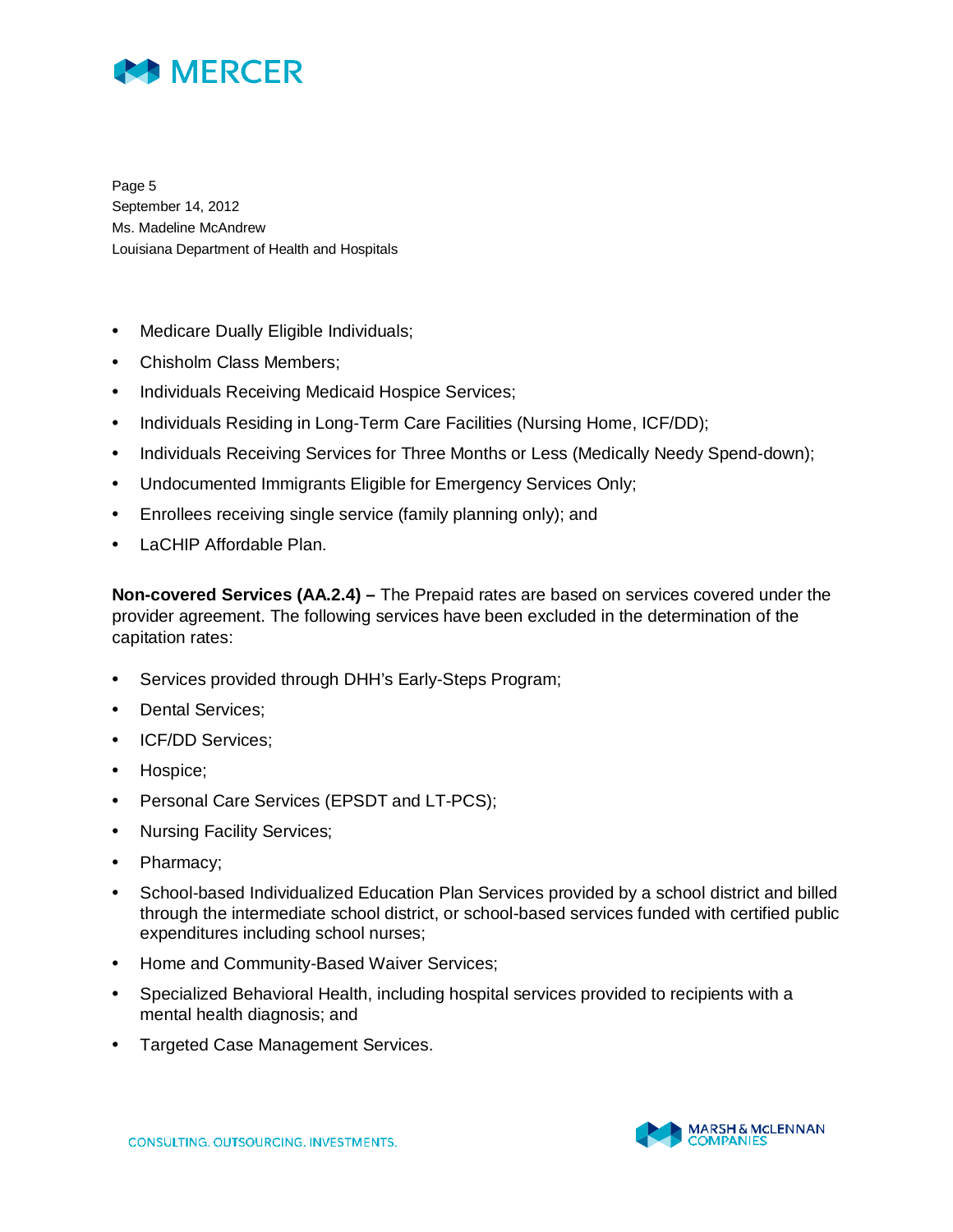- Medicare Dually Eligible Individuals;
- Chisholm Class Members;
- Individuals Receiving Medicaid Hospice Services;
- Individuals Residing in Long-Term Care Facilities (Nursing Home, ICF/DD);
- Individuals Receiving Services for Three Months or Less (Medically Needy Spend-down);
- Undocumented Immigrants Eligible for Emergency Services Only;
- Enrollees receiving single service (family planning only); and
- LaCHIP Affordable Plan.

**Non-covered Services (AA.2.4) –** The Prepaid rates are based on services covered under the provider agreement. The following services have been excluded in the determination of the capitation rates:

- Services provided through DHH's Early-Steps Program;
- Dental Services;
- ICF/DD Services;
- Hospice;
- Personal Care Services (EPSDT and LT-PCS);
- Nursing Facility Services;
- Pharmacy;
- School-based Individualized Education Plan Services provided by a school district and billed through the intermediate school district, or school-based services funded with certified public expenditures including school nurses;
- Home and Community-Based Waiver Services;
- Specialized Behavioral Health, including hospital services provided to recipients with a mental health diagnosis; and
- Targeted Case Management Services.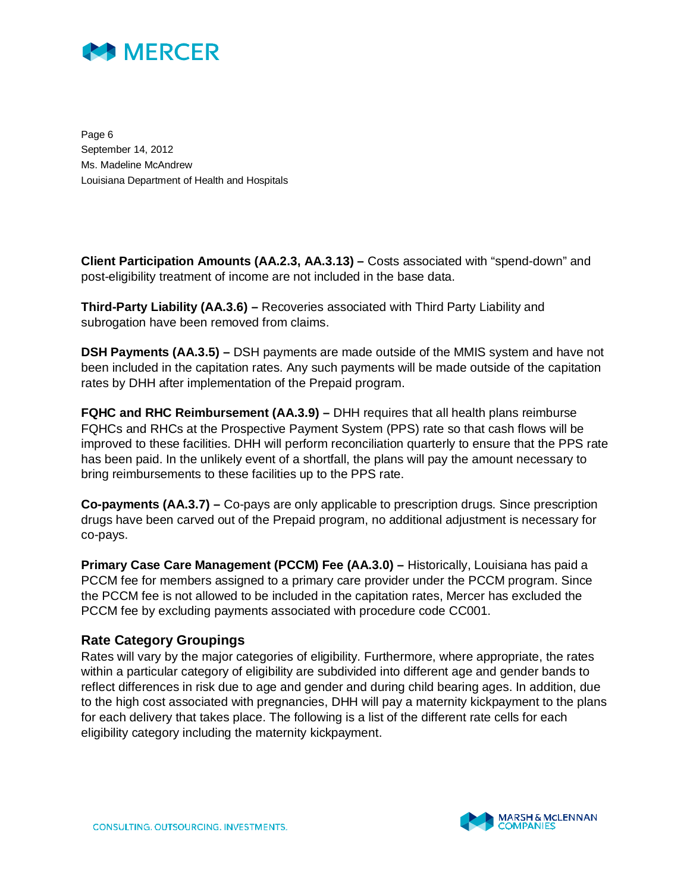**Client Participation Amounts (AA.2.3, AA.3.13) –** Costs associated with "spend-down" and post-eligibility treatment of income are not included in the base data.

**Third-Party Liability (AA.3.6) –** Recoveries associated with Third Party Liability and subrogation have been removed from claims.

**DSH Payments (AA.3.5) –** DSH payments are made outside of the MMIS system and have not been included in the capitation rates. Any such payments will be made outside of the capitation rates by DHH after implementation of the Prepaid program.

**FQHC and RHC Reimbursement (AA.3.9) –** DHH requires that all health plans reimburse FQHCs and RHCs at the Prospective Payment System (PPS) rate so that cash flows will be improved to these facilities. DHH will perform reconciliation quarterly to ensure that the PPS rate has been paid. In the unlikely event of a shortfall, the plans will pay the amount necessary to bring reimbursements to these facilities up to the PPS rate.

**Co-payments (AA.3.7) –** Co-pays are only applicable to prescription drugs. Since prescription drugs have been carved out of the Prepaid program, no additional adjustment is necessary for co-pays.

**Primary Case Care Management (PCCM) Fee (AA.3.0) –** Historically, Louisiana has paid a PCCM fee for members assigned to a primary care provider under the PCCM program. Since the PCCM fee is not allowed to be included in the capitation rates, Mercer has excluded the PCCM fee by excluding payments associated with procedure code CC001.

## Rate Category Groupings

Rates will vary by the major categories of eligibility. Furthermore, where appropriate, the rates within a particular category of eligibility are subdivided into different age and gender bands to reflect differences in risk due to age and gender and during child bearing ages. In addition, due to the high cost associated with pregnancies, DHH will pay a maternity kickpayment to the plans for each delivery that takes place. The following is a list of the different rate cells for each eligibility category including the maternity kickpayment.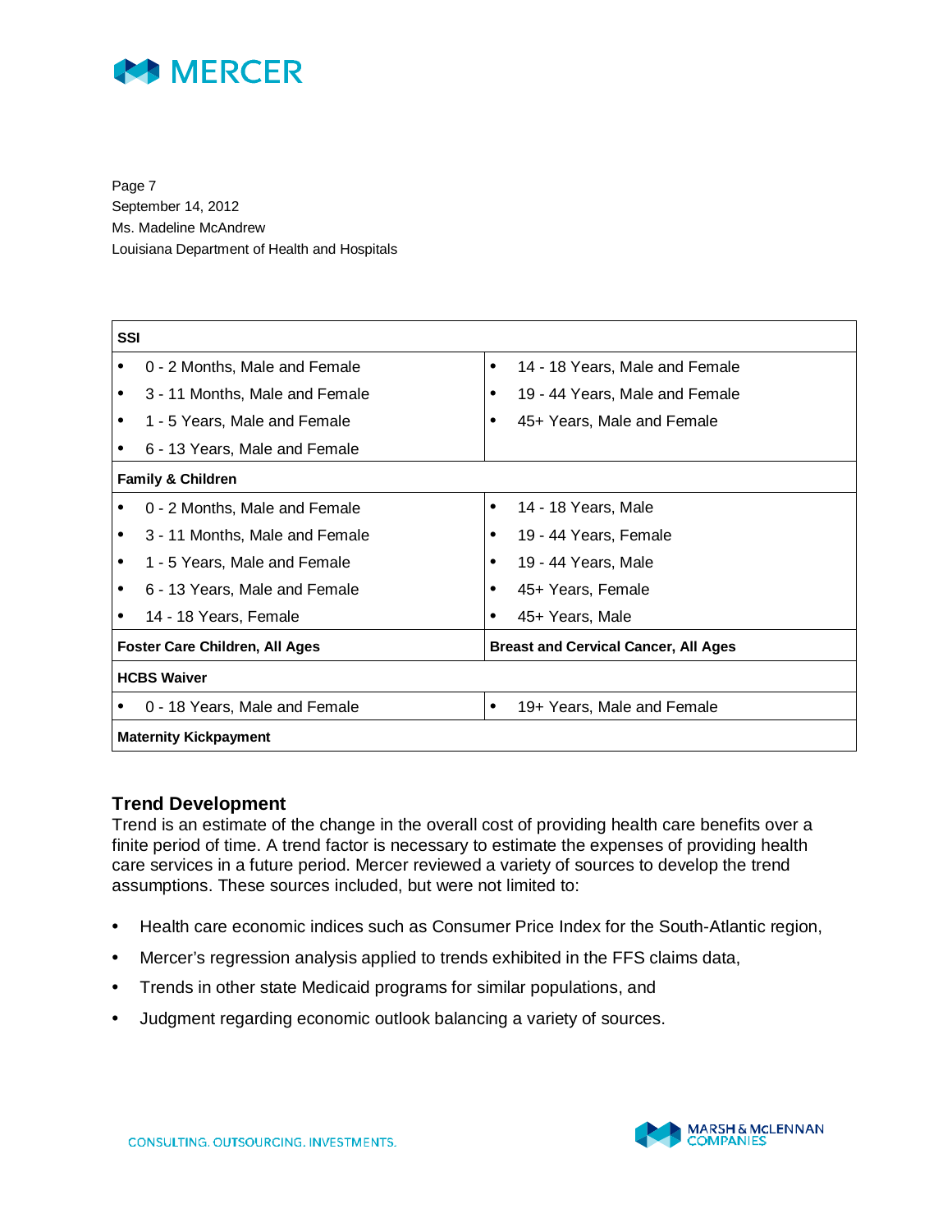Page 7
September 14, 2012
Ms. Madeline McAndrew
Louisiana Department of Health and Hospitals

| **SSI** | |
|---|---|
| • 0 - 2 Months, Male and Female | • 14 - 18 Years, Male and Female |
| • 3 - 11 Months, Male and Female | • 19 - 44 Years, Male and Female |
| • 1 - 5 Years, Male and Female | • 45+ Years, Male and Female |
| • 6 - 13 Years, Male and Female | |
| **Family & Children** | |
| • 0 - 2 Months, Male and Female | • 14 - 18 Years, Male |
| • 3 - 11 Months, Male and Female | • 19 - 44 Years, Female |
| • 1 - 5 Years, Male and Female | • 19 - 44 Years, Male |
| • 6 - 13 Years, Male and Female | • 45+ Years, Female |
| • 14 - 18 Years, Female | • 45+ Years, Male |
| **Foster Care Children, All Ages** | **Breast and Cervical Cancer, All Ages** |
| **HCBS Waiver** | |
| • 0 - 18 Years, Male and Female | • 19+ Years, Male and Female |
| **Maternity Kickpayment** | |

### Trend Development

Trend is an estimate of the change in the overall cost of providing health care benefits over a finite period of time. A trend factor is necessary to estimate the expenses of providing health care services in a future period. Mercer reviewed a variety of sources to develop the trend assumptions. These sources included, but were not limited to:

- Health care economic indices such as Consumer Price Index for the South-Atlantic region,
- Mercer's regression analysis applied to trends exhibited in the FFS claims data,
- Trends in other state Medicaid programs for similar populations, and
- Judgment regarding economic outlook balancing a variety of sources.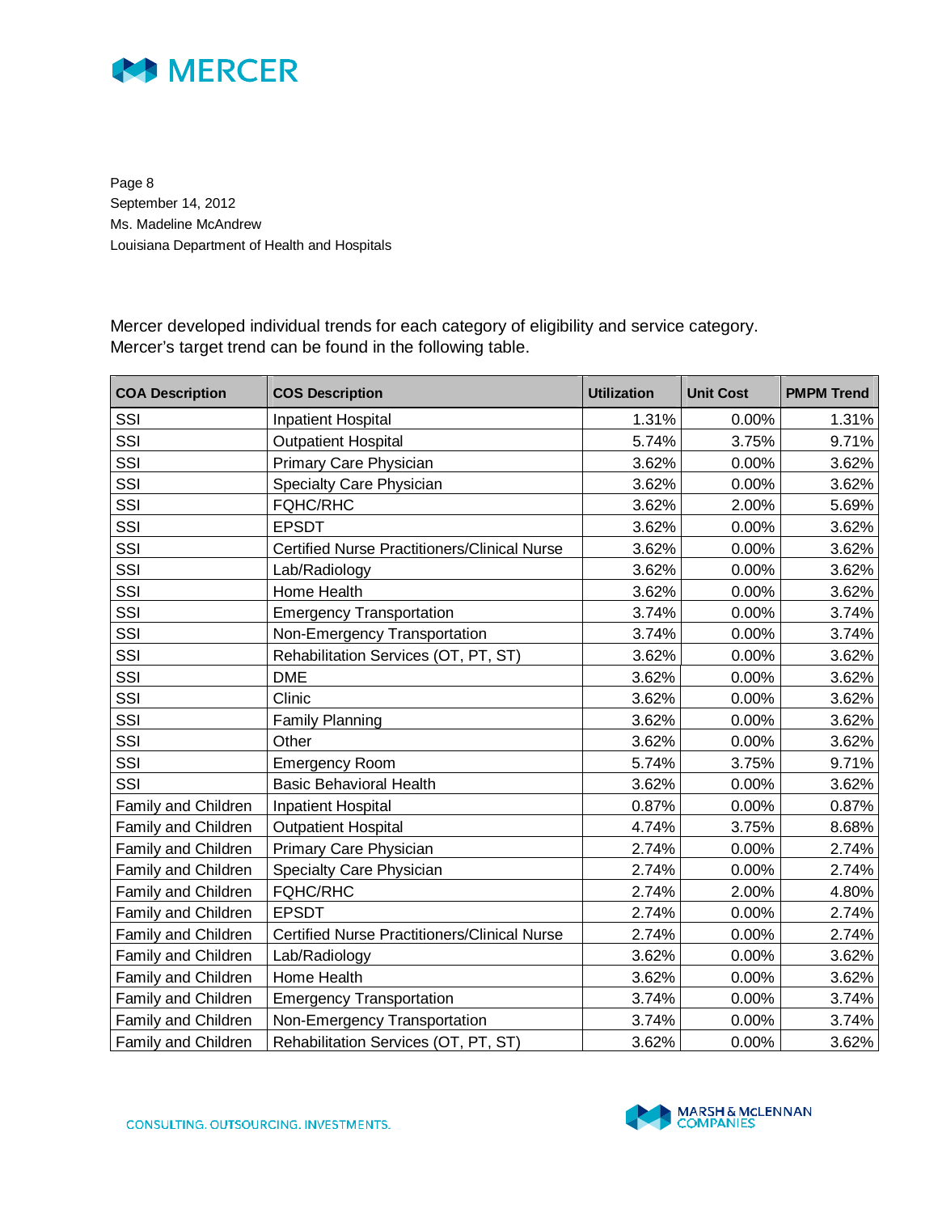Mercer developed individual trends for each category of eligibility and service category. Mercer's target trend can be found in the following table.

| COA Description | COS Description | Utilization | Unit Cost | PMPM Trend |
|---|---|---|---|---|
| SSI | Inpatient Hospital | 1.31% | 0.00% | 1.31% |
| SSI | Outpatient Hospital | 5.74% | 3.75% | 9.71% |
| SSI | Primary Care Physician | 3.62% | 0.00% | 3.62% |
| SSI | Specialty Care Physician | 3.62% | 0.00% | 3.62% |
| SSI | FQHC/RHC | 3.62% | 2.00% | 5.69% |
| SSI | EPSDT | 3.62% | 0.00% | 3.62% |
| SSI | Certified Nurse Practitioners/Clinical Nurse | 3.62% | 0.00% | 3.62% |
| SSI | Lab/Radiology | 3.62% | 0.00% | 3.62% |
| SSI | Home Health | 3.62% | 0.00% | 3.62% |
| SSI | Emergency Transportation | 3.74% | 0.00% | 3.74% |
| SSI | Non-Emergency Transportation | 3.74% | 0.00% | 3.74% |
| SSI | Rehabilitation Services (OT, PT, ST) | 3.62% | 0.00% | 3.62% |
| SSI | DME | 3.62% | 0.00% | 3.62% |
| SSI | Clinic | 3.62% | 0.00% | 3.62% |
| SSI | Family Planning | 3.62% | 0.00% | 3.62% |
| SSI | Other | 3.62% | 0.00% | 3.62% |
| SSI | Emergency Room | 5.74% | 3.75% | 9.71% |
| SSI | Basic Behavioral Health | 3.62% | 0.00% | 3.62% |
| Family and Children | Inpatient Hospital | 0.87% | 0.00% | 0.87% |
| Family and Children | Outpatient Hospital | 4.74% | 3.75% | 8.68% |
| Family and Children | Primary Care Physician | 2.74% | 0.00% | 2.74% |
| Family and Children | Specialty Care Physician | 2.74% | 0.00% | 2.74% |
| Family and Children | FQHC/RHC | 2.74% | 2.00% | 4.80% |
| Family and Children | EPSDT | 2.74% | 0.00% | 2.74% |
| Family and Children | Certified Nurse Practitioners/Clinical Nurse | 2.74% | 0.00% | 2.74% |
| Family and Children | Lab/Radiology | 3.62% | 0.00% | 3.62% |
| Family and Children | Home Health | 3.62% | 0.00% | 3.62% |
| Family and Children | Emergency Transportation | 3.74% | 0.00% | 3.74% |
| Family and Children | Non-Emergency Transportation | 3.74% | 0.00% | 3.74% |
| Family and Children | Rehabilitation Services (OT, PT, ST) | 3.62% | 0.00% | 3.62% |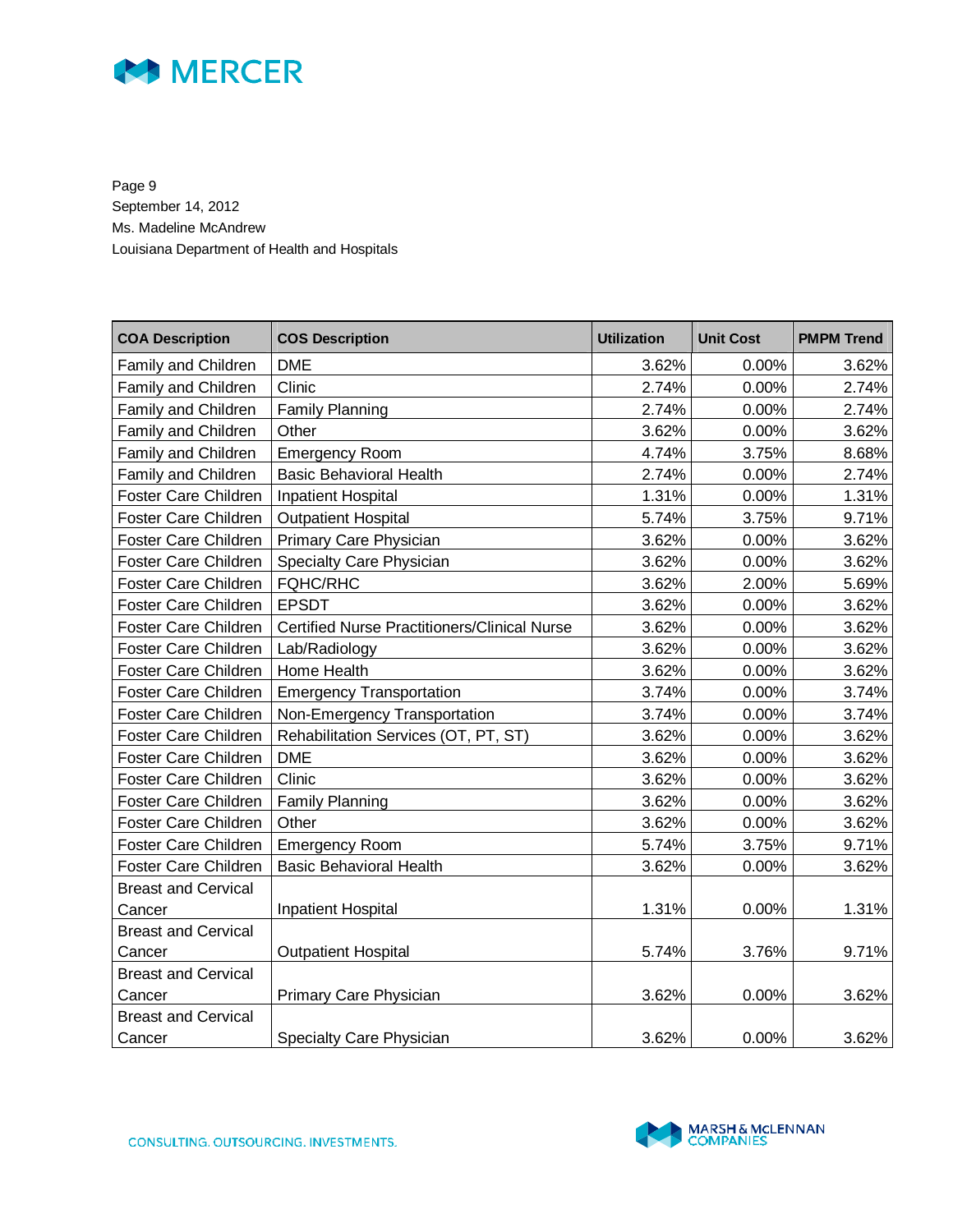Page 9
September 14, 2012
Ms. Madeline McAndrew
Louisiana Department of Health and Hospitals

| COA Description | COS Description | Utilization | Unit Cost | PMPM Trend |
|---|---|---|---|---|
| Family and Children | DME | 3.62% | 0.00% | 3.62% |
| Family and Children | Clinic | 2.74% | 0.00% | 2.74% |
| Family and Children | Family Planning | 2.74% | 0.00% | 2.74% |
| Family and Children | Other | 3.62% | 0.00% | 3.62% |
| Family and Children | Emergency Room | 4.74% | 3.75% | 8.68% |
| Family and Children | Basic Behavioral Health | 2.74% | 0.00% | 2.74% |
| Foster Care Children | Inpatient Hospital | 1.31% | 0.00% | 1.31% |
| Foster Care Children | Outpatient Hospital | 5.74% | 3.75% | 9.71% |
| Foster Care Children | Primary Care Physician | 3.62% | 0.00% | 3.62% |
| Foster Care Children | Specialty Care Physician | 3.62% | 0.00% | 3.62% |
| Foster Care Children | FQHC/RHC | 3.62% | 2.00% | 5.69% |
| Foster Care Children | EPSDT | 3.62% | 0.00% | 3.62% |
| Foster Care Children | Certified Nurse Practitioners/Clinical Nurse | 3.62% | 0.00% | 3.62% |
| Foster Care Children | Lab/Radiology | 3.62% | 0.00% | 3.62% |
| Foster Care Children | Home Health | 3.62% | 0.00% | 3.62% |
| Foster Care Children | Emergency Transportation | 3.74% | 0.00% | 3.74% |
| Foster Care Children | Non-Emergency Transportation | 3.74% | 0.00% | 3.74% |
| Foster Care Children | Rehabilitation Services (OT, PT, ST) | 3.62% | 0.00% | 3.62% |
| Foster Care Children | DME | 3.62% | 0.00% | 3.62% |
| Foster Care Children | Clinic | 3.62% | 0.00% | 3.62% |
| Foster Care Children | Family Planning | 3.62% | 0.00% | 3.62% |
| Foster Care Children | Other | 3.62% | 0.00% | 3.62% |
| Foster Care Children | Emergency Room | 5.74% | 3.75% | 9.71% |
| Foster Care Children | Basic Behavioral Health | 3.62% | 0.00% | 3.62% |
| Breast and Cervical Cancer | Inpatient Hospital | 1.31% | 0.00% | 1.31% |
| Breast and Cervical Cancer | Outpatient Hospital | 5.74% | 3.76% | 9.71% |
| Breast and Cervical Cancer | Primary Care Physician | 3.62% | 0.00% | 3.62% |
| Breast and Cervical Cancer | Specialty Care Physician | 3.62% | 0.00% | 3.62% |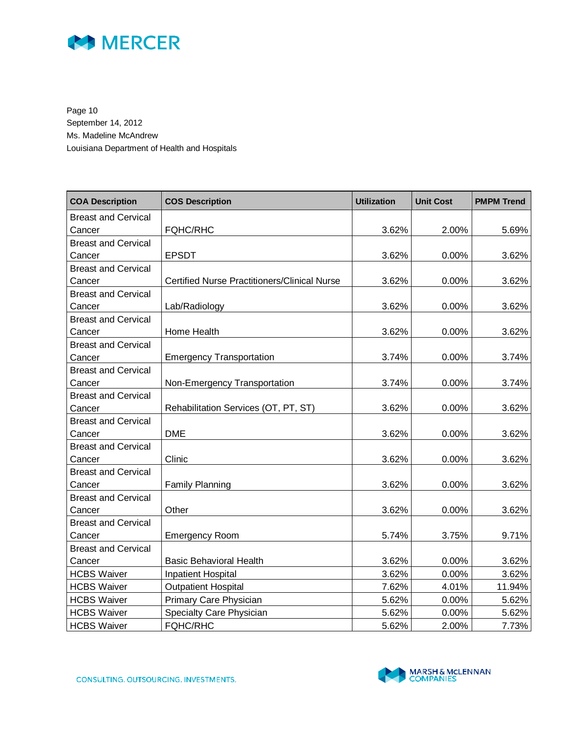Page 10
September 14, 2012
Ms. Madeline McAndrew
Louisiana Department of Health and Hospitals

| COA Description | COS Description | Utilization | Unit Cost | PMPM Trend |
|---|---|---|---|---|
| Breast and Cervical Cancer | FQHC/RHC | 3.62% | 2.00% | 5.69% |
| Breast and Cervical Cancer | EPSDT | 3.62% | 0.00% | 3.62% |
| Breast and Cervical Cancer | Certified Nurse Practitioners/Clinical Nurse | 3.62% | 0.00% | 3.62% |
| Breast and Cervical Cancer | Lab/Radiology | 3.62% | 0.00% | 3.62% |
| Breast and Cervical Cancer | Home Health | 3.62% | 0.00% | 3.62% |
| Breast and Cervical Cancer | Emergency Transportation | 3.74% | 0.00% | 3.74% |
| Breast and Cervical Cancer | Non-Emergency Transportation | 3.74% | 0.00% | 3.74% |
| Breast and Cervical Cancer | Rehabilitation Services (OT, PT, ST) | 3.62% | 0.00% | 3.62% |
| Breast and Cervical Cancer | DME | 3.62% | 0.00% | 3.62% |
| Breast and Cervical Cancer | Clinic | 3.62% | 0.00% | 3.62% |
| Breast and Cervical Cancer | Family Planning | 3.62% | 0.00% | 3.62% |
| Breast and Cervical Cancer | Other | 3.62% | 0.00% | 3.62% |
| Breast and Cervical Cancer | Emergency Room | 5.74% | 3.75% | 9.71% |
| Breast and Cervical Cancer | Basic Behavioral Health | 3.62% | 0.00% | 3.62% |
| HCBS Waiver | Inpatient Hospital | 3.62% | 0.00% | 3.62% |
| HCBS Waiver | Outpatient Hospital | 7.62% | 4.01% | 11.94% |
| HCBS Waiver | Primary Care Physician | 5.62% | 0.00% | 5.62% |
| HCBS Waiver | Specialty Care Physician | 5.62% | 0.00% | 5.62% |
| HCBS Waiver | FQHC/RHC | 5.62% | 2.00% | 7.73% |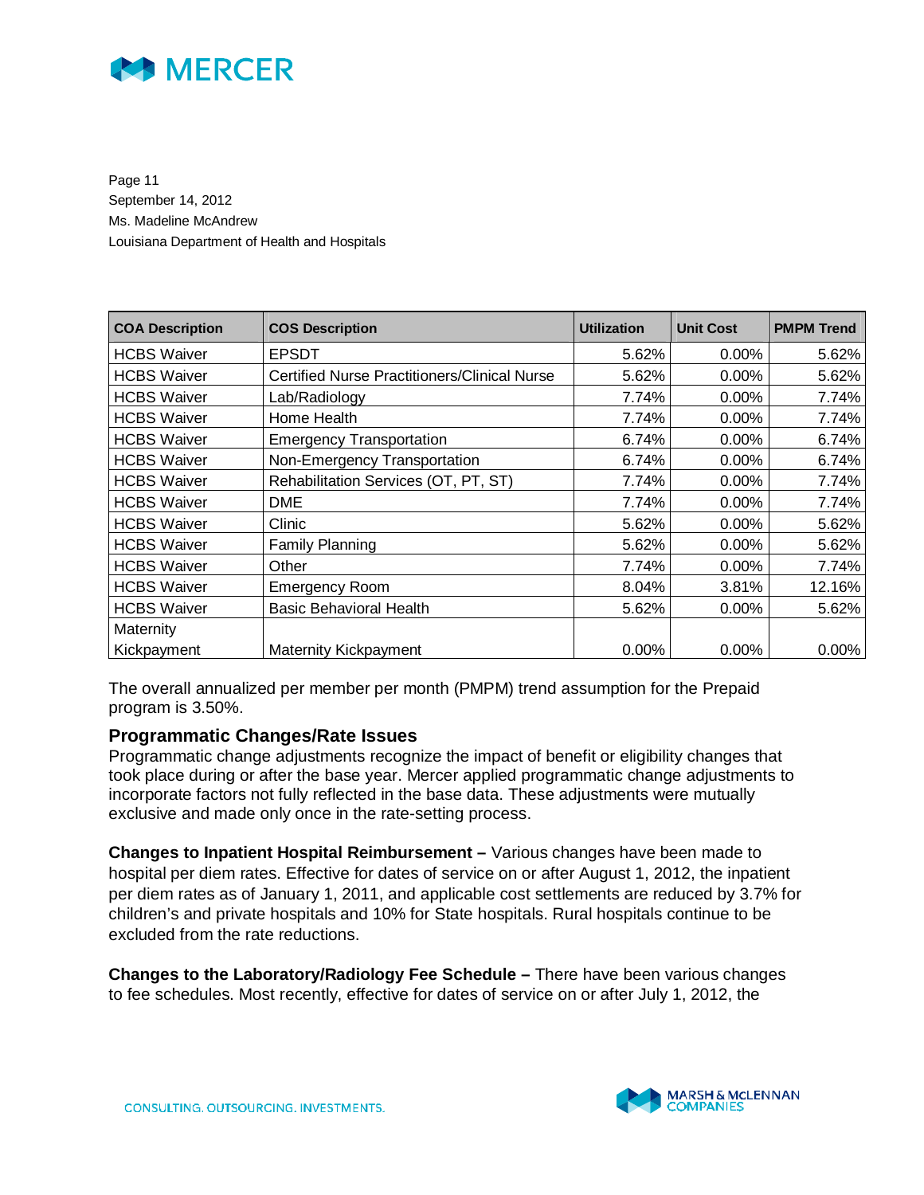| COA Description | COS Description | Utilization | Unit Cost | PMPM Trend |
| --- | --- | --- | --- | --- |
| HCBS Waiver | EPSDT | 5.62% | 0.00% | 5.62% |
| HCBS Waiver | Certified Nurse Practitioners/Clinical Nurse | 5.62% | 0.00% | 5.62% |
| HCBS Waiver | Lab/Radiology | 7.74% | 0.00% | 7.74% |
| HCBS Waiver | Home Health | 7.74% | 0.00% | 7.74% |
| HCBS Waiver | Emergency Transportation | 6.74% | 0.00% | 6.74% |
| HCBS Waiver | Non-Emergency Transportation | 6.74% | 0.00% | 6.74% |
| HCBS Waiver | Rehabilitation Services (OT, PT, ST) | 7.74% | 0.00% | 7.74% |
| HCBS Waiver | DME | 7.74% | 0.00% | 7.74% |
| HCBS Waiver | Clinic | 5.62% | 0.00% | 5.62% |
| HCBS Waiver | Family Planning | 5.62% | 0.00% | 5.62% |
| HCBS Waiver | Other | 7.74% | 0.00% | 7.74% |
| HCBS Waiver | Emergency Room | 8.04% | 3.81% | 12.16% |
| HCBS Waiver | Basic Behavioral Health | 5.62% | 0.00% | 5.62% |
| Maternity Kickpayment | Maternity Kickpayment | 0.00% | 0.00% | 0.00% |

The overall annualized per member per month (PMPM) trend assumption for the Prepaid program is 3.50%.

### Programmatic Changes/Rate Issues

Programmatic change adjustments recognize the impact of benefit or eligibility changes that took place during or after the base year. Mercer applied programmatic change adjustments to incorporate factors not fully reflected in the base data. These adjustments were mutually exclusive and made only once in the rate-setting process.

**Changes to Inpatient Hospital Reimbursement –** Various changes have been made to hospital per diem rates. Effective for dates of service on or after August 1, 2012, the inpatient per diem rates as of January 1, 2011, and applicable cost settlements are reduced by 3.7% for children's and private hospitals and 10% for State hospitals. Rural hospitals continue to be excluded from the rate reductions.

**Changes to the Laboratory/Radiology Fee Schedule –** There have been various changes to fee schedules. Most recently, effective for dates of service on or after July 1, 2012, the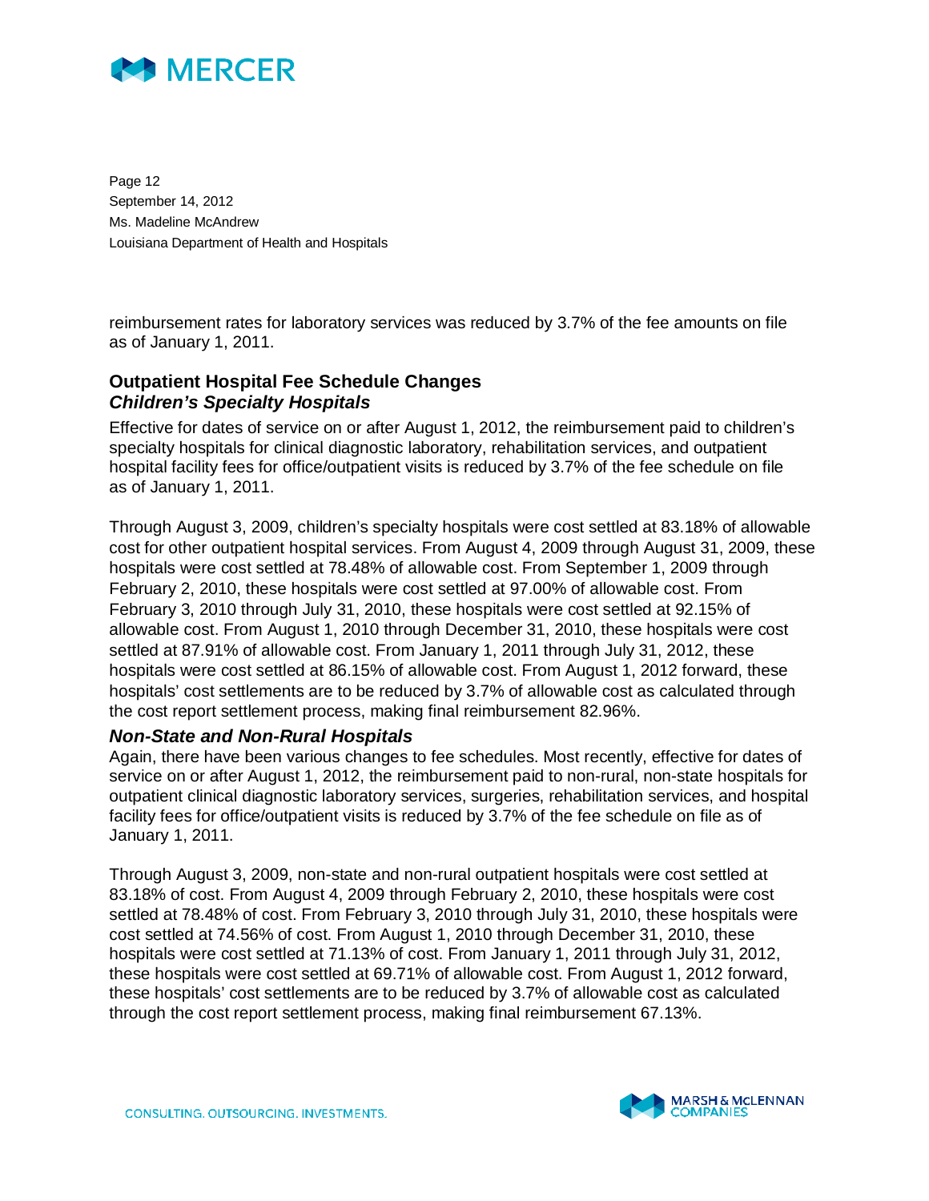reimbursement rates for laboratory services was reduced by 3.7% of the fee amounts on file as of January 1, 2011.

### Outpatient Hospital Fee Schedule Changes

#### *Children's Specialty Hospitals*

Effective for dates of service on or after August 1, 2012, the reimbursement paid to children's specialty hospitals for clinical diagnostic laboratory, rehabilitation services, and outpatient hospital facility fees for office/outpatient visits is reduced by 3.7% of the fee schedule on file as of January 1, 2011.

Through August 3, 2009, children's specialty hospitals were cost settled at 83.18% of allowable cost for other outpatient hospital services. From August 4, 2009 through August 31, 2009, these hospitals were cost settled at 78.48% of allowable cost. From September 1, 2009 through February 2, 2010, these hospitals were cost settled at 97.00% of allowable cost. From February 3, 2010 through July 31, 2010, these hospitals were cost settled at 92.15% of allowable cost. From August 1, 2010 through December 31, 2010, these hospitals were cost settled at 87.91% of allowable cost. From January 1, 2011 through July 31, 2012, these hospitals were cost settled at 86.15% of allowable cost. From August 1, 2012 forward, these hospitals' cost settlements are to be reduced by 3.7% of allowable cost as calculated through the cost report settlement process, making final reimbursement 82.96%.

#### *Non-State and Non-Rural Hospitals*

Again, there have been various changes to fee schedules. Most recently, effective for dates of service on or after August 1, 2012, the reimbursement paid to non-rural, non-state hospitals for outpatient clinical diagnostic laboratory services, surgeries, rehabilitation services, and hospital facility fees for office/outpatient visits is reduced by 3.7% of the fee schedule on file as of January 1, 2011.

Through August 3, 2009, non-state and non-rural outpatient hospitals were cost settled at 83.18% of cost. From August 4, 2009 through February 2, 2010, these hospitals were cost settled at 78.48% of cost. From February 3, 2010 through July 31, 2010, these hospitals were cost settled at 74.56% of cost. From August 1, 2010 through December 31, 2010, these hospitals were cost settled at 71.13% of cost. From January 1, 2011 through July 31, 2012, these hospitals were cost settled at 69.71% of allowable cost. From August 1, 2012 forward, these hospitals' cost settlements are to be reduced by 3.7% of allowable cost as calculated through the cost report settlement process, making final reimbursement 67.13%.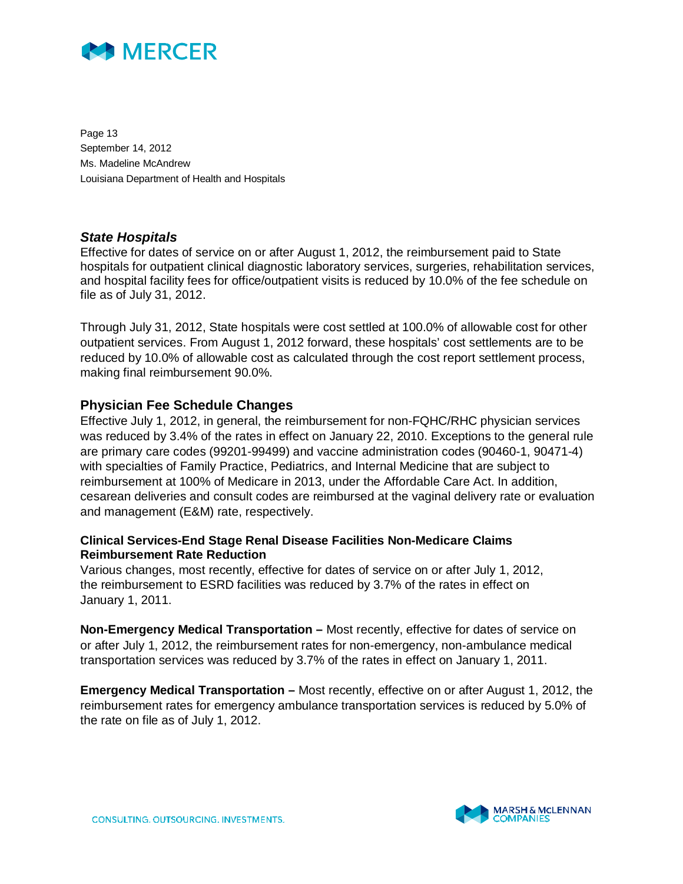### *State Hospitals*

Effective for dates of service on or after August 1, 2012, the reimbursement paid to State hospitals for outpatient clinical diagnostic laboratory services, surgeries, rehabilitation services, and hospital facility fees for office/outpatient visits is reduced by 10.0% of the fee schedule on file as of July 31, 2012.

Through July 31, 2012, State hospitals were cost settled at 100.0% of allowable cost for other outpatient services. From August 1, 2012 forward, these hospitals' cost settlements are to be reduced by 10.0% of allowable cost as calculated through the cost report settlement process, making final reimbursement 90.0%.

## Physician Fee Schedule Changes

Effective July 1, 2012, in general, the reimbursement for non-FQHC/RHC physician services was reduced by 3.4% of the rates in effect on January 22, 2010. Exceptions to the general rule are primary care codes (99201-99499) and vaccine administration codes (90460-1, 90471-4) with specialties of Family Practice, Pediatrics, and Internal Medicine that are subject to reimbursement at 100% of Medicare in 2013, under the Affordable Care Act. In addition, cesarean deliveries and consult codes are reimbursed at the vaginal delivery rate or evaluation and management (E&M) rate, respectively.

**Clinical Services-End Stage Renal Disease Facilities Non-Medicare Claims Reimbursement Rate Reduction**

Various changes, most recently, effective for dates of service on or after July 1, 2012, the reimbursement to ESRD facilities was reduced by 3.7% of the rates in effect on January 1, 2011.

**Non-Emergency Medical Transportation –** Most recently, effective for dates of service on or after July 1, 2012, the reimbursement rates for non-emergency, non-ambulance medical transportation services was reduced by 3.7% of the rates in effect on January 1, 2011.

**Emergency Medical Transportation –** Most recently, effective on or after August 1, 2012, the reimbursement rates for emergency ambulance transportation services is reduced by 5.0% of the rate on file as of July 1, 2012.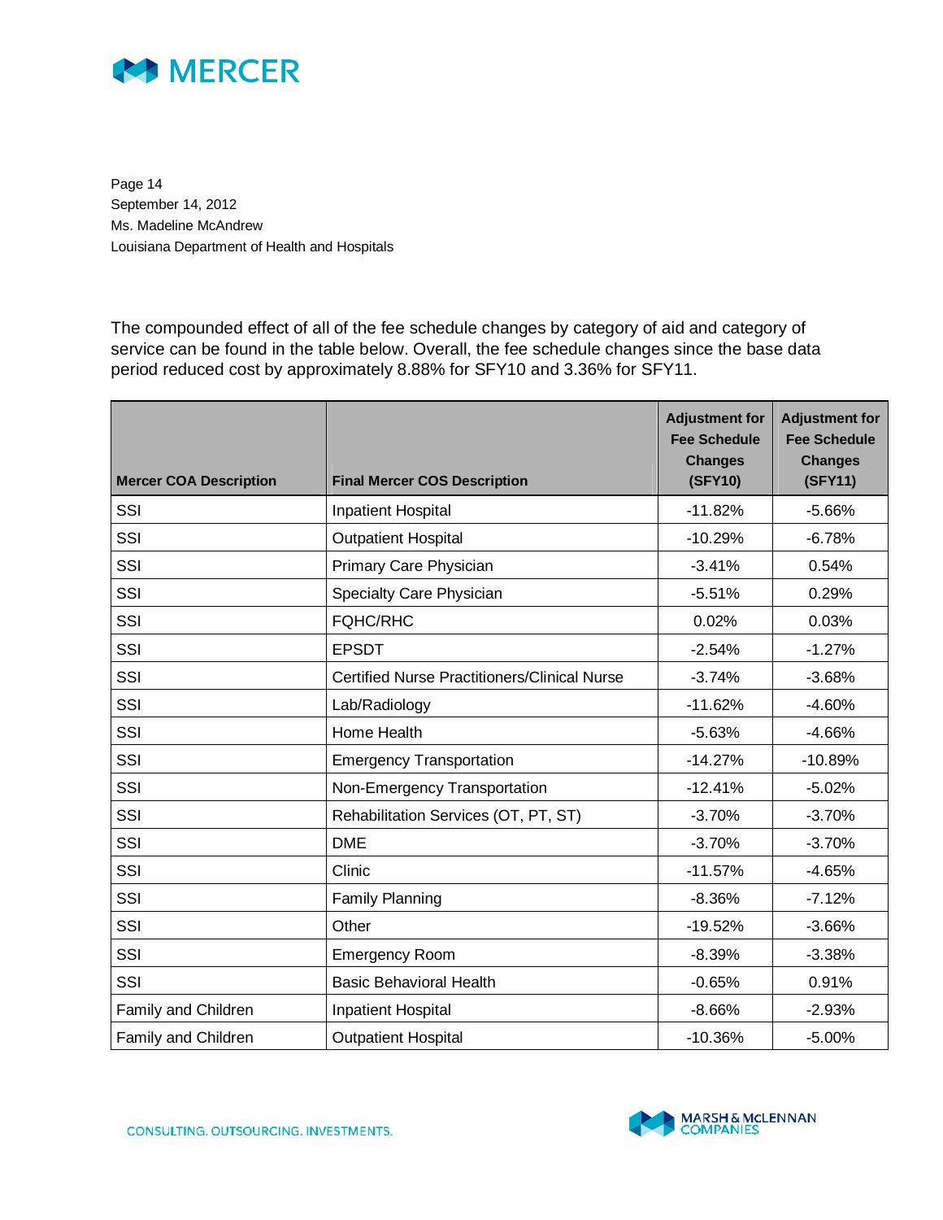The compounded effect of all of the fee schedule changes by category of aid and category of service can be found in the table below. Overall, the fee schedule changes since the base data period reduced cost by approximately 8.88% for SFY10 and 3.36% for SFY11.

| Mercer COA Description | Final Mercer COS Description | Adjustment for Fee Schedule Changes (SFY10) | Adjustment for Fee Schedule Changes (SFY11) |
|---|---|---|---|
| SSI | Inpatient Hospital | -11.82% | -5.66% |
| SSI | Outpatient Hospital | -10.29% | -6.78% |
| SSI | Primary Care Physician | -3.41% | 0.54% |
| SSI | Specialty Care Physician | -5.51% | 0.29% |
| SSI | FQHC/RHC | 0.02% | 0.03% |
| SSI | EPSDT | -2.54% | -1.27% |
| SSI | Certified Nurse Practitioners/Clinical Nurse | -3.74% | -3.68% |
| SSI | Lab/Radiology | -11.62% | -4.60% |
| SSI | Home Health | -5.63% | -4.66% |
| SSI | Emergency Transportation | -14.27% | -10.89% |
| SSI | Non-Emergency Transportation | -12.41% | -5.02% |
| SSI | Rehabilitation Services (OT, PT, ST) | -3.70% | -3.70% |
| SSI | DME | -3.70% | -3.70% |
| SSI | Clinic | -11.57% | -4.65% |
| SSI | Family Planning | -8.36% | -7.12% |
| SSI | Other | -19.52% | -3.66% |
| SSI | Emergency Room | -8.39% | -3.38% |
| SSI | Basic Behavioral Health | -0.65% | 0.91% |
| Family and Children | Inpatient Hospital | -8.66% | -2.93% |
| Family and Children | Outpatient Hospital | -10.36% | -5.00% |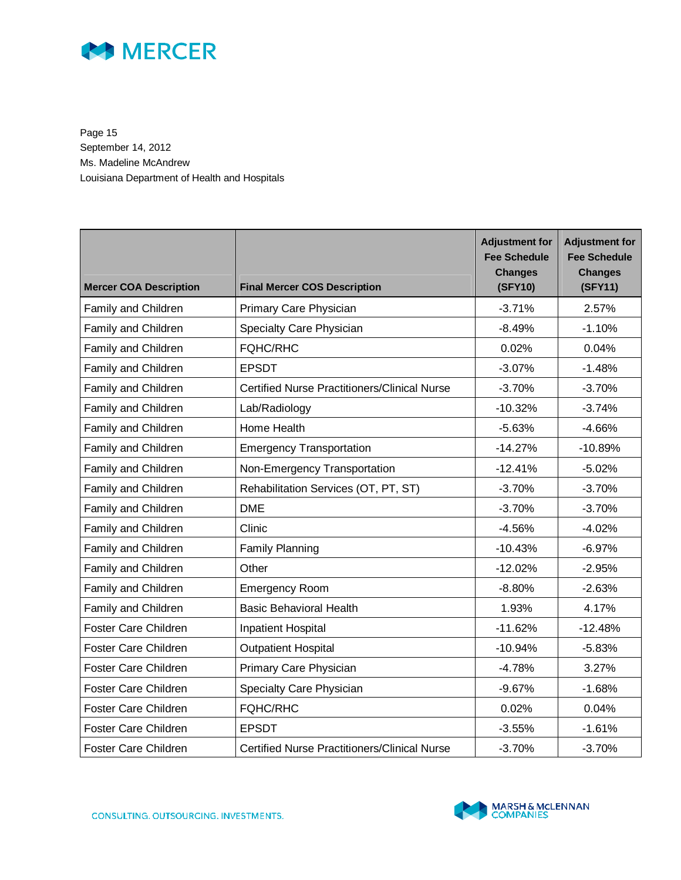| Mercer COA Description | Final Mercer COS Description | Adjustment for Fee Schedule Changes (SFY10) | Adjustment for Fee Schedule Changes (SFY11) |
|---|---|---|---|
| Family and Children | Primary Care Physician | -3.71% | 2.57% |
| Family and Children | Specialty Care Physician | -8.49% | -1.10% |
| Family and Children | FQHC/RHC | 0.02% | 0.04% |
| Family and Children | EPSDT | -3.07% | -1.48% |
| Family and Children | Certified Nurse Practitioners/Clinical Nurse | -3.70% | -3.70% |
| Family and Children | Lab/Radiology | -10.32% | -3.74% |
| Family and Children | Home Health | -5.63% | -4.66% |
| Family and Children | Emergency Transportation | -14.27% | -10.89% |
| Family and Children | Non-Emergency Transportation | -12.41% | -5.02% |
| Family and Children | Rehabilitation Services (OT, PT, ST) | -3.70% | -3.70% |
| Family and Children | DME | -3.70% | -3.70% |
| Family and Children | Clinic | -4.56% | -4.02% |
| Family and Children | Family Planning | -10.43% | -6.97% |
| Family and Children | Other | -12.02% | -2.95% |
| Family and Children | Emergency Room | -8.80% | -2.63% |
| Family and Children | Basic Behavioral Health | 1.93% | 4.17% |
| Foster Care Children | Inpatient Hospital | -11.62% | -12.48% |
| Foster Care Children | Outpatient Hospital | -10.94% | -5.83% |
| Foster Care Children | Primary Care Physician | -4.78% | 3.27% |
| Foster Care Children | Specialty Care Physician | -9.67% | -1.68% |
| Foster Care Children | FQHC/RHC | 0.02% | 0.04% |
| Foster Care Children | EPSDT | -3.55% | -1.61% |
| Foster Care Children | Certified Nurse Practitioners/Clinical Nurse | -3.70% | -3.70% |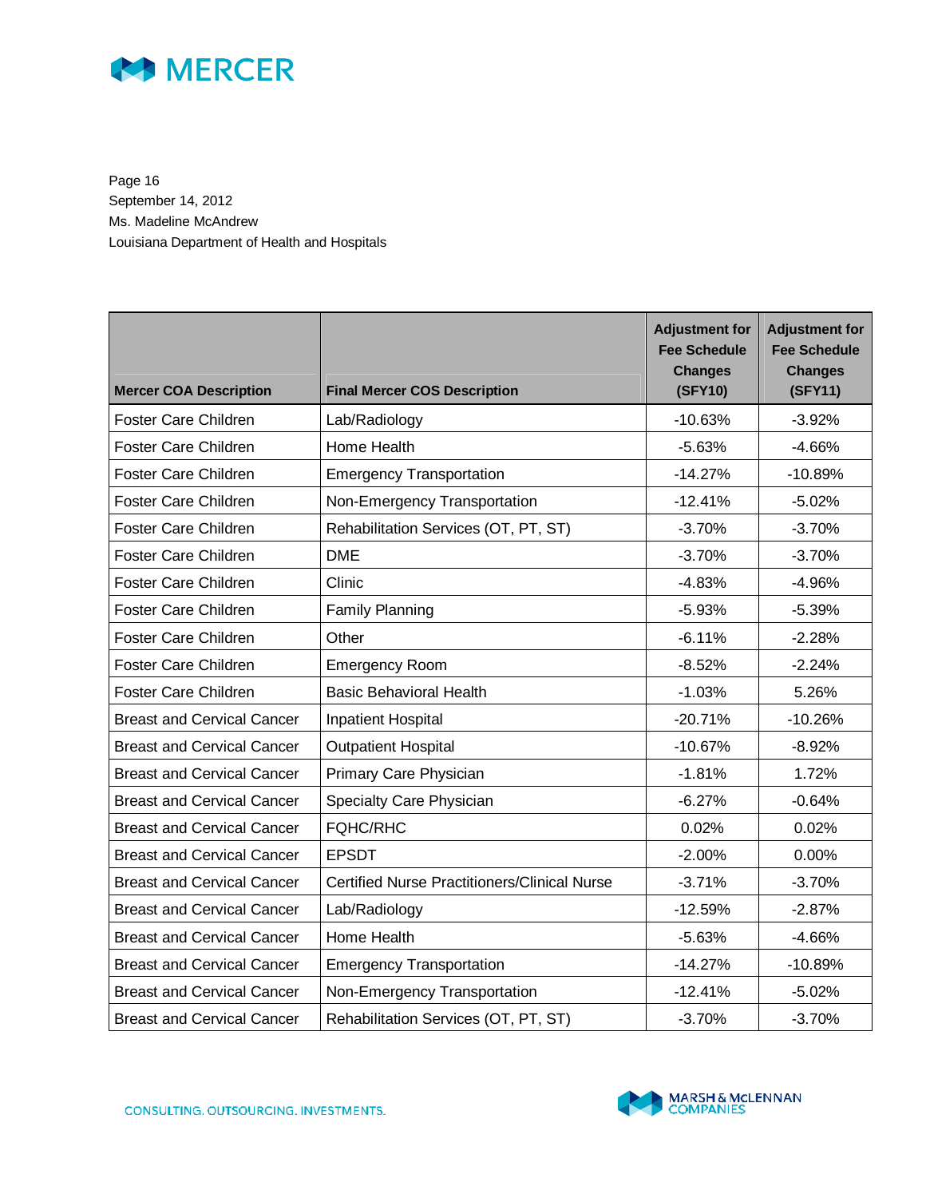Page 16
September 14, 2012
Ms. Madeline McAndrew
Louisiana Department of Health and Hospitals

| Mercer COA Description | Final Mercer COS Description | Adjustment for Fee Schedule Changes (SFY10) | Adjustment for Fee Schedule Changes (SFY11) |
|---|---|---|---|
| Foster Care Children | Lab/Radiology | -10.63% | -3.92% |
| Foster Care Children | Home Health | -5.63% | -4.66% |
| Foster Care Children | Emergency Transportation | -14.27% | -10.89% |
| Foster Care Children | Non-Emergency Transportation | -12.41% | -5.02% |
| Foster Care Children | Rehabilitation Services (OT, PT, ST) | -3.70% | -3.70% |
| Foster Care Children | DME | -3.70% | -3.70% |
| Foster Care Children | Clinic | -4.83% | -4.96% |
| Foster Care Children | Family Planning | -5.93% | -5.39% |
| Foster Care Children | Other | -6.11% | -2.28% |
| Foster Care Children | Emergency Room | -8.52% | -2.24% |
| Foster Care Children | Basic Behavioral Health | -1.03% | 5.26% |
| Breast and Cervical Cancer | Inpatient Hospital | -20.71% | -10.26% |
| Breast and Cervical Cancer | Outpatient Hospital | -10.67% | -8.92% |
| Breast and Cervical Cancer | Primary Care Physician | -1.81% | 1.72% |
| Breast and Cervical Cancer | Specialty Care Physician | -6.27% | -0.64% |
| Breast and Cervical Cancer | FQHC/RHC | 0.02% | 0.02% |
| Breast and Cervical Cancer | EPSDT | -2.00% | 0.00% |
| Breast and Cervical Cancer | Certified Nurse Practitioners/Clinical Nurse | -3.71% | -3.70% |
| Breast and Cervical Cancer | Lab/Radiology | -12.59% | -2.87% |
| Breast and Cervical Cancer | Home Health | -5.63% | -4.66% |
| Breast and Cervical Cancer | Emergency Transportation | -14.27% | -10.89% |
| Breast and Cervical Cancer | Non-Emergency Transportation | -12.41% | -5.02% |
| Breast and Cervical Cancer | Rehabilitation Services (OT, PT, ST) | -3.70% | -3.70% |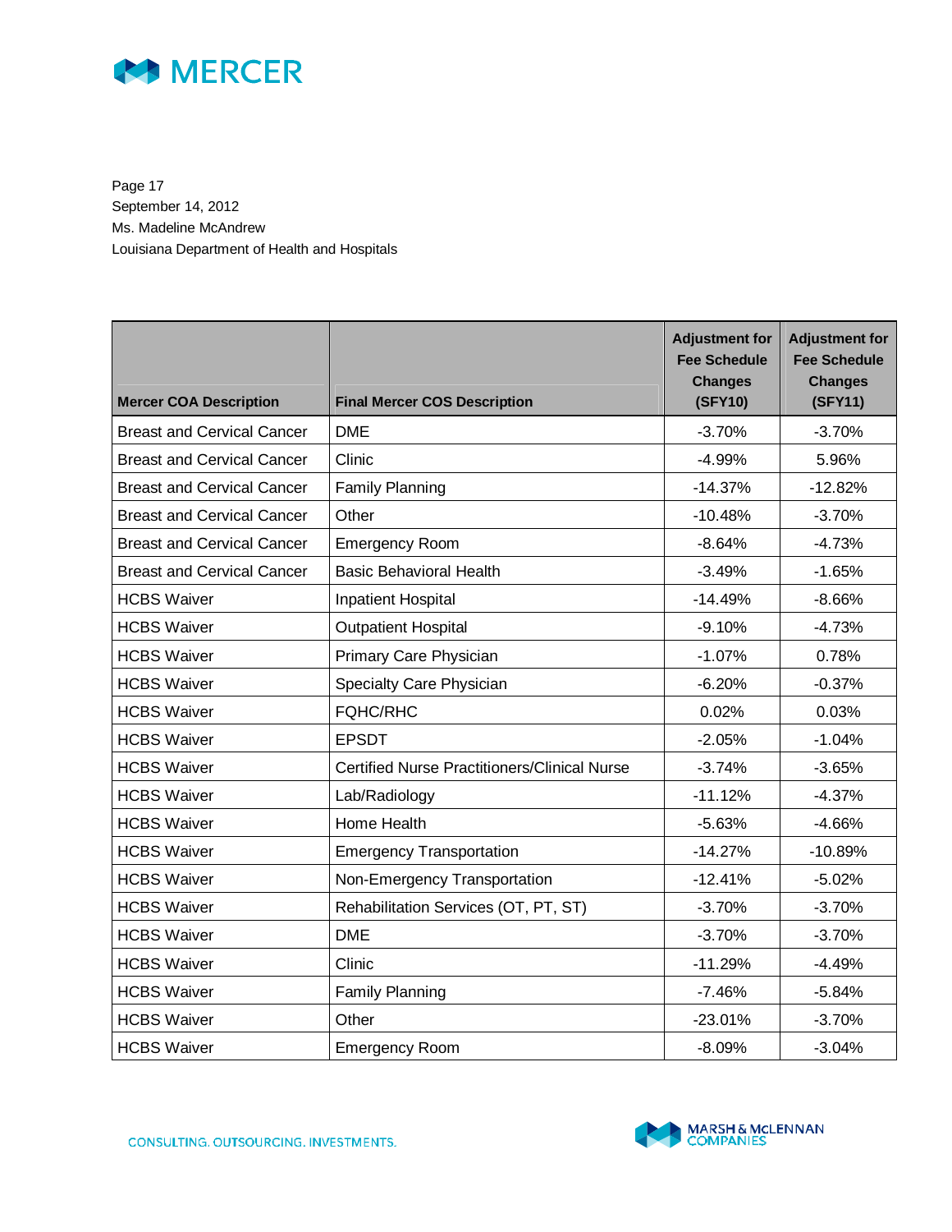Page 17
September 14, 2012
Ms. Madeline McAndrew
Louisiana Department of Health and Hospitals

| Mercer COA Description | Final Mercer COS Description | Adjustment for Fee Schedule Changes (SFY10) | Adjustment for Fee Schedule Changes (SFY11) |
|---|---|---|---|
| Breast and Cervical Cancer | DME | -3.70% | -3.70% |
| Breast and Cervical Cancer | Clinic | -4.99% | 5.96% |
| Breast and Cervical Cancer | Family Planning | -14.37% | -12.82% |
| Breast and Cervical Cancer | Other | -10.48% | -3.70% |
| Breast and Cervical Cancer | Emergency Room | -8.64% | -4.73% |
| Breast and Cervical Cancer | Basic Behavioral Health | -3.49% | -1.65% |
| HCBS Waiver | Inpatient Hospital | -14.49% | -8.66% |
| HCBS Waiver | Outpatient Hospital | -9.10% | -4.73% |
| HCBS Waiver | Primary Care Physician | -1.07% | 0.78% |
| HCBS Waiver | Specialty Care Physician | -6.20% | -0.37% |
| HCBS Waiver | FQHC/RHC | 0.02% | 0.03% |
| HCBS Waiver | EPSDT | -2.05% | -1.04% |
| HCBS Waiver | Certified Nurse Practitioners/Clinical Nurse | -3.74% | -3.65% |
| HCBS Waiver | Lab/Radiology | -11.12% | -4.37% |
| HCBS Waiver | Home Health | -5.63% | -4.66% |
| HCBS Waiver | Emergency Transportation | -14.27% | -10.89% |
| HCBS Waiver | Non-Emergency Transportation | -12.41% | -5.02% |
| HCBS Waiver | Rehabilitation Services (OT, PT, ST) | -3.70% | -3.70% |
| HCBS Waiver | DME | -3.70% | -3.70% |
| HCBS Waiver | Clinic | -11.29% | -4.49% |
| HCBS Waiver | Family Planning | -7.46% | -5.84% |
| HCBS Waiver | Other | -23.01% | -3.70% |
| HCBS Waiver | Emergency Room | -8.09% | -3.04% |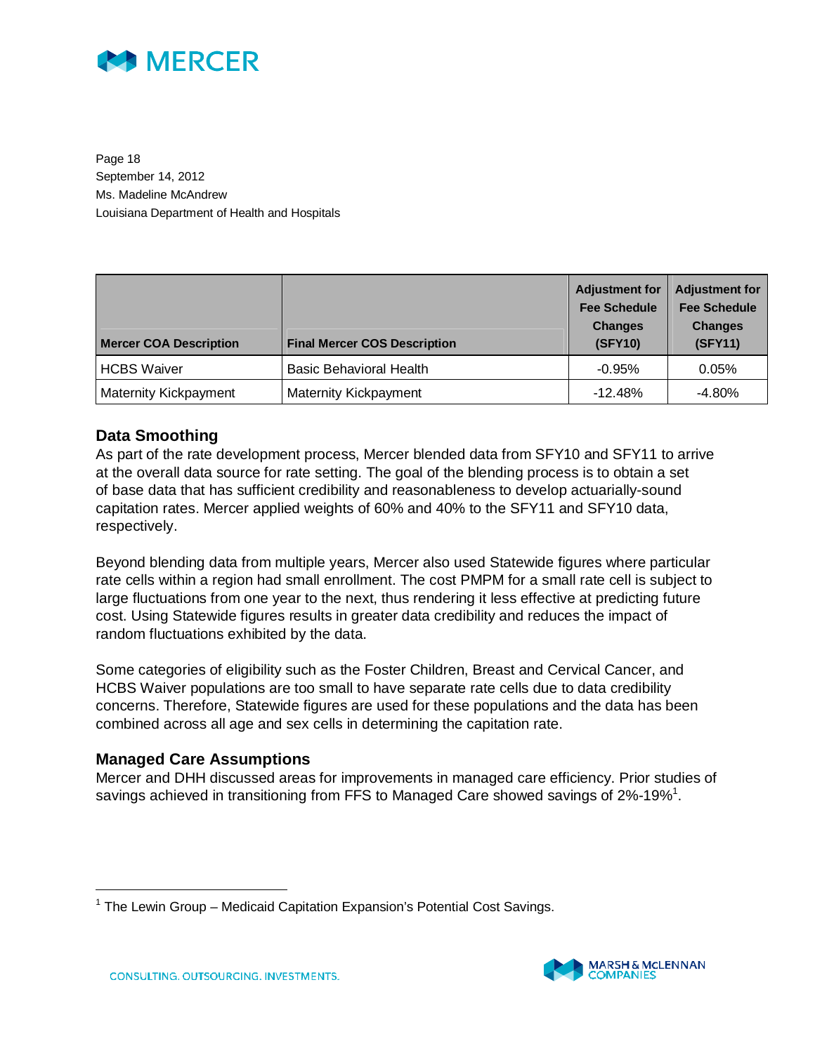| Mercer COA Description | Final Mercer COS Description | Adjustment for Fee Schedule Changes (SFY10) | Adjustment for Fee Schedule Changes (SFY11) |
|---|---|---|---|
| HCBS Waiver | Basic Behavioral Health | -0.95% | 0.05% |
| Maternity Kickpayment | Maternity Kickpayment | -12.48% | -4.80% |

### Data Smoothing

As part of the rate development process, Mercer blended data from SFY10 and SFY11 to arrive at the overall data source for rate setting. The goal of the blending process is to obtain a set of base data that has sufficient credibility and reasonableness to develop actuarially-sound capitation rates. Mercer applied weights of 60% and 40% to the SFY11 and SFY10 data, respectively.

Beyond blending data from multiple years, Mercer also used Statewide figures where particular rate cells within a region had small enrollment. The cost PMPM for a small rate cell is subject to large fluctuations from one year to the next, thus rendering it less effective at predicting future cost. Using Statewide figures results in greater data credibility and reduces the impact of random fluctuations exhibited by the data.

Some categories of eligibility such as the Foster Children, Breast and Cervical Cancer, and HCBS Waiver populations are too small to have separate rate cells due to data credibility concerns. Therefore, Statewide figures are used for these populations and the data has been combined across all age and sex cells in determining the capitation rate.

### Managed Care Assumptions

Mercer and DHH discussed areas for improvements in managed care efficiency. Prior studies of savings achieved in transitioning from FFS to Managed Care showed savings of 2%-19%[1].

[1] The Lewin Group – Medicaid Capitation Expansion's Potential Cost Savings.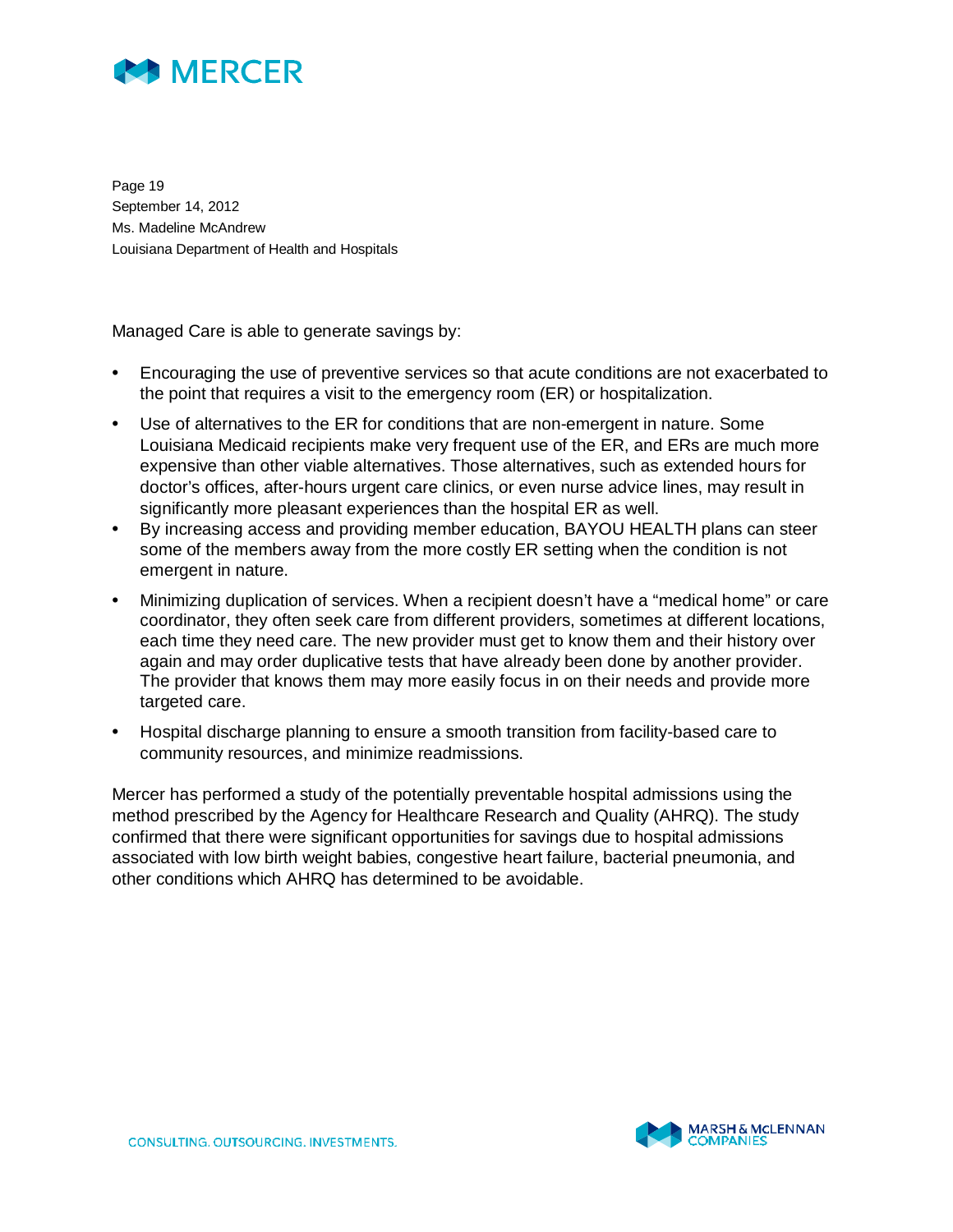Managed Care is able to generate savings by:

- Encouraging the use of preventive services so that acute conditions are not exacerbated to the point that requires a visit to the emergency room (ER) or hospitalization.
- Use of alternatives to the ER for conditions that are non-emergent in nature. Some Louisiana Medicaid recipients make very frequent use of the ER, and ERs are much more expensive than other viable alternatives. Those alternatives, such as extended hours for doctor's offices, after-hours urgent care clinics, or even nurse advice lines, may result in significantly more pleasant experiences than the hospital ER as well.
- By increasing access and providing member education, BAYOU HEALTH plans can steer some of the members away from the more costly ER setting when the condition is not emergent in nature.
- Minimizing duplication of services. When a recipient doesn't have a "medical home" or care coordinator, they often seek care from different providers, sometimes at different locations, each time they need care. The new provider must get to know them and their history over again and may order duplicative tests that have already been done by another provider. The provider that knows them may more easily focus in on their needs and provide more targeted care.
- Hospital discharge planning to ensure a smooth transition from facility-based care to community resources, and minimize readmissions.

Mercer has performed a study of the potentially preventable hospital admissions using the method prescribed by the Agency for Healthcare Research and Quality (AHRQ). The study confirmed that there were significant opportunities for savings due to hospital admissions associated with low birth weight babies, congestive heart failure, bacterial pneumonia, and other conditions which AHRQ has determined to be avoidable.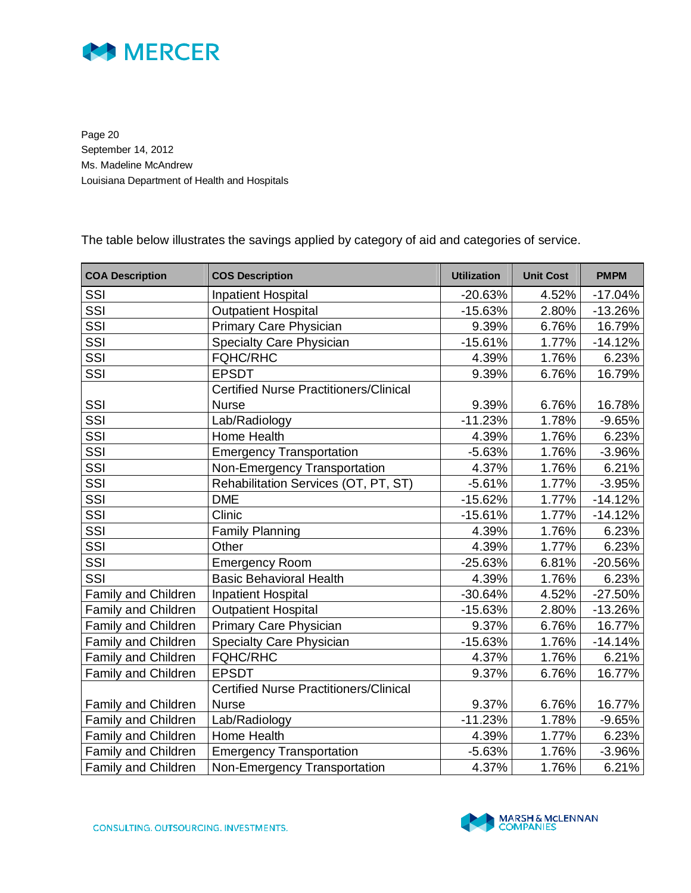The table below illustrates the savings applied by category of aid and categories of service.

| COA Description | COS Description | Utilization | Unit Cost | PMPM |
|---|---|---|---|---|
| SSI | Inpatient Hospital | -20.63% | 4.52% | -17.04% |
| SSI | Outpatient Hospital | -15.63% | 2.80% | -13.26% |
| SSI | Primary Care Physician | 9.39% | 6.76% | 16.79% |
| SSI | Specialty Care Physician | -15.61% | 1.77% | -14.12% |
| SSI | FQHC/RHC | 4.39% | 1.76% | 6.23% |
| SSI | EPSDT | 9.39% | 6.76% | 16.79% |
| SSI | Certified Nurse Practitioners/Clinical Nurse | 9.39% | 6.76% | 16.78% |
| SSI | Lab/Radiology | -11.23% | 1.78% | -9.65% |
| SSI | Home Health | 4.39% | 1.76% | 6.23% |
| SSI | Emergency Transportation | -5.63% | 1.76% | -3.96% |
| SSI | Non-Emergency Transportation | 4.37% | 1.76% | 6.21% |
| SSI | Rehabilitation Services (OT, PT, ST) | -5.61% | 1.77% | -3.95% |
| SSI | DME | -15.62% | 1.77% | -14.12% |
| SSI | Clinic | -15.61% | 1.77% | -14.12% |
| SSI | Family Planning | 4.39% | 1.76% | 6.23% |
| SSI | Other | 4.39% | 1.77% | 6.23% |
| SSI | Emergency Room | -25.63% | 6.81% | -20.56% |
| SSI | Basic Behavioral Health | 4.39% | 1.76% | 6.23% |
| Family and Children | Inpatient Hospital | -30.64% | 4.52% | -27.50% |
| Family and Children | Outpatient Hospital | -15.63% | 2.80% | -13.26% |
| Family and Children | Primary Care Physician | 9.37% | 6.76% | 16.77% |
| Family and Children | Specialty Care Physician | -15.63% | 1.76% | -14.14% |
| Family and Children | FQHC/RHC | 4.37% | 1.76% | 6.21% |
| Family and Children | EPSDT | 9.37% | 6.76% | 16.77% |
| Family and Children | Certified Nurse Practitioners/Clinical Nurse | 9.37% | 6.76% | 16.77% |
| Family and Children | Lab/Radiology | -11.23% | 1.78% | -9.65% |
| Family and Children | Home Health | 4.39% | 1.77% | 6.23% |
| Family and Children | Emergency Transportation | -5.63% | 1.76% | -3.96% |
| Family and Children | Non-Emergency Transportation | 4.37% | 1.76% | 6.21% |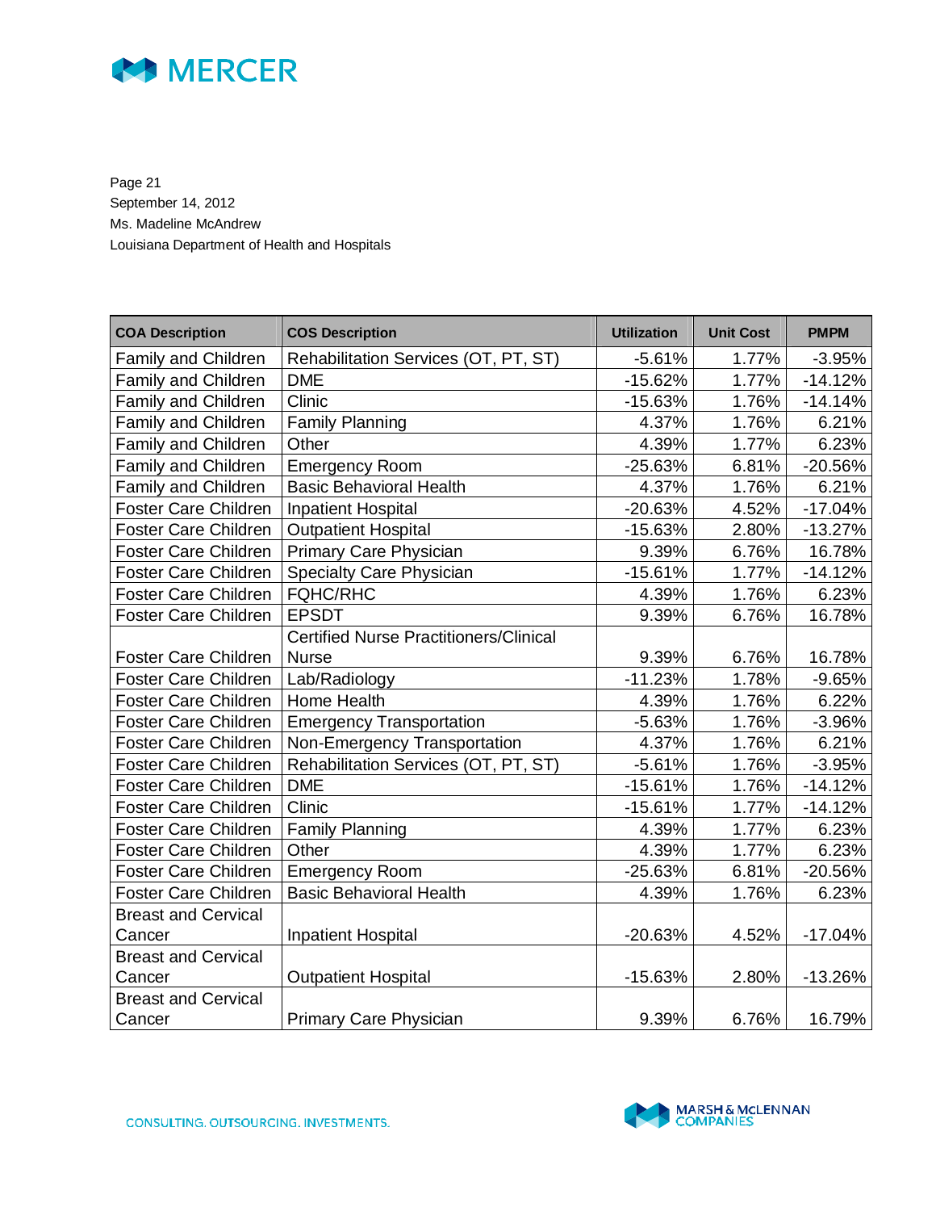Page 21
September 14, 2012
Ms. Madeline McAndrew
Louisiana Department of Health and Hospitals

| COA Description | COS Description | Utilization | Unit Cost | PMPM |
|---|---|---|---|---|
| Family and Children | Rehabilitation Services (OT, PT, ST) | -5.61% | 1.77% | -3.95% |
| Family and Children | DME | -15.62% | 1.77% | -14.12% |
| Family and Children | Clinic | -15.63% | 1.76% | -14.14% |
| Family and Children | Family Planning | 4.37% | 1.76% | 6.21% |
| Family and Children | Other | 4.39% | 1.77% | 6.23% |
| Family and Children | Emergency Room | -25.63% | 6.81% | -20.56% |
| Family and Children | Basic Behavioral Health | 4.37% | 1.76% | 6.21% |
| Foster Care Children | Inpatient Hospital | -20.63% | 4.52% | -17.04% |
| Foster Care Children | Outpatient Hospital | -15.63% | 2.80% | -13.27% |
| Foster Care Children | Primary Care Physician | 9.39% | 6.76% | 16.78% |
| Foster Care Children | Specialty Care Physician | -15.61% | 1.77% | -14.12% |
| Foster Care Children | FQHC/RHC | 4.39% | 1.76% | 6.23% |
| Foster Care Children | EPSDT | 9.39% | 6.76% | 16.78% |
| Foster Care Children | Certified Nurse Practitioners/Clinical Nurse | 9.39% | 6.76% | 16.78% |
| Foster Care Children | Lab/Radiology | -11.23% | 1.78% | -9.65% |
| Foster Care Children | Home Health | 4.39% | 1.76% | 6.22% |
| Foster Care Children | Emergency Transportation | -5.63% | 1.76% | -3.96% |
| Foster Care Children | Non-Emergency Transportation | 4.37% | 1.76% | 6.21% |
| Foster Care Children | Rehabilitation Services (OT, PT, ST) | -5.61% | 1.76% | -3.95% |
| Foster Care Children | DME | -15.61% | 1.76% | -14.12% |
| Foster Care Children | Clinic | -15.61% | 1.77% | -14.12% |
| Foster Care Children | Family Planning | 4.39% | 1.77% | 6.23% |
| Foster Care Children | Other | 4.39% | 1.77% | 6.23% |
| Foster Care Children | Emergency Room | -25.63% | 6.81% | -20.56% |
| Foster Care Children | Basic Behavioral Health | 4.39% | 1.76% | 6.23% |
| Breast and Cervical Cancer | Inpatient Hospital | -20.63% | 4.52% | -17.04% |
| Breast and Cervical Cancer | Outpatient Hospital | -15.63% | 2.80% | -13.26% |
| Breast and Cervical Cancer | Primary Care Physician | 9.39% | 6.76% | 16.79% |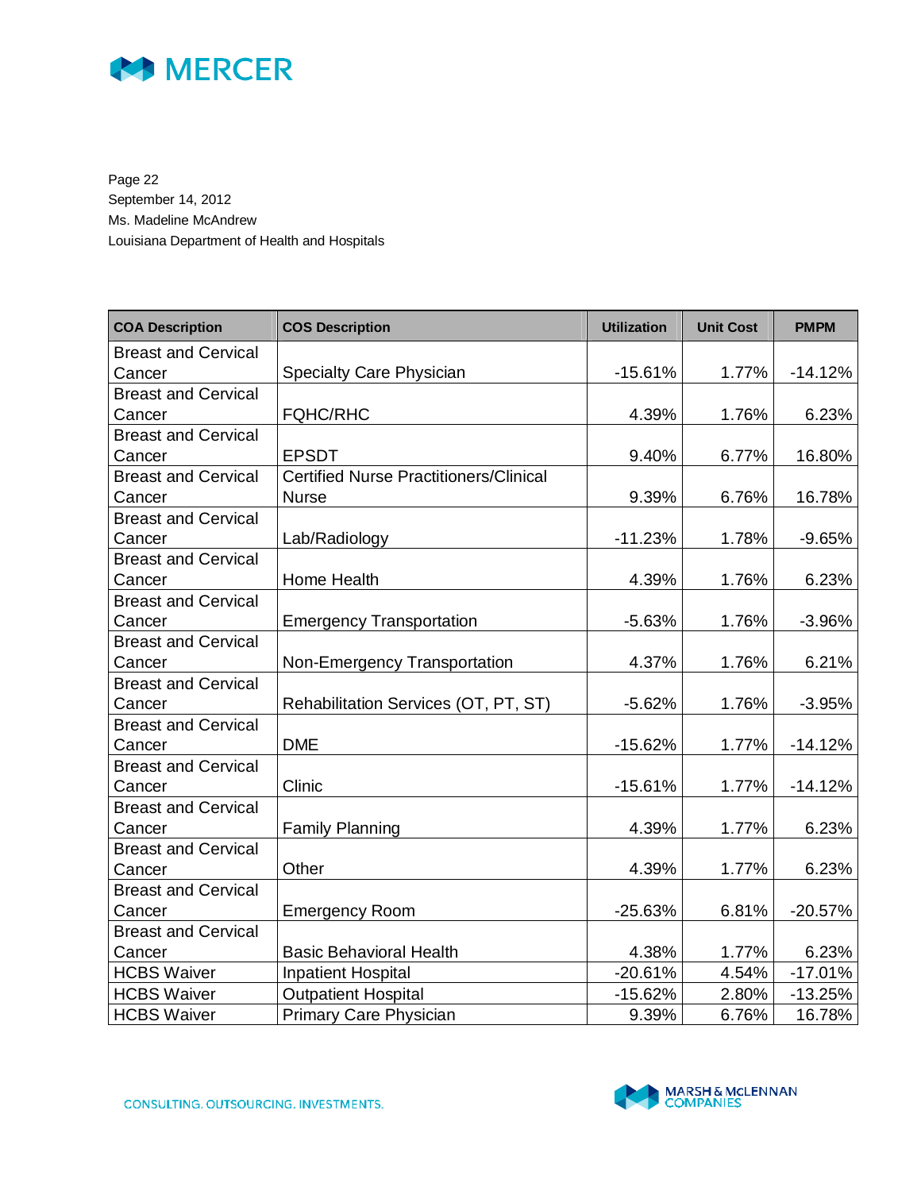Page 22
September 14, 2012
Ms. Madeline McAndrew
Louisiana Department of Health and Hospitals

| COA Description | COS Description | Utilization | Unit Cost | PMPM |
|---|---|---|---|---|
| Breast and Cervical Cancer | Specialty Care Physician | -15.61% | 1.77% | -14.12% |
| Breast and Cervical Cancer | FQHC/RHC | 4.39% | 1.76% | 6.23% |
| Breast and Cervical Cancer | EPSDT | 9.40% | 6.77% | 16.80% |
| Breast and Cervical Cancer | Certified Nurse Practitioners/Clinical Nurse | 9.39% | 6.76% | 16.78% |
| Breast and Cervical Cancer | Lab/Radiology | -11.23% | 1.78% | -9.65% |
| Breast and Cervical Cancer | Home Health | 4.39% | 1.76% | 6.23% |
| Breast and Cervical Cancer | Emergency Transportation | -5.63% | 1.76% | -3.96% |
| Breast and Cervical Cancer | Non-Emergency Transportation | 4.37% | 1.76% | 6.21% |
| Breast and Cervical Cancer | Rehabilitation Services (OT, PT, ST) | -5.62% | 1.76% | -3.95% |
| Breast and Cervical Cancer | DME | -15.62% | 1.77% | -14.12% |
| Breast and Cervical Cancer | Clinic | -15.61% | 1.77% | -14.12% |
| Breast and Cervical Cancer | Family Planning | 4.39% | 1.77% | 6.23% |
| Breast and Cervical Cancer | Other | 4.39% | 1.77% | 6.23% |
| Breast and Cervical Cancer | Emergency Room | -25.63% | 6.81% | -20.57% |
| Breast and Cervical Cancer | Basic Behavioral Health | 4.38% | 1.77% | 6.23% |
| HCBS Waiver | Inpatient Hospital | -20.61% | 4.54% | -17.01% |
| HCBS Waiver | Outpatient Hospital | -15.62% | 2.80% | -13.25% |
| HCBS Waiver | Primary Care Physician | 9.39% | 6.76% | 16.78% |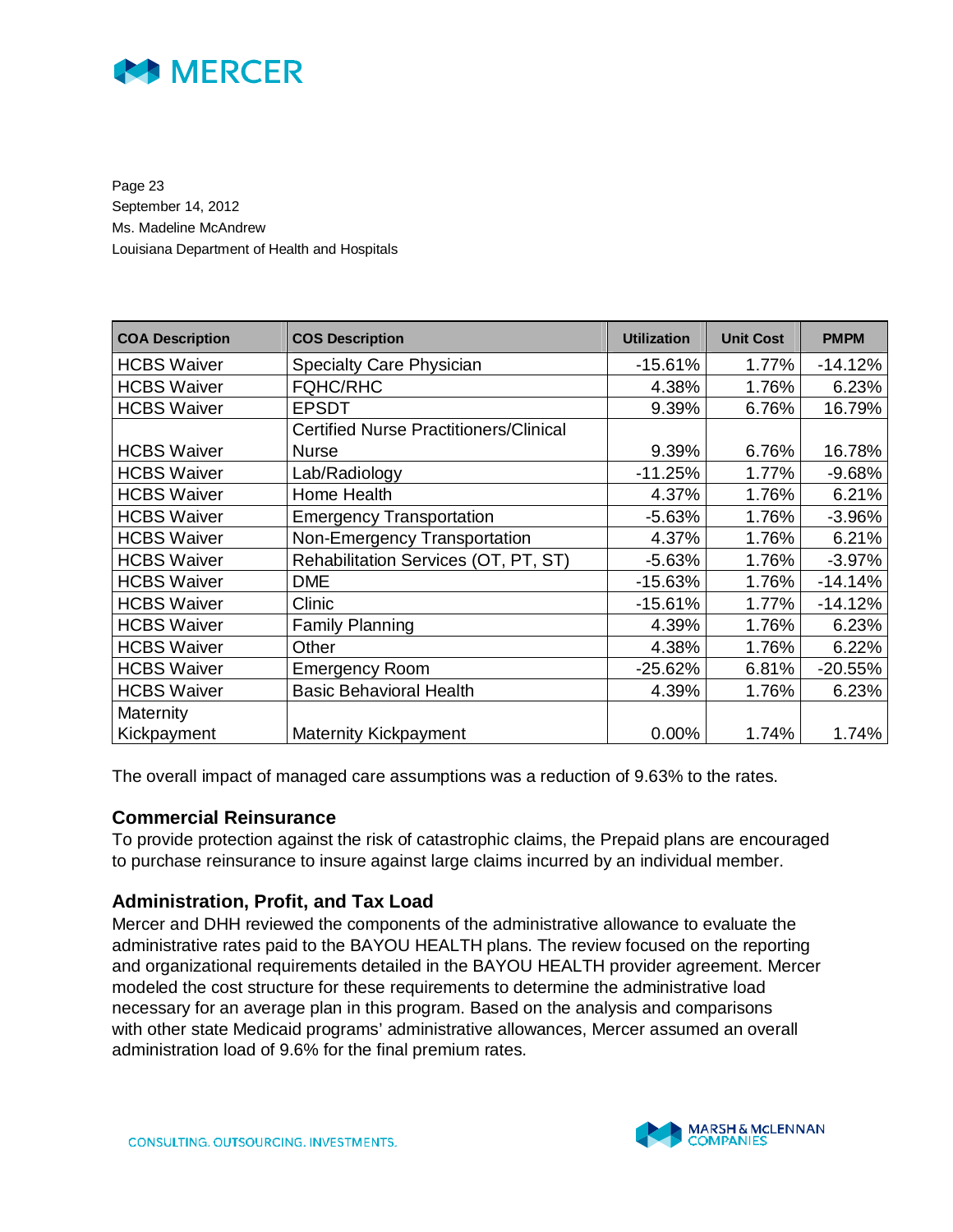Page 23
September 14, 2012
Ms. Madeline McAndrew
Louisiana Department of Health and Hospitals

| COA Description | COS Description | Utilization | Unit Cost | PMPM |
|---|---|---|---|---|
| HCBS Waiver | Specialty Care Physician | -15.61% | 1.77% | -14.12% |
| HCBS Waiver | FQHC/RHC | 4.38% | 1.76% | 6.23% |
| HCBS Waiver | EPSDT | 9.39% | 6.76% | 16.79% |
| HCBS Waiver | Certified Nurse Practitioners/Clinical Nurse | 9.39% | 6.76% | 16.78% |
| HCBS Waiver | Lab/Radiology | -11.25% | 1.77% | -9.68% |
| HCBS Waiver | Home Health | 4.37% | 1.76% | 6.21% |
| HCBS Waiver | Emergency Transportation | -5.63% | 1.76% | -3.96% |
| HCBS Waiver | Non-Emergency Transportation | 4.37% | 1.76% | 6.21% |
| HCBS Waiver | Rehabilitation Services (OT, PT, ST) | -5.63% | 1.76% | -3.97% |
| HCBS Waiver | DME | -15.63% | 1.76% | -14.14% |
| HCBS Waiver | Clinic | -15.61% | 1.77% | -14.12% |
| HCBS Waiver | Family Planning | 4.39% | 1.76% | 6.23% |
| HCBS Waiver | Other | 4.38% | 1.76% | 6.22% |
| HCBS Waiver | Emergency Room | -25.62% | 6.81% | -20.55% |
| HCBS Waiver | Basic Behavioral Health | 4.39% | 1.76% | 6.23% |
| Maternity Kickpayment | Maternity Kickpayment | 0.00% | 1.74% | 1.74% |

The overall impact of managed care assumptions was a reduction of 9.63% to the rates.

### Commercial Reinsurance

To provide protection against the risk of catastrophic claims, the Prepaid plans are encouraged to purchase reinsurance to insure against large claims incurred by an individual member.

### Administration, Profit, and Tax Load

Mercer and DHH reviewed the components of the administrative allowance to evaluate the administrative rates paid to the BAYOU HEALTH plans. The review focused on the reporting and organizational requirements detailed in the BAYOU HEALTH provider agreement. Mercer modeled the cost structure for these requirements to determine the administrative load necessary for an average plan in this program. Based on the analysis and comparisons with other state Medicaid programs' administrative allowances, Mercer assumed an overall administration load of 9.6% for the final premium rates.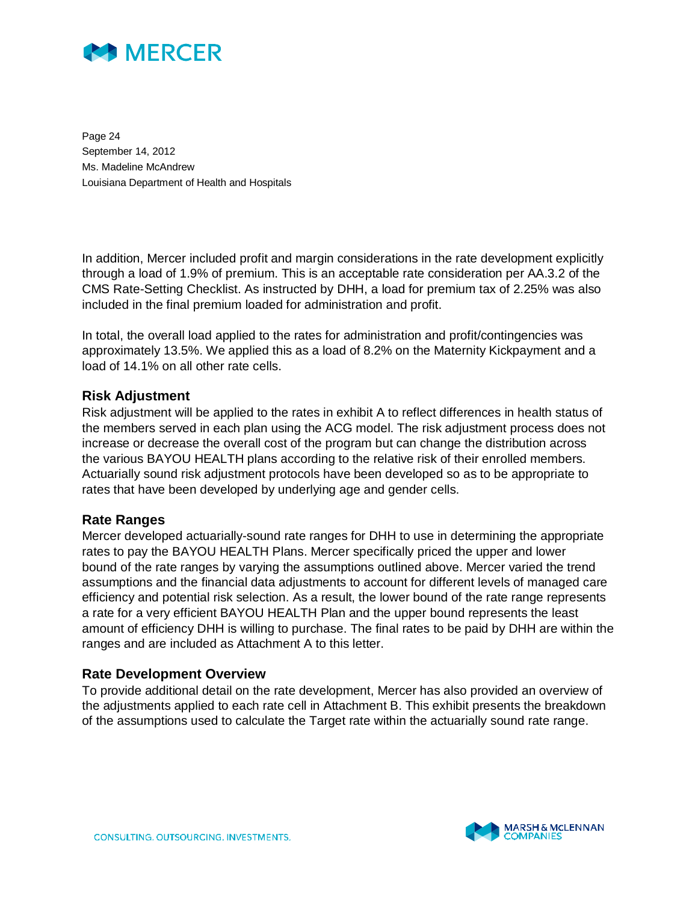In addition, Mercer included profit and margin considerations in the rate development explicitly through a load of 1.9% of premium. This is an acceptable rate consideration per AA.3.2 of the CMS Rate-Setting Checklist. As instructed by DHH, a load for premium tax of 2.25% was also included in the final premium loaded for administration and profit.

In total, the overall load applied to the rates for administration and profit/contingencies was approximately 13.5%. We applied this as a load of 8.2% on the Maternity Kickpayment and a load of 14.1% on all other rate cells.

### Risk Adjustment

Risk adjustment will be applied to the rates in exhibit A to reflect differences in health status of the members served in each plan using the ACG model. The risk adjustment process does not increase or decrease the overall cost of the program but can change the distribution across the various BAYOU HEALTH plans according to the relative risk of their enrolled members. Actuarially sound risk adjustment protocols have been developed so as to be appropriate to rates that have been developed by underlying age and gender cells.

### Rate Ranges

Mercer developed actuarially-sound rate ranges for DHH to use in determining the appropriate rates to pay the BAYOU HEALTH Plans. Mercer specifically priced the upper and lower bound of the rate ranges by varying the assumptions outlined above. Mercer varied the trend assumptions and the financial data adjustments to account for different levels of managed care efficiency and potential risk selection. As a result, the lower bound of the rate range represents a rate for a very efficient BAYOU HEALTH Plan and the upper bound represents the least amount of efficiency DHH is willing to purchase. The final rates to be paid by DHH are within the ranges and are included as Attachment A to this letter.

### Rate Development Overview

To provide additional detail on the rate development, Mercer has also provided an overview of the adjustments applied to each rate cell in Attachment B. This exhibit presents the breakdown of the assumptions used to calculate the Target rate within the actuarially sound rate range.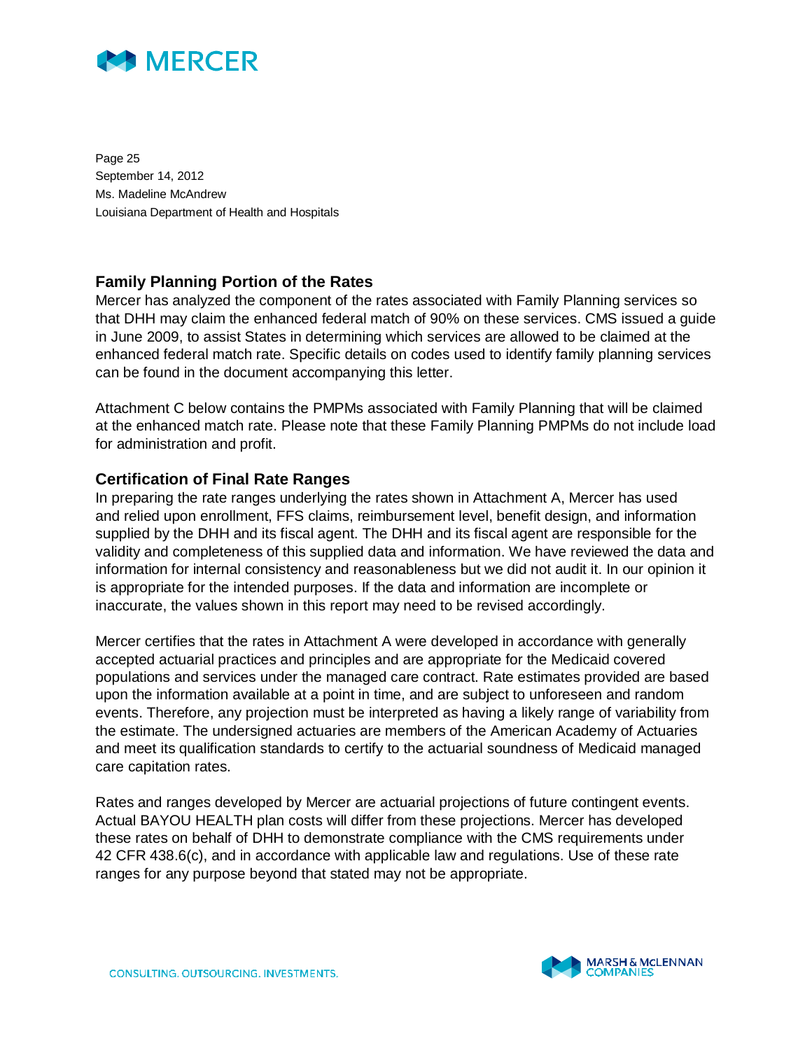## Family Planning Portion of the Rates

Mercer has analyzed the component of the rates associated with Family Planning services so that DHH may claim the enhanced federal match of 90% on these services. CMS issued a guide in June 2009, to assist States in determining which services are allowed to be claimed at the enhanced federal match rate. Specific details on codes used to identify family planning services can be found in the document accompanying this letter.

Attachment C below contains the PMPMs associated with Family Planning that will be claimed at the enhanced match rate. Please note that these Family Planning PMPMs do not include load for administration and profit.

## Certification of Final Rate Ranges

In preparing the rate ranges underlying the rates shown in Attachment A, Mercer has used and relied upon enrollment, FFS claims, reimbursement level, benefit design, and information supplied by the DHH and its fiscal agent. The DHH and its fiscal agent are responsible for the validity and completeness of this supplied data and information. We have reviewed the data and information for internal consistency and reasonableness but we did not audit it. In our opinion it is appropriate for the intended purposes. If the data and information are incomplete or inaccurate, the values shown in this report may need to be revised accordingly.

Mercer certifies that the rates in Attachment A were developed in accordance with generally accepted actuarial practices and principles and are appropriate for the Medicaid covered populations and services under the managed care contract. Rate estimates provided are based upon the information available at a point in time, and are subject to unforeseen and random events. Therefore, any projection must be interpreted as having a likely range of variability from the estimate. The undersigned actuaries are members of the American Academy of Actuaries and meet its qualification standards to certify to the actuarial soundness of Medicaid managed care capitation rates.

Rates and ranges developed by Mercer are actuarial projections of future contingent events. Actual BAYOU HEALTH plan costs will differ from these projections. Mercer has developed these rates on behalf of DHH to demonstrate compliance with the CMS requirements under 42 CFR 438.6(c), and in accordance with applicable law and regulations. Use of these rate ranges for any purpose beyond that stated may not be appropriate.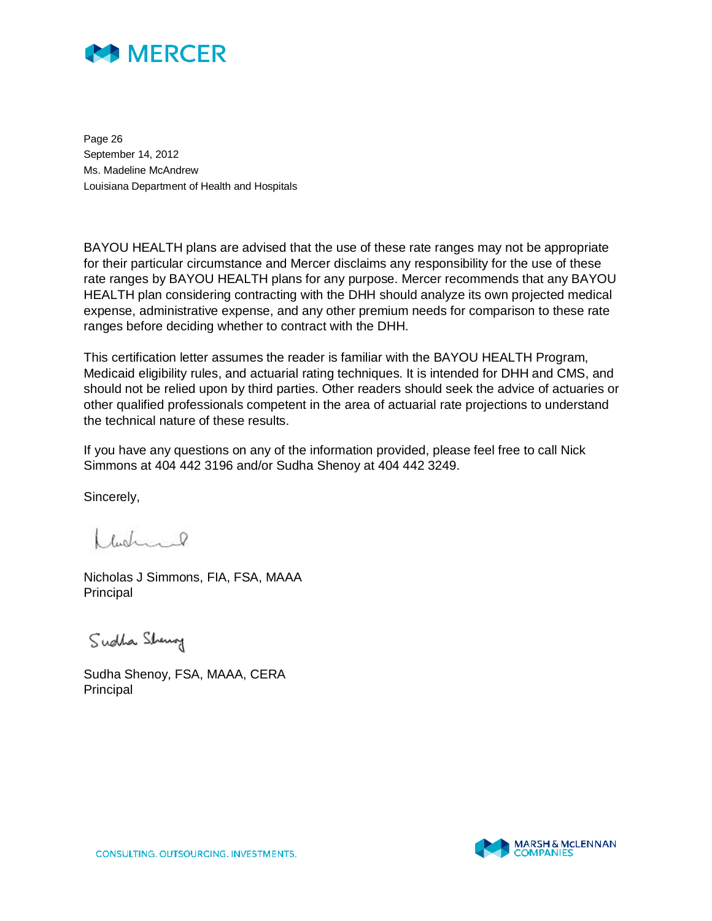BAYOU HEALTH plans are advised that the use of these rate ranges may not be appropriate for their particular circumstance and Mercer disclaims any responsibility for the use of these rate ranges by BAYOU HEALTH plans for any purpose. Mercer recommends that any BAYOU HEALTH plan considering contracting with the DHH should analyze its own projected medical expense, administrative expense, and any other premium needs for comparison to these rate ranges before deciding whether to contract with the DHH.

This certification letter assumes the reader is familiar with the BAYOU HEALTH Program, Medicaid eligibility rules, and actuarial rating techniques. It is intended for DHH and CMS, and should not be relied upon by third parties. Other readers should seek the advice of actuaries or other qualified professionals competent in the area of actuarial rate projections to understand the technical nature of these results.

If you have any questions on any of the information provided, please feel free to call Nick Simmons at 404 442 3196 and/or Sudha Shenoy at 404 442 3249.

Sincerely,

Nicholas J Simmons, FIA, FSA, MAAA
Principal

Sudha Shenoy, FSA, MAAA, CERA
Principal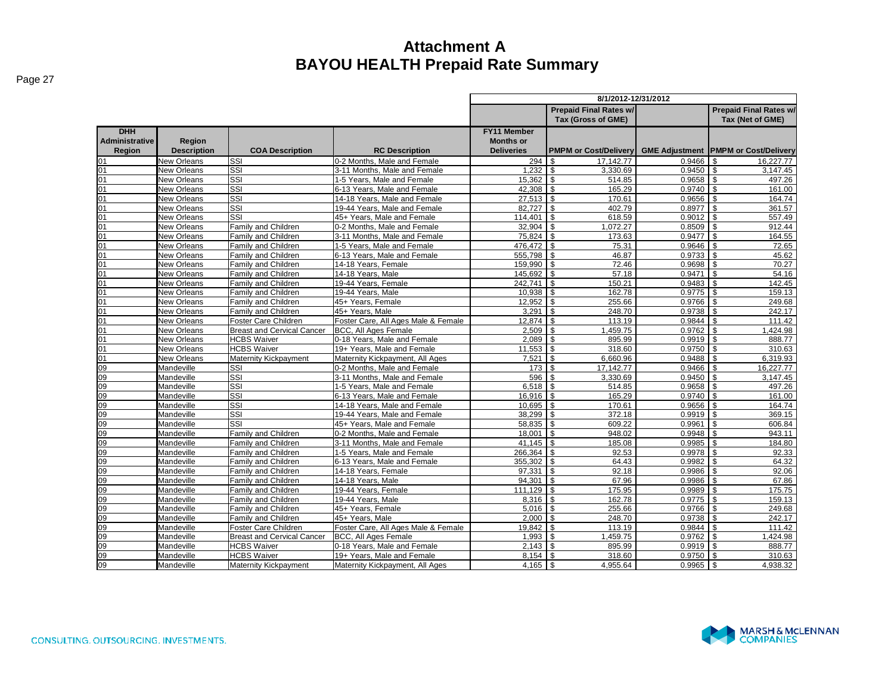# Attachment A
# BAYOU HEALTH Prepaid Rate Summary

| | | | | 8/1/2012-12/31/2012 | | | |
|---|---|---|---|---|---|---|---|
| | | | | | Prepaid Final Rates w/ Tax (Gross of GME) | | Prepaid Final Rates w/ Tax (Net of GME) |
| DHH Administrative Region | Region Description | COA Description | RC Description | FY11 Member Months or Deliveries | PMPM or Cost/Delivery | GME Adjustment | PMPM or Cost/Delivery |
| 01 | New Orleans | SSI | 0-2 Months, Male and Female | 294 | $ 17,142.77 | 0.9466 | $ 16,227.77 |
| 01 | New Orleans | SSI | 3-11 Months, Male and Female | 1,232 | $ 3,330.69 | 0.9450 | $ 3,147.45 |
| 01 | New Orleans | SSI | 1-5 Years, Male and Female | 15,362 | $ 514.85 | 0.9658 | $ 497.26 |
| 01 | New Orleans | SSI | 6-13 Years, Male and Female | 42,308 | $ 165.29 | 0.9740 | $ 161.00 |
| 01 | New Orleans | SSI | 14-18 Years, Male and Female | 27,513 | $ 170.61 | 0.9656 | $ 164.74 |
| 01 | New Orleans | SSI | 19-44 Years, Male and Female | 82,727 | $ 402.79 | 0.8977 | $ 361.57 |
| 01 | New Orleans | SSI | 45+ Years, Male and Female | 114,401 | $ 618.59 | 0.9012 | $ 557.49 |
| 01 | New Orleans | Family and Children | 0-2 Months, Male and Female | 32,904 | $ 1,072.27 | 0.8509 | $ 912.44 |
| 01 | New Orleans | Family and Children | 3-11 Months, Male and Female | 75,824 | $ 173.63 | 0.9477 | $ 164.55 |
| 01 | New Orleans | Family and Children | 1-5 Years, Male and Female | 476,472 | $ 75.31 | 0.9646 | $ 72.65 |
| 01 | New Orleans | Family and Children | 6-13 Years, Male and Female | 555,798 | $ 46.87 | 0.9733 | $ 45.62 |
| 01 | New Orleans | Family and Children | 14-18 Years, Female | 159,990 | $ 72.46 | 0.9698 | $ 70.27 |
| 01 | New Orleans | Family and Children | 14-18 Years, Male | 145,692 | $ 57.18 | 0.9471 | $ 54.16 |
| 01 | New Orleans | Family and Children | 19-44 Years, Female | 242,741 | $ 150.21 | 0.9483 | $ 142.45 |
| 01 | New Orleans | Family and Children | 19-44 Years, Male | 10,938 | $ 162.78 | 0.9775 | $ 159.13 |
| 01 | New Orleans | Family and Children | 45+ Years, Female | 12,952 | $ 255.66 | 0.9766 | $ 249.68 |
| 01 | New Orleans | Family and Children | 45+ Years, Male | 3,291 | $ 248.70 | 0.9738 | $ 242.17 |
| 01 | New Orleans | Foster Care Children | Foster Care, All Ages Male & Female | 12,874 | $ 113.19 | 0.9844 | $ 111.42 |
| 01 | New Orleans | Breast and Cervical Cancer | BCC, All Ages Female | 2,509 | $ 1,459.75 | 0.9762 | $ 1,424.98 |
| 01 | New Orleans | HCBS Waiver | 0-18 Years, Male and Female | 2,089 | $ 895.99 | 0.9919 | $ 888.77 |
| 01 | New Orleans | HCBS Waiver | 19+ Years, Male and Female | 11,553 | $ 318.60 | 0.9750 | $ 310.63 |
| 01 | New Orleans | Maternity Kickpayment | Maternity Kickpayment, All Ages | 7,521 | $ 6,660.96 | 0.9488 | $ 6,319.93 |
| 09 | Mandeville | SSI | 0-2 Months, Male and Female | 173 | $ 17,142.77 | 0.9466 | $ 16,227.77 |
| 09 | Mandeville | SSI | 3-11 Months, Male and Female | 596 | $ 3,330.69 | 0.9450 | $ 3,147.45 |
| 09 | Mandeville | SSI | 1-5 Years, Male and Female | 6,518 | $ 514.85 | 0.9658 | $ 497.26 |
| 09 | Mandeville | SSI | 6-13 Years, Male and Female | 16,916 | $ 165.29 | 0.9740 | $ 161.00 |
| 09 | Mandeville | SSI | 14-18 Years, Male and Female | 10,695 | $ 170.61 | 0.9656 | $ 164.74 |
| 09 | Mandeville | SSI | 19-44 Years, Male and Female | 38,299 | $ 372.18 | 0.9919 | $ 369.15 |
| 09 | Mandeville | SSI | 45+ Years, Male and Female | 58,835 | $ 609.22 | 0.9961 | $ 606.84 |
| 09 | Mandeville | Family and Children | 0-2 Months, Male and Female | 18,001 | $ 948.02 | 0.9948 | $ 943.11 |
| 09 | Mandeville | Family and Children | 3-11 Months, Male and Female | 41,145 | $ 185.08 | 0.9985 | $ 184.80 |
| 09 | Mandeville | Family and Children | 1-5 Years, Male and Female | 266,364 | $ 92.53 | 0.9978 | $ 92.33 |
| 09 | Mandeville | Family and Children | 6-13 Years, Male and Female | 355,302 | $ 64.43 | 0.9982 | $ 64.32 |
| 09 | Mandeville | Family and Children | 14-18 Years, Female | 97,331 | $ 92.18 | 0.9986 | $ 92.06 |
| 09 | Mandeville | Family and Children | 14-18 Years, Male | 94,301 | $ 67.96 | 0.9986 | $ 67.86 |
| 09 | Mandeville | Family and Children | 19-44 Years, Female | 111,129 | $ 175.95 | 0.9989 | $ 175.75 |
| 09 | Mandeville | Family and Children | 19-44 Years, Male | 8,316 | $ 162.78 | 0.9775 | $ 159.13 |
| 09 | Mandeville | Family and Children | 45+ Years, Female | 5,016 | $ 255.66 | 0.9766 | $ 249.68 |
| 09 | Mandeville | Family and Children | 45+ Years, Male | 2,000 | $ 248.70 | 0.9738 | $ 242.17 |
| 09 | Mandeville | Foster Care Children | Foster Care, All Ages Male & Female | 19,842 | $ 113.19 | 0.9844 | $ 111.42 |
| 09 | Mandeville | Breast and Cervical Cancer | BCC, All Ages Female | 1,993 | $ 1,459.75 | 0.9762 | $ 1,424.98 |
| 09 | Mandeville | HCBS Waiver | 0-18 Years, Male and Female | 2,143 | $ 895.99 | 0.9919 | $ 888.77 |
| 09 | Mandeville | HCBS Waiver | 19+ Years, Male and Female | 8,154 | $ 318.60 | 0.9750 | $ 310.63 |
| 09 | Mandeville | Maternity Kickpayment | Maternity Kickpayment, All Ages | 4,165 | $ 4,955.64 | 0.9965 | $ 4,938.32 |

CONSULTING. OUTSOURCING. INVESTMENTS.

MARSH & McLENNAN COMPANIES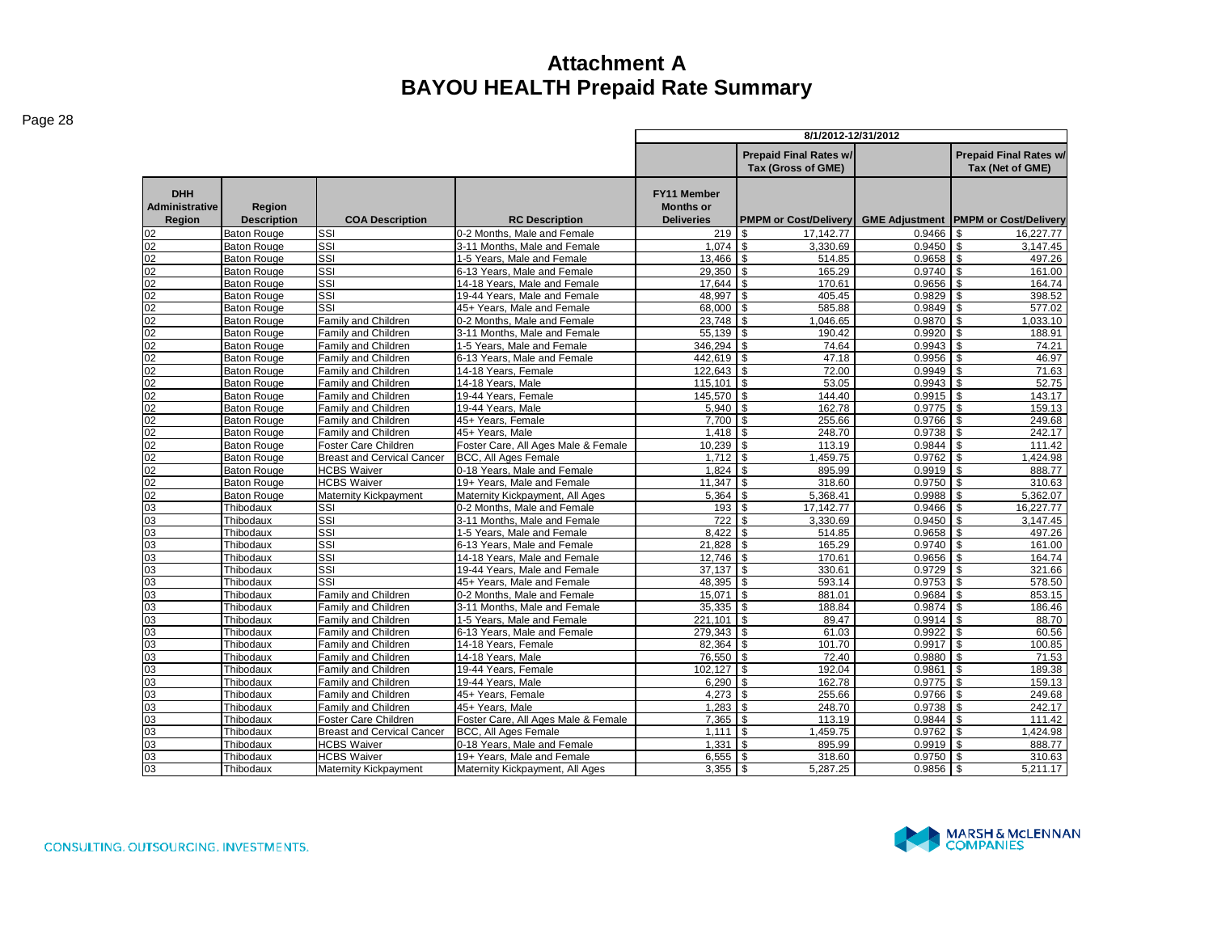# Attachment A
# BAYOU HEALTH Prepaid Rate Summary

| | | | | 8/1/2012-12/31/2012 | | | |
|---|---|---|---|---|---|---|---|
| | | | | | Prepaid Final Rates w/ Tax (Gross of GME) | | Prepaid Final Rates w/ Tax (Net of GME) |
| DHH Administrative Region | Region Description | COA Description | RC Description | FY11 Member Months or Deliveries | PMPM or Cost/Delivery | GME Adjustment | PMPM or Cost/Delivery |
| 02 | Baton Rouge | SSI | 0-2 Months, Male and Female | 219 | $ 17,142.77 | 0.9466 | $ 16,227.77 |
| 02 | Baton Rouge | SSI | 3-11 Months, Male and Female | 1,074 | $ 3,330.69 | 0.9450 | $ 3,147.45 |
| 02 | Baton Rouge | SSI | 1-5 Years, Male and Female | 13,466 | $ 514.85 | 0.9658 | $ 497.26 |
| 02 | Baton Rouge | SSI | 6-13 Years, Male and Female | 29,350 | $ 165.29 | 0.9740 | $ 161.00 |
| 02 | Baton Rouge | SSI | 14-18 Years, Male and Female | 17,644 | $ 170.61 | 0.9656 | $ 164.74 |
| 02 | Baton Rouge | SSI | 19-44 Years, Male and Female | 48,997 | $ 405.45 | 0.9829 | $ 398.52 |
| 02 | Baton Rouge | SSI | 45+ Years, Male and Female | 68,000 | $ 585.88 | 0.9849 | $ 577.02 |
| 02 | Baton Rouge | Family and Children | 0-2 Months, Male and Female | 23,748 | $ 1,046.65 | 0.9870 | $ 1,033.10 |
| 02 | Baton Rouge | Family and Children | 3-11 Months, Male and Female | 55,139 | $ 190.42 | 0.9920 | $ 188.91 |
| 02 | Baton Rouge | Family and Children | 1-5 Years, Male and Female | 346,294 | $ 74.64 | 0.9943 | $ 74.21 |
| 02 | Baton Rouge | Family and Children | 6-13 Years, Male and Female | 442,619 | $ 47.18 | 0.9956 | $ 46.97 |
| 02 | Baton Rouge | Family and Children | 14-18 Years, Female | 122,643 | $ 72.00 | 0.9949 | $ 71.63 |
| 02 | Baton Rouge | Family and Children | 14-18 Years, Male | 115,101 | $ 53.05 | 0.9943 | $ 52.75 |
| 02 | Baton Rouge | Family and Children | 19-44 Years, Female | 145,570 | $ 144.40 | 0.9915 | $ 143.17 |
| 02 | Baton Rouge | Family and Children | 19-44 Years, Male | 5,940 | $ 162.78 | 0.9775 | $ 159.13 |
| 02 | Baton Rouge | Family and Children | 45+ Years, Female | 7,700 | $ 255.66 | 0.9766 | $ 249.68 |
| 02 | Baton Rouge | Family and Children | 45+ Years, Male | 1,418 | $ 248.70 | 0.9738 | $ 242.17 |
| 02 | Baton Rouge | Foster Care Children | Foster Care, All Ages Male & Female | 10,239 | $ 113.19 | 0.9844 | $ 111.42 |
| 02 | Baton Rouge | Breast and Cervical Cancer | BCC, All Ages Female | 1,712 | $ 1,459.75 | 0.9762 | $ 1,424.98 |
| 02 | Baton Rouge | HCBS Waiver | 0-18 Years, Male and Female | 1,824 | $ 895.99 | 0.9919 | $ 888.77 |
| 02 | Baton Rouge | HCBS Waiver | 19+ Years, Male and Female | 11,347 | $ 318.60 | 0.9750 | $ 310.63 |
| 02 | Baton Rouge | Maternity Kickpayment | Maternity Kickpayment, All Ages | 5,364 | $ 5,368.41 | 0.9988 | $ 5,362.07 |
| 03 | Thibodaux | SSI | 0-2 Months, Male and Female | 193 | $ 17,142.77 | 0.9466 | $ 16,227.77 |
| 03 | Thibodaux | SSI | 3-11 Months, Male and Female | 722 | $ 3,330.69 | 0.9450 | $ 3,147.45 |
| 03 | Thibodaux | SSI | 1-5 Years, Male and Female | 8,422 | $ 514.85 | 0.9658 | $ 497.26 |
| 03 | Thibodaux | SSI | 6-13 Years, Male and Female | 21,828 | $ 165.29 | 0.9740 | $ 161.00 |
| 03 | Thibodaux | SSI | 14-18 Years, Male and Female | 12,746 | $ 170.61 | 0.9656 | $ 164.74 |
| 03 | Thibodaux | SSI | 19-44 Years, Male and Female | 37,137 | $ 330.61 | 0.9729 | $ 321.66 |
| 03 | Thibodaux | SSI | 45+ Years, Male and Female | 48,395 | $ 593.14 | 0.9753 | $ 578.50 |
| 03 | Thibodaux | Family and Children | 0-2 Months, Male and Female | 15,071 | $ 881.01 | 0.9684 | $ 853.15 |
| 03 | Thibodaux | Family and Children | 3-11 Months, Male and Female | 35,335 | $ 188.84 | 0.9874 | $ 186.46 |
| 03 | Thibodaux | Family and Children | 1-5 Years, Male and Female | 221,101 | $ 89.47 | 0.9914 | $ 88.70 |
| 03 | Thibodaux | Family and Children | 6-13 Years, Male and Female | 279,343 | $ 61.03 | 0.9922 | $ 60.56 |
| 03 | Thibodaux | Family and Children | 14-18 Years, Female | 82,364 | $ 101.70 | 0.9917 | $ 100.85 |
| 03 | Thibodaux | Family and Children | 14-18 Years, Male | 76,550 | $ 72.40 | 0.9880 | $ 71.53 |
| 03 | Thibodaux | Family and Children | 19-44 Years, Female | 102,127 | $ 192.04 | 0.9861 | $ 189.38 |
| 03 | Thibodaux | Family and Children | 19-44 Years, Male | 6,290 | $ 162.78 | 0.9775 | $ 159.13 |
| 03 | Thibodaux | Family and Children | 45+ Years, Female | 4,273 | $ 255.66 | 0.9766 | $ 249.68 |
| 03 | Thibodaux | Family and Children | 45+ Years, Male | 1,283 | $ 248.70 | 0.9738 | $ 242.17 |
| 03 | Thibodaux | Foster Care Children | Foster Care, All Ages Male & Female | 7,365 | $ 113.19 | 0.9844 | $ 111.42 |
| 03 | Thibodaux | Breast and Cervical Cancer | BCC, All Ages Female | 1,111 | $ 1,459.75 | 0.9762 | $ 1,424.98 |
| 03 | Thibodaux | HCBS Waiver | 0-18 Years, Male and Female | 1,331 | $ 895.99 | 0.9919 | $ 888.77 |
| 03 | Thibodaux | HCBS Waiver | 19+ Years, Male and Female | 6,555 | $ 318.60 | 0.9750 | $ 310.63 |
| 03 | Thibodaux | Maternity Kickpayment | Maternity Kickpayment, All Ages | 3,355 | $ 5,287.25 | 0.9856 | $ 5,211.17 |

CONSULTING. OUTSOURCING. INVESTMENTS.

MARSH & McLENNAN COMPANIES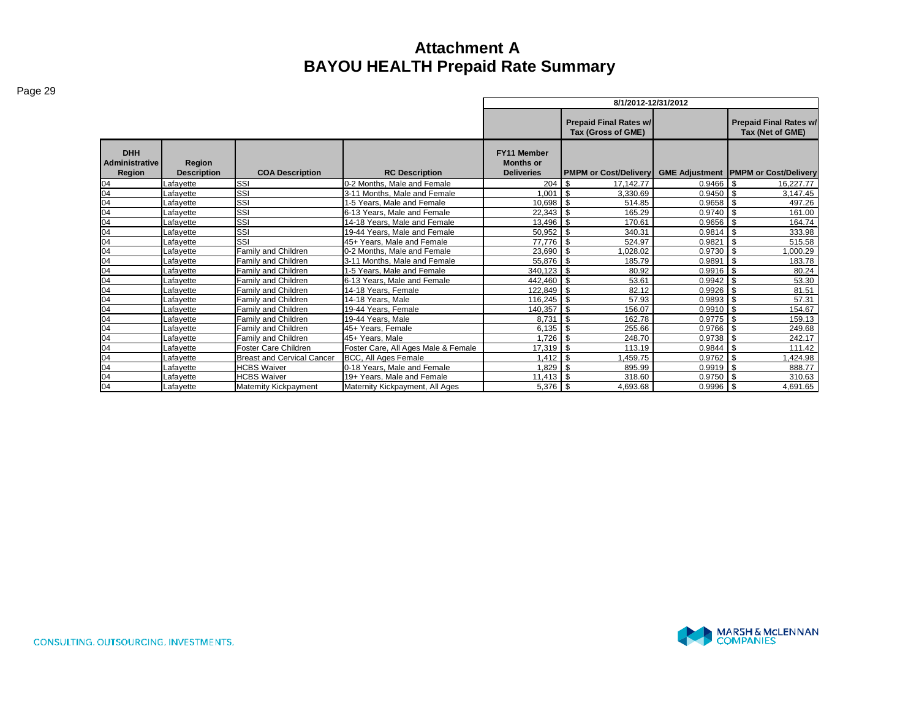# Attachment A
# BAYOU HEALTH Prepaid Rate Summary

| | | | | 8/1/2012-12/31/2012 | | | |
|---|---|---|---|---|---|---|---|
| | | | | | Prepaid Final Rates w/ Tax (Gross of GME) | | Prepaid Final Rates w/ Tax (Net of GME) |
| DHH Administrative Region | Region Description | COA Description | RC Description | FY11 Member Months or Deliveries | PMPM or Cost/Delivery | GME Adjustment | PMPM or Cost/Delivery |
| 04 | Lafayette | SSI | 0-2 Months, Male and Female | 204 | $ 17,142.77 | 0.9466 | $ 16,227.77 |
| 04 | Lafayette | SSI | 3-11 Months, Male and Female | 1,001 | $ 3,330.69 | 0.9450 | $ 3,147.45 |
| 04 | Lafayette | SSI | 1-5 Years, Male and Female | 10,698 | $ 514.85 | 0.9658 | $ 497.26 |
| 04 | Lafayette | SSI | 6-13 Years, Male and Female | 22,343 | $ 165.29 | 0.9740 | $ 161.00 |
| 04 | Lafayette | SSI | 14-18 Years, Male and Female | 13,496 | $ 170.61 | 0.9656 | $ 164.74 |
| 04 | Lafayette | SSI | 19-44 Years, Male and Female | 50,952 | $ 340.31 | 0.9814 | $ 333.98 |
| 04 | Lafayette | SSI | 45+ Years, Male and Female | 77,776 | $ 524.97 | 0.9821 | $ 515.58 |
| 04 | Lafayette | Family and Children | 0-2 Months, Male and Female | 23,690 | $ 1,028.02 | 0.9730 | $ 1,000.29 |
| 04 | Lafayette | Family and Children | 3-11 Months, Male and Female | 55,876 | $ 185.79 | 0.9891 | $ 183.78 |
| 04 | Lafayette | Family and Children | 1-5 Years, Male and Female | 340,123 | $ 80.92 | 0.9916 | $ 80.24 |
| 04 | Lafayette | Family and Children | 6-13 Years, Male and Female | 442,460 | $ 53.61 | 0.9942 | $ 53.30 |
| 04 | Lafayette | Family and Children | 14-18 Years, Female | 122,849 | $ 82.12 | 0.9926 | $ 81.51 |
| 04 | Lafayette | Family and Children | 14-18 Years, Male | 116,245 | $ 57.93 | 0.9893 | $ 57.31 |
| 04 | Lafayette | Family and Children | 19-44 Years, Female | 140,357 | $ 156.07 | 0.9910 | $ 154.67 |
| 04 | Lafayette | Family and Children | 19-44 Years, Male | 8,731 | $ 162.78 | 0.9775 | $ 159.13 |
| 04 | Lafayette | Family and Children | 45+ Years, Female | 6,135 | $ 255.66 | 0.9766 | $ 249.68 |
| 04 | Lafayette | Family and Children | 45+ Years, Male | 1,726 | $ 248.70 | 0.9738 | $ 242.17 |
| 04 | Lafayette | Foster Care Children | Foster Care, All Ages Male & Female | 17,319 | $ 113.19 | 0.9844 | $ 111.42 |
| 04 | Lafayette | Breast and Cervical Cancer | BCC, All Ages Female | 1,412 | $ 1,459.75 | 0.9762 | $ 1,424.98 |
| 04 | Lafayette | HCBS Waiver | 0-18 Years, Male and Female | 1,829 | $ 895.99 | 0.9919 | $ 888.77 |
| 04 | Lafayette | HCBS Waiver | 19+ Years, Male and Female | 11,413 | $ 318.60 | 0.9750 | $ 310.63 |
| 04 | Lafayette | Maternity Kickpayment | Maternity Kickpayment, All Ages | 5,376 | $ 4,693.68 | 0.9996 | $ 4,691.65 |

CONSULTING. OUTSOURCING. INVESTMENTS.

MARSH & McLENNAN COMPANIES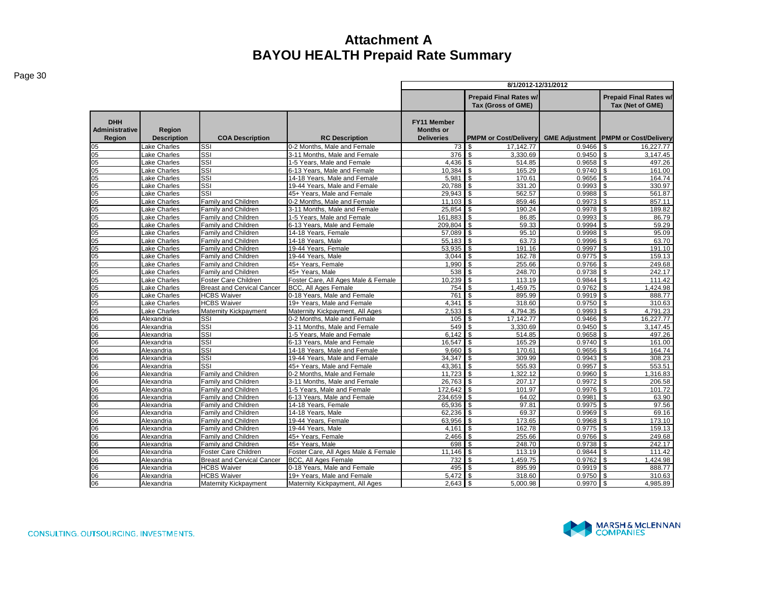# Attachment A
# BAYOU HEALTH Prepaid Rate Summary

| | | | | 8/1/2012-12/31/2012 | | | |
|---|---|---|---|---|---|---|---|
| | | | | | Prepaid Final Rates w/ Tax (Gross of GME) | | Prepaid Final Rates w/ Tax (Net of GME) |
| DHH Administrative Region | Region Description | COA Description | RC Description | FY11 Member Months or Deliveries | PMPM or Cost/Delivery | GME Adjustment | PMPM or Cost/Delivery |
| 05 | Lake Charles | SSI | 0-2 Months, Male and Female | 73 | $ 17,142.77 | 0.9466 | $ 16,227.77 |
| 05 | Lake Charles | SSI | 3-11 Months, Male and Female | 376 | $ 3,330.69 | 0.9450 | $ 3,147.45 |
| 05 | Lake Charles | SSI | 1-5 Years, Male and Female | 4,436 | $ 514.85 | 0.9658 | $ 497.26 |
| 05 | Lake Charles | SSI | 6-13 Years, Male and Female | 10,384 | $ 165.29 | 0.9740 | $ 161.00 |
| 05 | Lake Charles | SSI | 14-18 Years, Male and Female | 5,981 | $ 170.61 | 0.9656 | $ 164.74 |
| 05 | Lake Charles | SSI | 19-44 Years, Male and Female | 20,788 | $ 331.20 | 0.9993 | $ 330.97 |
| 05 | Lake Charles | SSI | 45+ Years, Male and Female | 29,943 | $ 562.57 | 0.9988 | $ 561.87 |
| 05 | Lake Charles | Family and Children | 0-2 Months, Male and Female | 11,103 | $ 859.46 | 0.9973 | $ 857.11 |
| 05 | Lake Charles | Family and Children | 3-11 Months, Male and Female | 25,854 | $ 190.24 | 0.9978 | $ 189.82 |
| 05 | Lake Charles | Family and Children | 1-5 Years, Male and Female | 161,883 | $ 86.85 | 0.9993 | $ 86.79 |
| 05 | Lake Charles | Family and Children | 6-13 Years, Male and Female | 209,804 | $ 59.33 | 0.9994 | $ 59.29 |
| 05 | Lake Charles | Family and Children | 14-18 Years, Female | 57,089 | $ 95.10 | 0.9998 | $ 95.09 |
| 05 | Lake Charles | Family and Children | 14-18 Years, Male | 55,183 | $ 63.73 | 0.9996 | $ 63.70 |
| 05 | Lake Charles | Family and Children | 19-44 Years, Female | 53,935 | $ 191.16 | 0.9997 | $ 191.10 |
| 05 | Lake Charles | Family and Children | 19-44 Years, Male | 3,044 | $ 162.78 | 0.9775 | $ 159.13 |
| 05 | Lake Charles | Family and Children | 45+ Years, Female | 1,990 | $ 255.66 | 0.9766 | $ 249.68 |
| 05 | Lake Charles | Family and Children | 45+ Years, Male | 538 | $ 248.70 | 0.9738 | $ 242.17 |
| 05 | Lake Charles | Foster Care Children | Foster Care, All Ages Male & Female | 10,239 | $ 113.19 | 0.9844 | $ 111.42 |
| 05 | Lake Charles | Breast and Cervical Cancer | BCC, All Ages Female | 754 | $ 1,459.75 | 0.9762 | $ 1,424.98 |
| 05 | Lake Charles | HCBS Waiver | 0-18 Years, Male and Female | 761 | $ 895.99 | 0.9919 | $ 888.77 |
| 05 | Lake Charles | HCBS Waiver | 19+ Years, Male and Female | 4,341 | $ 318.60 | 0.9750 | $ 310.63 |
| 05 | Lake Charles | Maternity Kickpayment | Maternity Kickpayment, All Ages | 2,533 | $ 4,794.35 | 0.9993 | $ 4,791.23 |
| 06 | Alexandria | SSI | 0-2 Months, Male and Female | 105 | $ 17,142.77 | 0.9466 | $ 16,227.77 |
| 06 | Alexandria | SSI | 3-11 Months, Male and Female | 549 | $ 3,330.69 | 0.9450 | $ 3,147.45 |
| 06 | Alexandria | SSI | 1-5 Years, Male and Female | 6,142 | $ 514.85 | 0.9658 | $ 497.26 |
| 06 | Alexandria | SSI | 6-13 Years, Male and Female | 16,547 | $ 165.29 | 0.9740 | $ 161.00 |
| 06 | Alexandria | SSI | 14-18 Years, Male and Female | 9,660 | $ 170.61 | 0.9656 | $ 164.74 |
| 06 | Alexandria | SSI | 19-44 Years, Male and Female | 34,347 | $ 309.99 | 0.9943 | $ 308.23 |
| 06 | Alexandria | SSI | 45+ Years, Male and Female | 43,361 | $ 555.93 | 0.9957 | $ 553.51 |
| 06 | Alexandria | Family and Children | 0-2 Months, Male and Female | 11,723 | $ 1,322.12 | 0.9960 | $ 1,316.83 |
| 06 | Alexandria | Family and Children | 3-11 Months, Male and Female | 26,763 | $ 207.17 | 0.9972 | $ 206.58 |
| 06 | Alexandria | Family and Children | 1-5 Years, Male and Female | 172,642 | $ 101.97 | 0.9976 | $ 101.72 |
| 06 | Alexandria | Family and Children | 6-13 Years, Male and Female | 234,659 | $ 64.02 | 0.9981 | $ 63.90 |
| 06 | Alexandria | Family and Children | 14-18 Years, Female | 65,936 | $ 97.81 | 0.9975 | $ 97.56 |
| 06 | Alexandria | Family and Children | 14-18 Years, Male | 62,236 | $ 69.37 | 0.9969 | $ 69.16 |
| 06 | Alexandria | Family and Children | 19-44 Years, Female | 63,956 | $ 173.65 | 0.9968 | $ 173.10 |
| 06 | Alexandria | Family and Children | 19-44 Years, Male | 4,161 | $ 162.78 | 0.9775 | $ 159.13 |
| 06 | Alexandria | Family and Children | 45+ Years, Female | 2,466 | $ 255.66 | 0.9766 | $ 249.68 |
| 06 | Alexandria | Family and Children | 45+ Years, Male | 698 | $ 248.70 | 0.9738 | $ 242.17 |
| 06 | Alexandria | Foster Care Children | Foster Care, All Ages Male & Female | 11,146 | $ 113.19 | 0.9844 | $ 111.42 |
| 06 | Alexandria | Breast and Cervical Cancer | BCC, All Ages Female | 732 | $ 1,459.75 | 0.9762 | $ 1,424.98 |
| 06 | Alexandria | HCBS Waiver | 0-18 Years, Male and Female | 495 | $ 895.99 | 0.9919 | $ 888.77 |
| 06 | Alexandria | HCBS Waiver | 19+ Years, Male and Female | 5,472 | $ 318.60 | 0.9750 | $ 310.63 |
| 06 | Alexandria | Maternity Kickpayment | Maternity Kickpayment, All Ages | 2,643 | $ 5,000.98 | 0.9970 | $ 4,985.89 |

CONSULTING. OUTSOURCING. INVESTMENTS.

MARSH & McLENNAN COMPANIES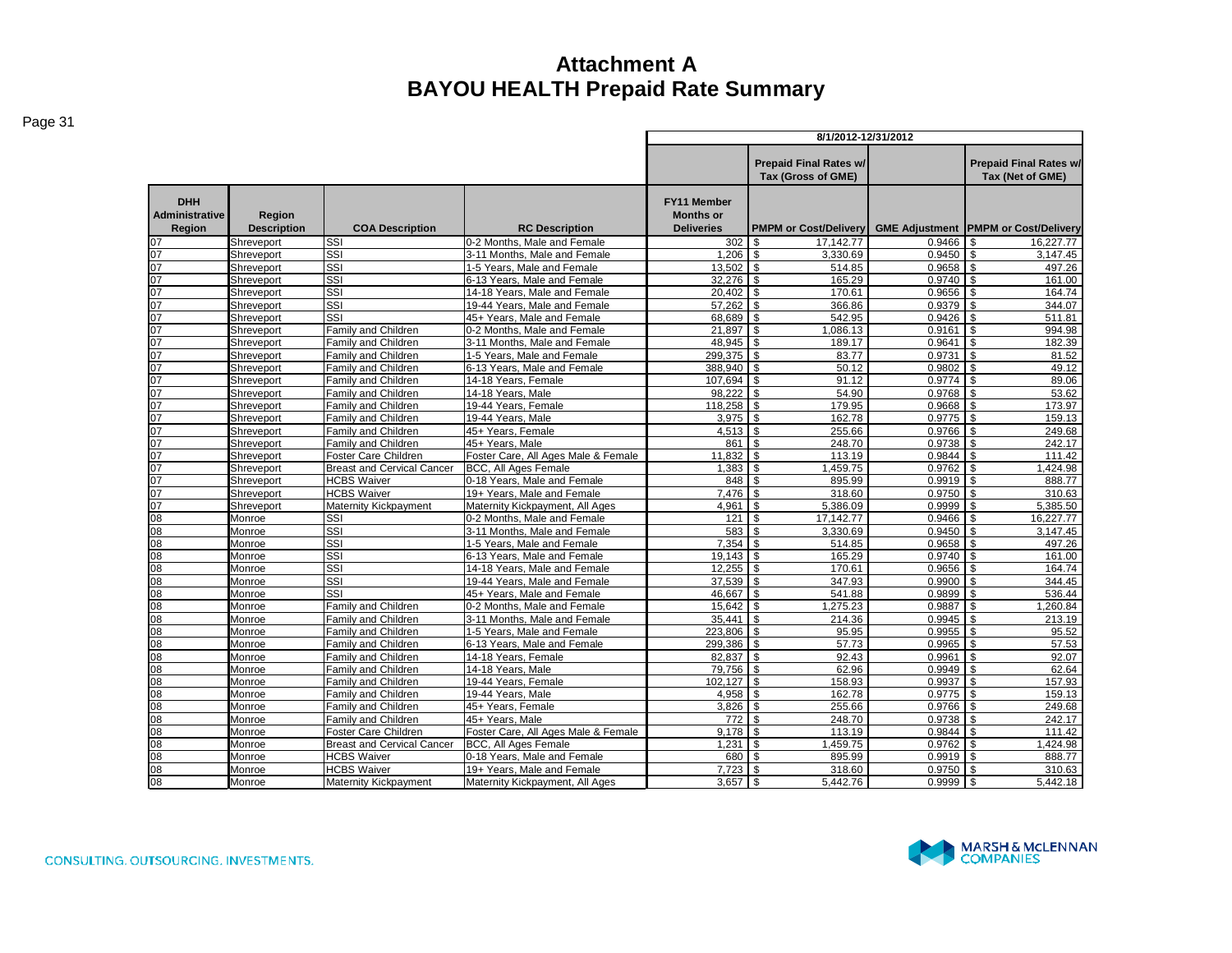# Attachment A
# BAYOU HEALTH Prepaid Rate Summary

| | | | | 8/1/2012-12/31/2012 | | | |
|---|---|---|---|---|---|---|---|
| | | | | | Prepaid Final Rates w/ Tax (Gross of GME) | | Prepaid Final Rates w/ Tax (Net of GME) |
| DHH Administrative Region | Region Description | COA Description | RC Description | FY11 Member Months or Deliveries | PMPM or Cost/Delivery | GME Adjustment | PMPM or Cost/Delivery |
| 07 | Shreveport | SSI | 0-2 Months, Male and Female | 302 | $ 17,142.77 | 0.9466 | $ 16,227.77 |
| 07 | Shreveport | SSI | 3-11 Months, Male and Female | 1,206 | $ 3,330.69 | 0.9450 | $ 3,147.45 |
| 07 | Shreveport | SSI | 1-5 Years, Male and Female | 13,502 | $ 514.85 | 0.9658 | $ 497.26 |
| 07 | Shreveport | SSI | 6-13 Years, Male and Female | 32,276 | $ 165.29 | 0.9740 | $ 161.00 |
| 07 | Shreveport | SSI | 14-18 Years, Male and Female | 20,402 | $ 170.61 | 0.9656 | $ 164.74 |
| 07 | Shreveport | SSI | 19-44 Years, Male and Female | 57,262 | $ 366.86 | 0.9379 | $ 344.07 |
| 07 | Shreveport | SSI | 45+ Years, Male and Female | 68,689 | $ 542.95 | 0.9426 | $ 511.81 |
| 07 | Shreveport | Family and Children | 0-2 Months, Male and Female | 21,897 | $ 1,086.13 | 0.9161 | $ 994.98 |
| 07 | Shreveport | Family and Children | 3-11 Months, Male and Female | 48,945 | $ 189.17 | 0.9641 | $ 182.39 |
| 07 | Shreveport | Family and Children | 1-5 Years, Male and Female | 299,375 | $ 83.77 | 0.9731 | $ 81.52 |
| 07 | Shreveport | Family and Children | 6-13 Years, Male and Female | 388,940 | $ 50.12 | 0.9802 | $ 49.12 |
| 07 | Shreveport | Family and Children | 14-18 Years, Female | 107,694 | $ 91.12 | 0.9774 | $ 89.06 |
| 07 | Shreveport | Family and Children | 14-18 Years, Male | 98,222 | $ 54.90 | 0.9768 | $ 53.62 |
| 07 | Shreveport | Family and Children | 19-44 Years, Female | 118,258 | $ 179.95 | 0.9668 | $ 173.97 |
| 07 | Shreveport | Family and Children | 19-44 Years, Male | 3,975 | $ 162.78 | 0.9775 | $ 159.13 |
| 07 | Shreveport | Family and Children | 45+ Years, Female | 4,513 | $ 255.66 | 0.9766 | $ 249.68 |
| 07 | Shreveport | Family and Children | 45+ Years, Male | 861 | $ 248.70 | 0.9738 | $ 242.17 |
| 07 | Shreveport | Foster Care Children | Foster Care, All Ages Male & Female | 11,832 | $ 113.19 | 0.9844 | $ 111.42 |
| 07 | Shreveport | Breast and Cervical Cancer | BCC, All Ages Female | 1,383 | $ 1,459.75 | 0.9762 | $ 1,424.98 |
| 07 | Shreveport | HCBS Waiver | 0-18 Years, Male and Female | 848 | $ 895.99 | 0.9919 | $ 888.77 |
| 07 | Shreveport | HCBS Waiver | 19+ Years, Male and Female | 7,476 | $ 318.60 | 0.9750 | $ 310.63 |
| 07 | Shreveport | Maternity Kickpayment | Maternity Kickpayment, All Ages | 4,961 | $ 5,386.09 | 0.9999 | $ 5,385.50 |
| 08 | Monroe | SSI | 0-2 Months, Male and Female | 121 | $ 17,142.77 | 0.9466 | $ 16,227.77 |
| 08 | Monroe | SSI | 3-11 Months, Male and Female | 583 | $ 3,330.69 | 0.9450 | $ 3,147.45 |
| 08 | Monroe | SSI | 1-5 Years, Male and Female | 7,354 | $ 514.85 | 0.9658 | $ 497.26 |
| 08 | Monroe | SSI | 6-13 Years, Male and Female | 19,143 | $ 165.29 | 0.9740 | $ 161.00 |
| 08 | Monroe | SSI | 14-18 Years, Male and Female | 12,255 | $ 170.61 | 0.9656 | $ 164.74 |
| 08 | Monroe | SSI | 19-44 Years, Male and Female | 37,539 | $ 347.93 | 0.9900 | $ 344.45 |
| 08 | Monroe | SSI | 45+ Years, Male and Female | 46,667 | $ 541.88 | 0.9899 | $ 536.44 |
| 08 | Monroe | Family and Children | 0-2 Months, Male and Female | 15,642 | $ 1,275.23 | 0.9887 | $ 1,260.84 |
| 08 | Monroe | Family and Children | 3-11 Months, Male and Female | 35,441 | $ 214.36 | 0.9945 | $ 213.19 |
| 08 | Monroe | Family and Children | 1-5 Years, Male and Female | 223,806 | $ 95.95 | 0.9955 | $ 95.52 |
| 08 | Monroe | Family and Children | 6-13 Years, Male and Female | 299,386 | $ 57.73 | 0.9965 | $ 57.53 |
| 08 | Monroe | Family and Children | 14-18 Years, Female | 82,837 | $ 92.43 | 0.9961 | $ 92.07 |
| 08 | Monroe | Family and Children | 14-18 Years, Male | 79,756 | $ 62.96 | 0.9949 | $ 62.64 |
| 08 | Monroe | Family and Children | 19-44 Years, Female | 102,127 | $ 158.93 | 0.9937 | $ 157.93 |
| 08 | Monroe | Family and Children | 19-44 Years, Male | 4,958 | $ 162.78 | 0.9775 | $ 159.13 |
| 08 | Monroe | Family and Children | 45+ Years, Female | 3,826 | $ 255.66 | 0.9766 | $ 249.68 |
| 08 | Monroe | Family and Children | 45+ Years, Male | 772 | $ 248.70 | 0.9738 | $ 242.17 |
| 08 | Monroe | Foster Care Children | Foster Care, All Ages Male & Female | 9,178 | $ 113.19 | 0.9844 | $ 111.42 |
| 08 | Monroe | Breast and Cervical Cancer | BCC, All Ages Female | 1,231 | $ 1,459.75 | 0.9762 | $ 1,424.98 |
| 08 | Monroe | HCBS Waiver | 0-18 Years, Male and Female | 680 | $ 895.99 | 0.9919 | $ 888.77 |
| 08 | Monroe | HCBS Waiver | 19+ Years, Male and Female | 7,723 | $ 318.60 | 0.9750 | $ 310.63 |
| 08 | Monroe | Maternity Kickpayment | Maternity Kickpayment, All Ages | 3,657 | $ 5,442.76 | 0.9999 | $ 5,442.18 |

CONSULTING. OUTSOURCING. INVESTMENTS.

MARSH & McLENNAN COMPANIES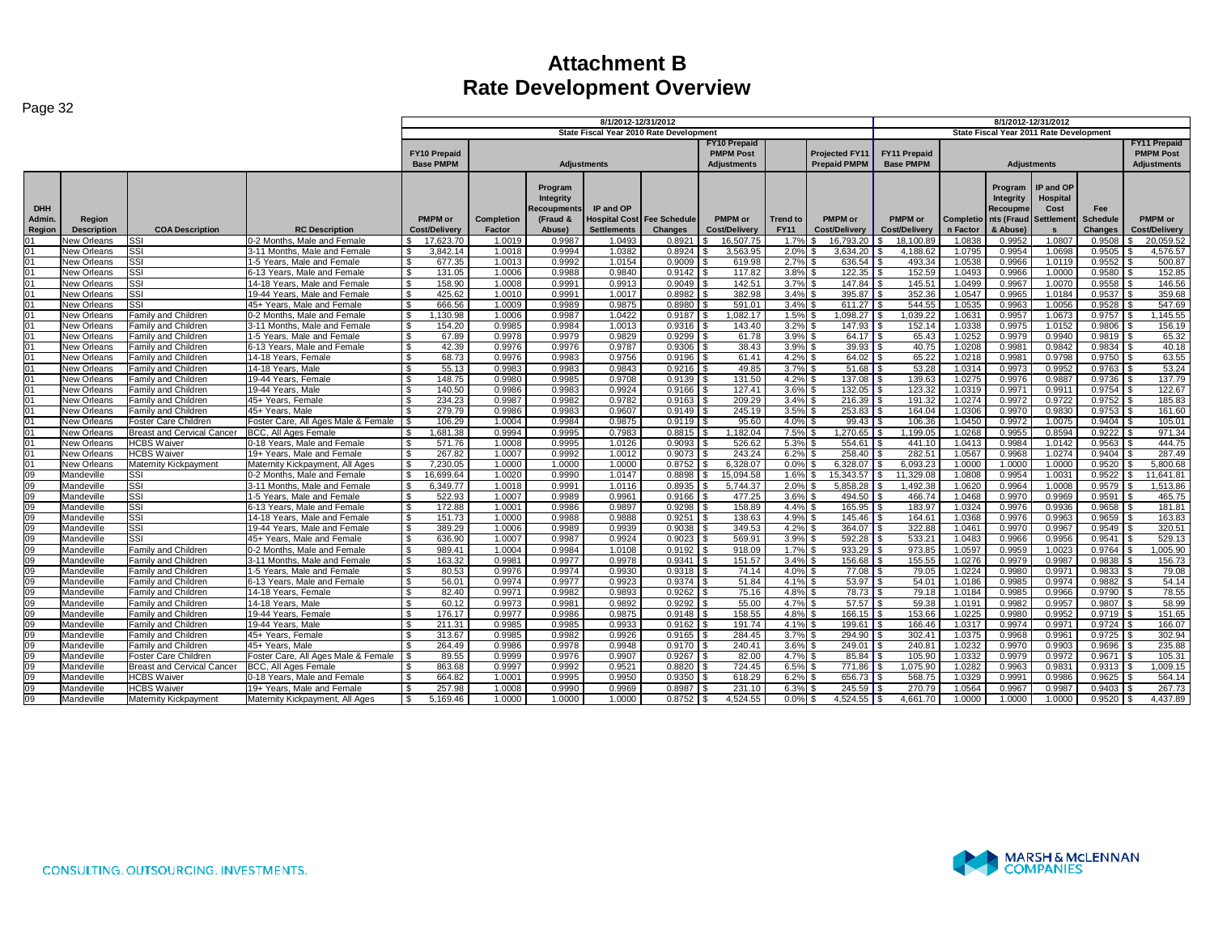# Attachment B
# Rate Development Overview

| | | | | 8/1/2012-12/31/2012 | | | | | | | | | 8/1/2012-12/31/2012 | | | | | |
|---|---|---|---|---|---|---|---|---|---|---|---|---|---|---|---|---|---|---|
| | | | | State Fiscal Year 2010 Rate Development | | | | | | | | | State Fiscal Year 2011 Rate Development | | | | | |
| | | | | FY10 Prepaid Base PMPM | Adjustments | | | | FY10 Prepaid PMPM Post Adjustments | | Projected FY11 Prepaid PMPM | | FY11 Prepaid Base PMPM | Adjustments | | | | FY11 Prepaid PMPM Post Adjustments |
| DHH Admin. Region | Region Description | COA Description | RC Description | PMPM or Cost/Delivery | Completion Factor | Program Integrity Recoupments (Fraud & Abuse) | IP and OP Hospital Cost Settlements | Fee Schedule Changes | PMPM or Cost/Delivery | Trend to FY11 | PMPM or Cost/Delivery | | PMPM or Cost/Delivery | Completion Factor | Program Integrity Recoupments (Fraud & Abuse) | IP and OP Hospital Cost Settlements | Fee Schedule Changes | PMPM or Cost/Delivery |
| 01 | New Orleans | SSI | 0-2 Months, Male and Female | $ 17,623.70 | 1.0019 | 0.9987 | 1.0493 | 0.8921 | $ 16,507.75 | 1.7% | $ 16,793.20 | | $ 18,100.89 | 1.0838 | 0.9952 | 1.0807 | 0.9508 | $ 20,059.52 |
| 01 | New Orleans | SSI | 3-11 Months, Male and Female | $ 3,842.14 | 1.0018 | 0.9994 | 1.0382 | 0.8924 | $ 3,563.95 | 2.0% | $ 3,634.20 | | $ 4,188.62 | 1.0795 | 0.9954 | 1.0698 | 0.9505 | $ 4,576.57 |
| 01 | New Orleans | SSI | 1-5 Years, Male and Female | $ 677.35 | 1.0013 | 0.9992 | 1.0154 | 0.9009 | $ 619.98 | 2.7% | $ 636.54 | | $ 493.34 | 1.0538 | 0.9966 | 1.0119 | 0.9552 | $ 500.87 |
| 01 | New Orleans | SSI | 6-13 Years, Male and Female | $ 131.05 | 1.0006 | 0.9988 | 0.9840 | 0.9142 | $ 117.82 | 3.8% | $ 122.35 | | $ 152.59 | 1.0493 | 0.9966 | 1.0000 | 0.9580 | $ 152.85 |
| 01 | New Orleans | SSI | 14-18 Years, Male and Female | $ 158.90 | 1.0008 | 0.9991 | 0.9913 | 0.9049 | $ 142.51 | 3.7% | $ 147.84 | | $ 145.51 | 1.0499 | 0.9967 | 1.0070 | 0.9558 | $ 146.56 |
| 01 | New Orleans | SSI | 19-44 Years, Male and Female | $ 425.62 | 1.0010 | 0.9991 | 1.0017 | 0.8982 | $ 382.98 | 3.4% | $ 395.87 | | $ 352.36 | 1.0547 | 0.9965 | 1.0184 | 0.9537 | $ 359.68 |
| 01 | New Orleans | SSI | 45+ Years, Male and Female | $ 666.56 | 1.0009 | 0.9989 | 0.9875 | 0.8980 | $ 591.01 | 3.4% | $ 611.27 | | $ 544.55 | 1.0535 | 0.9963 | 1.0056 | 0.9528 | $ 547.69 |
| 01 | New Orleans | Family and Children | 0-2 Months, Male and Female | $ 1,130.98 | 1.0006 | 0.9987 | 1.0422 | 0.9187 | $ 1,082.17 | 1.5% | $ 1,098.27 | | $ 1,039.22 | 1.0631 | 0.9957 | 1.0673 | 0.9757 | $ 1,145.55 |
| 01 | New Orleans | Family and Children | 3-11 Months, Male and Female | $ 154.20 | 0.9985 | 0.9984 | 1.0013 | 0.9316 | $ 143.40 | 3.2% | $ 147.93 | | $ 152.14 | 1.0338 | 0.9975 | 1.0152 | 0.9806 | $ 156.19 |
| 01 | New Orleans | Family and Children | 1-5 Years, Male and Female | $ 67.89 | 0.9978 | 0.9979 | 0.9829 | 0.9299 | $ 61.78 | 3.9% | $ 64.17 | | $ 65.43 | 1.0252 | 0.9979 | 0.9940 | 0.9819 | $ 65.32 |
| 01 | New Orleans | Family and Children | 6-13 Years, Male and Female | $ 42.39 | 0.9976 | 0.9976 | 0.9787 | 0.9306 | $ 38.43 | 3.9% | $ 39.93 | | $ 40.75 | 1.0208 | 0.9981 | 0.9842 | 0.9834 | $ 40.18 |
| 01 | New Orleans | Family and Children | 14-18 Years, Female | $ 68.73 | 0.9976 | 0.9983 | 0.9756 | 0.9196 | $ 61.41 | 4.2% | $ 64.02 | | $ 65.22 | 1.0218 | 0.9981 | 0.9798 | 0.9750 | $ 63.55 |
| 01 | New Orleans | Family and Children | 14-18 Years, Male | $ 55.13 | 0.9983 | 0.9983 | 0.9843 | 0.9216 | $ 49.85 | 3.7% | $ 51.68 | | $ 53.28 | 1.0314 | 0.9973 | 0.9952 | 0.9763 | $ 53.24 |
| 01 | New Orleans | Family and Children | 19-44 Years, Female | $ 148.75 | 0.9980 | 0.9985 | 0.9708 | 0.9139 | $ 131.50 | 4.2% | $ 137.08 | | $ 139.63 | 1.0275 | 0.9976 | 0.9887 | 0.9736 | $ 137.79 |
| 01 | New Orleans | Family and Children | 19-44 Years, Male | $ 140.50 | 0.9986 | 0.9983 | 0.9924 | 0.9166 | $ 127.41 | 3.6% | $ 132.05 | | $ 123.32 | 1.0319 | 0.9971 | 0.9911 | 0.9754 | $ 122.67 |
| 01 | New Orleans | Family and Children | 45+ Years, Female | $ 234.23 | 0.9987 | 0.9982 | 0.9782 | 0.9163 | $ 209.29 | 3.4% | $ 216.39 | | $ 191.32 | 1.0274 | 0.9972 | 0.9722 | 0.9752 | $ 185.83 |
| 01 | New Orleans | Family and Children | 45+ Years, Male | $ 279.79 | 0.9986 | 0.9983 | 0.9607 | 0.9149 | $ 245.19 | 3.5% | $ 253.83 | | $ 164.04 | 1.0306 | 0.9970 | 0.9830 | 0.9753 | $ 161.60 |
| 01 | New Orleans | Foster Care Children | Foster Care, All Ages Male & Female | $ 106.29 | 1.0004 | 0.9984 | 0.9875 | 0.9119 | $ 95.60 | 4.0% | $ 99.43 | | $ 106.36 | 1.0450 | 0.9972 | 1.0075 | 0.9404 | $ 105.01 |
| 01 | New Orleans | Breast and Cervical Cancer | BCC, All Ages Female | $ 1,681.38 | 0.9994 | 0.9995 | 0.7983 | 0.8815 | $ 1,182.04 | 7.5% | $ 1,270.65 | | $ 1,199.05 | 1.0268 | 0.9955 | 0.8594 | 0.9222 | $ 971.34 |
| 01 | New Orleans | HCBS Waiver | 0-18 Years, Male and Female | $ 571.76 | 1.0008 | 0.9995 | 1.0126 | 0.9093 | $ 526.62 | 5.3% | $ 554.61 | | $ 441.10 | 1.0413 | 0.9984 | 1.0142 | 0.9563 | $ 444.75 |
| 01 | New Orleans | HCBS Waiver | 19+ Years, Male and Female | $ 267.82 | 1.0007 | 0.9992 | 1.0012 | 0.9073 | $ 243.24 | 6.2% | $ 258.40 | | $ 282.51 | 1.0567 | 0.9968 | 1.0274 | 0.9404 | $ 287.49 |
| 01 | New Orleans | Maternity Kickpayment | Maternity Kickpayment, All Ages | $ 7,230.05 | 1.0000 | 1.0000 | 1.0000 | 0.8752 | $ 6,328.07 | 0.0% | $ 6,328.07 | | $ 6,093.23 | 1.0000 | 1.0000 | 1.0000 | 0.9520 | $ 5,800.68 |
| 09 | Mandeville | SSI | 0-2 Months, Male and Female | $ 16,699.64 | 1.0020 | 0.9990 | 1.0147 | 0.8898 | $ 15,094.58 | 1.6% | $ 15,343.57 | | $ 11,329.08 | 1.0808 | 0.9954 | 1.0031 | 0.9522 | $ 11,641.81 |
| 09 | Mandeville | SSI | 3-11 Months, Male and Female | $ 6,349.77 | 1.0018 | 0.9991 | 1.0116 | 0.8935 | $ 5,744.37 | 2.0% | $ 5,858.28 | | $ 1,492.38 | 1.0620 | 0.9964 | 1.0008 | 0.9579 | $ 1,513.86 |
| 09 | Mandeville | SSI | 1-5 Years, Male and Female | $ 522.93 | 1.0007 | 0.9989 | 0.9961 | 0.9166 | $ 477.25 | 3.6% | $ 494.50 | | $ 466.74 | 1.0468 | 0.9970 | 0.9969 | 0.9591 | $ 465.75 |
| 09 | Mandeville | SSI | 6-13 Years, Male and Female | $ 172.88 | 1.0001 | 0.9986 | 0.9897 | 0.9298 | $ 158.89 | 4.4% | $ 165.95 | | $ 183.97 | 1.0324 | 0.9976 | 0.9936 | 0.9658 | $ 181.81 |
| 09 | Mandeville | SSI | 14-18 Years, Male and Female | $ 151.73 | 1.0000 | 0.9988 | 0.9888 | 0.9251 | $ 138.63 | 4.9% | $ 145.46 | | $ 164.61 | 1.0368 | 0.9976 | 0.9963 | 0.9659 | $ 163.83 |
| 09 | Mandeville | SSI | 19-44 Years, Male and Female | $ 389.29 | 1.0006 | 0.9989 | 0.9939 | 0.9038 | $ 349.53 | 4.2% | $ 364.07 | | $ 322.88 | 1.0461 | 0.9970 | 0.9967 | 0.9549 | $ 320.51 |
| 09 | Mandeville | SSI | 45+ Years, Male and Female | $ 636.90 | 1.0007 | 0.9987 | 0.9924 | 0.9023 | $ 569.91 | 3.9% | $ 592.28 | | $ 533.21 | 1.0483 | 0.9966 | 0.9956 | 0.9541 | $ 529.13 |
| 09 | Mandeville | Family and Children | 0-2 Months, Male and Female | $ 989.41 | 1.0004 | 0.9984 | 1.0108 | 0.9192 | $ 918.09 | 1.7% | $ 933.29 | | $ 973.85 | 1.0597 | 0.9959 | 1.0023 | 0.9764 | $ 1,005.90 |
| 09 | Mandeville | Family and Children | 3-11 Months, Male and Female | $ 163.32 | 0.9981 | 0.9977 | 0.9978 | 0.9341 | $ 151.57 | 3.4% | $ 156.68 | | $ 155.55 | 1.0276 | 0.9979 | 0.9987 | 0.9838 | $ 156.73 |
| 09 | Mandeville | Family and Children | 1-5 Years, Male and Female | $ 80.53 | 0.9976 | 0.9974 | 0.9930 | 0.9318 | $ 74.14 | 4.0% | $ 77.08 | | $ 79.05 | 1.0224 | 0.9980 | 0.9971 | 0.9833 | $ 79.08 |
| 09 | Mandeville | Family and Children | 6-13 Years, Male and Female | $ 56.01 | 0.9974 | 0.9977 | 0.9923 | 0.9374 | $ 51.84 | 4.1% | $ 53.97 | | $ 54.01 | 1.0186 | 0.9985 | 0.9974 | 0.9882 | $ 54.14 |
| 09 | Mandeville | Family and Children | 14-18 Years, Female | $ 82.40 | 0.9971 | 0.9982 | 0.9893 | 0.9262 | $ 75.16 | 4.8% | $ 78.73 | | $ 79.18 | 1.0184 | 0.9985 | 0.9966 | 0.9790 | $ 78.55 |
| 09 | Mandeville | Family and Children | 14-18 Years, Male | $ 60.12 | 0.9973 | 0.9981 | 0.9892 | 0.9292 | $ 55.00 | 4.7% | $ 57.57 | | $ 59.38 | 1.0191 | 0.9982 | 0.9957 | 0.9807 | $ 58.99 |
| 09 | Mandeville | Family and Children | 19-44 Years, Female | $ 176.17 | 0.9977 | 0.9986 | 0.9875 | 0.9148 | $ 158.55 | 4.8% | $ 166.15 | | $ 153.66 | 1.0225 | 0.9980 | 0.9952 | 0.9719 | $ 151.65 |
| 09 | Mandeville | Family and Children | 19-44 Years, Male | $ 211.31 | 0.9985 | 0.9985 | 0.9933 | 0.9162 | $ 191.74 | 4.1% | $ 199.61 | | $ 166.46 | 1.0317 | 0.9974 | 0.9971 | 0.9724 | $ 166.07 |
| 09 | Mandeville | Family and Children | 45+ Years, Female | $ 313.67 | 0.9985 | 0.9982 | 0.9926 | 0.9165 | $ 284.45 | 3.7% | $ 294.90 | | $ 302.41 | 1.0375 | 0.9968 | 0.9961 | 0.9725 | $ 302.94 |
| 09 | Mandeville | Family and Children | 45+ Years, Male | $ 264.49 | 0.9986 | 0.9978 | 0.9948 | 0.9170 | $ 240.41 | 3.6% | $ 249.01 | | $ 240.81 | 1.0232 | 0.9970 | 0.9903 | 0.9696 | $ 235.88 |
| 09 | Mandeville | Foster Care Children | Foster Care, All Ages Male & Female | $ 89.55 | 0.9999 | 0.9976 | 0.9907 | 0.9267 | $ 82.00 | 4.7% | $ 85.84 | | $ 105.90 | 1.0332 | 0.9979 | 0.9972 | 0.9671 | $ 105.31 |
| 09 | Mandeville | Breast and Cervical Cancer | BCC, All Ages Female | $ 863.68 | 0.9997 | 0.9992 | 0.9521 | 0.8820 | $ 724.45 | 6.5% | $ 771.86 | | $ 1,075.90 | 1.0282 | 0.9963 | 0.9831 | 0.9313 | $ 1,009.15 |
| 09 | Mandeville | HCBS Waiver | 0-18 Years, Male and Female | $ 664.82 | 1.0001 | 0.9995 | 0.9950 | 0.9350 | $ 618.29 | 6.2% | $ 656.73 | | $ 568.75 | 1.0329 | 0.9991 | 0.9986 | 0.9625 | $ 564.14 |
| 09 | Mandeville | HCBS Waiver | 19+ Years, Male and Female | $ 257.98 | 1.0008 | 0.9990 | 0.9969 | 0.8987 | $ 231.10 | 6.3% | $ 245.59 | | $ 270.79 | 1.0564 | 0.9967 | 0.9987 | 0.9403 | $ 267.73 |
| 09 | Mandeville | Maternity Kickpayment | Maternity Kickpayment, All Ages | $ 5,169.46 | 1.0000 | 1.0000 | 1.0000 | 0.8752 | $ 4,524.55 | 0.0% | $ 4,524.55 | | $ 4,661.70 | 1.0000 | 1.0000 | 1.0000 | 0.9520 | $ 4,437.89 |

CONSULTING. OUTSOURCING. INVESTMENTS.

MARSH & McLENNAN COMPANIES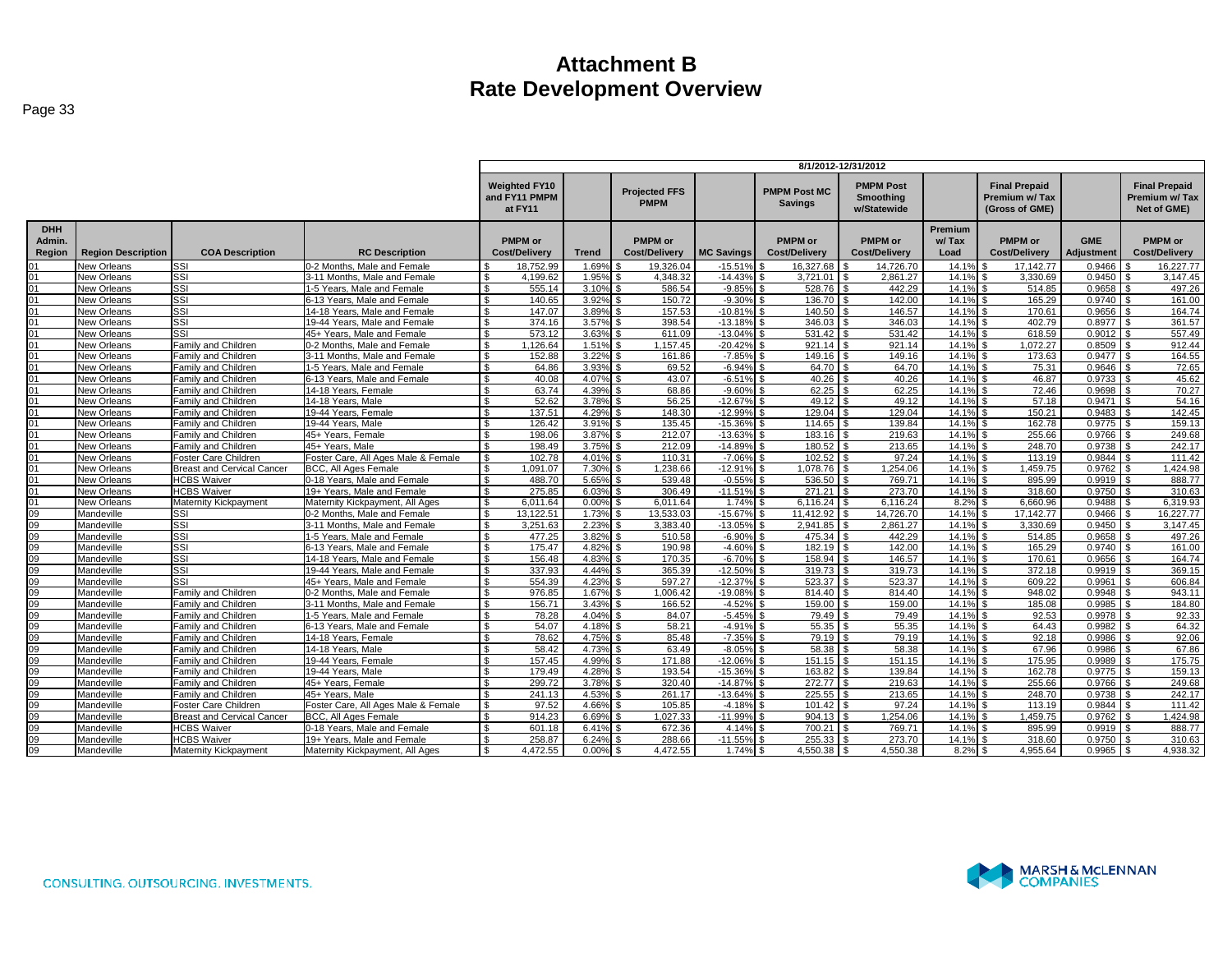# Attachment B
# Rate Development Overview

| | | | | 8/1/2012-12/31/2012 | | | | | | | | | |
|---|---|---|---|---|---|---|---|---|---|---|---|---|---|
| | | | | Weighted FY10 and FY11 PMPM at FY11 | | Projected FFS PMPM | | PMPM Post MC Savings | PMPM Post Smoothing w/Statewide | | Final Prepaid Premium w/ Tax (Gross of GME) | | Final Prepaid Premium w/ Tax Net of GME) |
| DHH Admin. Region | Region Description | COA Description | RC Description | PMPM or Cost/Delivery | Trend | PMPM or Cost/Delivery | MC Savings | PMPM or Cost/Delivery | PMPM or Cost/Delivery | Premium w/ Tax Load | PMPM or Cost/Delivery | GME Adjustment | PMPM or Cost/Delivery |
| 01 | New Orleans | SSI | 0-2 Months, Male and Female | $ 18,752.99 | 1.69% | $ 19,326.04 | -15.51% | $ 16,327.68 | $ 14,726.70 | 14.1% | $ 17,142.77 | 0.9466 | $ 16,227.77 |
| 01 | New Orleans | SSI | 3-11 Months, Male and Female | $ 4,199.62 | 1.95% | $ 4,348.32 | -14.43% | $ 3,721.01 | $ 2,861.27 | 14.1% | $ 3,330.69 | 0.9450 | $ 3,147.45 |
| 01 | New Orleans | SSI | 1-5 Years, Male and Female | $ 555.14 | 3.10% | $ 586.54 | -9.85% | $ 528.76 | $ 442.29 | 14.1% | $ 514.85 | 0.9658 | $ 497.26 |
| 01 | New Orleans | SSI | 6-13 Years, Male and Female | $ 140.65 | 3.92% | $ 150.72 | -9.30% | $ 136.70 | $ 142.00 | 14.1% | $ 165.29 | 0.9740 | $ 161.00 |
| 01 | New Orleans | SSI | 14-18 Years, Male and Female | $ 147.07 | 3.89% | $ 157.53 | -10.81% | $ 140.50 | $ 146.57 | 14.1% | $ 170.61 | 0.9656 | $ 164.74 |
| 01 | New Orleans | SSI | 19-44 Years, Male and Female | $ 374.16 | 3.57% | $ 398.54 | -13.18% | $ 346.03 | $ 346.03 | 14.1% | $ 402.79 | 0.8977 | $ 361.57 |
| 01 | New Orleans | SSI | 45+ Years, Male and Female | $ 573.12 | 3.63% | $ 611.09 | -13.04% | $ 531.42 | $ 531.42 | 14.1% | $ 618.59 | 0.9012 | $ 557.49 |
| 01 | New Orleans | Family and Children | 0-2 Months, Male and Female | $ 1,126.64 | 1.51% | $ 1,157.45 | -20.42% | $ 921.14 | $ 921.14 | 14.1% | $ 1,072.27 | 0.8509 | $ 912.44 |
| 01 | New Orleans | Family and Children | 3-11 Months, Male and Female | $ 152.88 | 3.22% | $ 161.86 | -7.85% | $ 149.16 | $ 149.16 | 14.1% | $ 173.63 | 0.9477 | $ 164.55 |
| 01 | New Orleans | Family and Children | 1-5 Years, Male and Female | $ 64.86 | 3.93% | $ 69.52 | -6.94% | $ 64.70 | $ 64.70 | 14.1% | $ 75.31 | 0.9646 | $ 72.65 |
| 01 | New Orleans | Family and Children | 6-13 Years, Male and Female | $ 40.08 | 4.07% | $ 43.07 | -6.51% | $ 40.26 | $ 40.26 | 14.1% | $ 46.87 | 0.9733 | $ 45.62 |
| 01 | New Orleans | Family and Children | 14-18 Years, Female | $ 63.74 | 4.39% | $ 68.86 | -9.60% | $ 62.25 | $ 62.25 | 14.1% | $ 72.46 | 0.9698 | $ 70.27 |
| 01 | New Orleans | Family and Children | 14-18 Years, Male | $ 52.62 | 3.78% | $ 56.25 | -12.67% | $ 49.12 | $ 49.12 | 14.1% | $ 57.18 | 0.9471 | $ 54.16 |
| 01 | New Orleans | Family and Children | 19-44 Years, Female | $ 137.51 | 4.29% | $ 148.30 | -12.99% | $ 129.04 | $ 129.04 | 14.1% | $ 150.21 | 0.9483 | $ 142.45 |
| 01 | New Orleans | Family and Children | 19-44 Years, Male | $ 126.42 | 3.91% | $ 135.45 | -15.36% | $ 114.65 | $ 139.84 | 14.1% | $ 162.78 | 0.9775 | $ 159.13 |
| 01 | New Orleans | Family and Children | 45+ Years, Female | $ 198.06 | 3.87% | $ 212.07 | -13.63% | $ 183.16 | $ 219.63 | 14.1% | $ 255.66 | 0.9766 | $ 249.68 |
| 01 | New Orleans | Family and Children | 45+ Years, Male | $ 198.49 | 3.75% | $ 212.09 | -14.89% | $ 180.52 | $ 213.65 | 14.1% | $ 248.70 | 0.9738 | $ 242.17 |
| 01 | New Orleans | Foster Care Children | Foster Care, All Ages Male & Female | $ 102.78 | 4.01% | $ 110.31 | -7.06% | $ 102.52 | $ 97.24 | 14.1% | $ 113.19 | 0.9844 | $ 111.42 |
| 01 | New Orleans | Breast and Cervical Cancer | BCC, All Ages Female | $ 1,091.07 | 7.30% | $ 1,238.66 | -12.91% | $ 1,078.76 | $ 1,254.06 | 14.1% | $ 1,459.75 | 0.9762 | $ 1,424.98 |
| 01 | New Orleans | HCBS Waiver | 0-18 Years, Male and Female | $ 488.70 | 5.65% | $ 539.48 | -0.55% | $ 536.50 | $ 769.71 | 14.1% | $ 895.99 | 0.9919 | $ 888.77 |
| 01 | New Orleans | HCBS Waiver | 19+ Years, Male and Female | $ 275.85 | 6.03% | $ 306.49 | -11.51% | $ 271.21 | $ 273.70 | 14.1% | $ 318.60 | 0.9750 | $ 310.63 |
| 01 | New Orleans | Maternity Kickpayment | Maternity Kickpayment, All Ages | $ 6,011.64 | 0.00% | $ 6,011.64 | 1.74% | $ 6,116.24 | $ 6,116.24 | 8.2% | $ 6,660.96 | 0.9488 | $ 6,319.93 |
| 09 | Mandeville | SSI | 0-2 Months, Male and Female | $ 13,122.51 | 1.73% | $ 13,533.03 | -15.67% | $ 11,412.92 | $ 14,726.70 | 14.1% | $ 17,142.77 | 0.9466 | $ 16,227.77 |
| 09 | Mandeville | SSI | 3-11 Months, Male and Female | $ 3,251.63 | 2.23% | $ 3,383.40 | -13.05% | $ 2,941.85 | $ 2,861.27 | 14.1% | $ 3,330.69 | 0.9450 | $ 3,147.45 |
| 09 | Mandeville | SSI | 1-5 Years, Male and Female | $ 477.25 | 3.82% | $ 510.58 | -6.90% | $ 475.34 | $ 442.29 | 14.1% | $ 514.85 | 0.9658 | $ 497.26 |
| 09 | Mandeville | SSI | 6-13 Years, Male and Female | $ 175.47 | 4.82% | $ 190.98 | -4.60% | $ 182.19 | $ 142.00 | 14.1% | $ 165.29 | 0.9740 | $ 161.00 |
| 09 | Mandeville | SSI | 14-18 Years, Male and Female | $ 156.48 | 4.83% | $ 170.35 | -6.70% | $ 158.94 | $ 146.57 | 14.1% | $ 170.61 | 0.9656 | $ 164.74 |
| 09 | Mandeville | SSI | 19-44 Years, Male and Female | $ 337.93 | 4.44% | $ 365.39 | -12.50% | $ 319.73 | $ 319.73 | 14.1% | $ 372.18 | 0.9919 | $ 369.15 |
| 09 | Mandeville | SSI | 45+ Years, Male and Female | $ 554.39 | 4.23% | $ 597.27 | -12.37% | $ 523.37 | $ 523.37 | 14.1% | $ 609.22 | 0.9961 | $ 606.84 |
| 09 | Mandeville | Family and Children | 0-2 Months, Male and Female | $ 976.85 | 1.67% | $ 1,006.42 | -19.08% | $ 814.40 | $ 814.40 | 14.1% | $ 948.02 | 0.9948 | $ 943.11 |
| 09 | Mandeville | Family and Children | 3-11 Months, Male and Female | $ 156.71 | 3.43% | $ 166.52 | -4.52% | $ 159.00 | $ 159.00 | 14.1% | $ 185.08 | 0.9985 | $ 184.80 |
| 09 | Mandeville | Family and Children | 1-5 Years, Male and Female | $ 78.28 | 4.04% | $ 84.07 | -5.45% | $ 79.49 | $ 79.49 | 14.1% | $ 92.53 | 0.9978 | $ 92.33 |
| 09 | Mandeville | Family and Children | 6-13 Years, Male and Female | $ 54.07 | 4.18% | $ 58.21 | -4.91% | $ 55.35 | $ 55.35 | 14.1% | $ 64.43 | 0.9982 | $ 64.32 |
| 09 | Mandeville | Family and Children | 14-18 Years, Female | $ 78.62 | 4.75% | $ 85.48 | -7.35% | $ 79.19 | $ 79.19 | 14.1% | $ 92.18 | 0.9986 | $ 92.06 |
| 09 | Mandeville | Family and Children | 14-18 Years, Male | $ 58.42 | 4.73% | $ 63.49 | -8.05% | $ 58.38 | $ 58.38 | 14.1% | $ 67.96 | 0.9986 | $ 67.86 |
| 09 | Mandeville | Family and Children | 19-44 Years, Female | $ 157.45 | 4.99% | $ 171.88 | -12.06% | $ 151.15 | $ 151.15 | 14.1% | $ 175.95 | 0.9989 | $ 175.75 |
| 09 | Mandeville | Family and Children | 19-44 Years, Male | $ 179.49 | 4.28% | $ 193.54 | -15.36% | $ 163.82 | $ 139.84 | 14.1% | $ 162.78 | 0.9775 | $ 159.13 |
| 09 | Mandeville | Family and Children | 45+ Years, Female | $ 299.72 | 3.78% | $ 320.40 | -14.87% | $ 272.77 | $ 219.63 | 14.1% | $ 255.66 | 0.9766 | $ 249.68 |
| 09 | Mandeville | Family and Children | 45+ Years, Male | $ 241.13 | 4.53% | $ 261.17 | -13.64% | $ 225.55 | $ 213.65 | 14.1% | $ 248.70 | 0.9738 | $ 242.17 |
| 09 | Mandeville | Foster Care Children | Foster Care, All Ages Male & Female | $ 97.52 | 4.66% | $ 105.85 | -4.18% | $ 101.42 | $ 97.24 | 14.1% | $ 113.19 | 0.9844 | $ 111.42 |
| 09 | Mandeville | Breast and Cervical Cancer | BCC, All Ages Female | $ 914.23 | 6.69% | $ 1,027.33 | -11.99% | $ 904.13 | $ 1,254.06 | 14.1% | $ 1,459.75 | 0.9762 | $ 1,424.98 |
| 09 | Mandeville | HCBS Waiver | 0-18 Years, Male and Female | $ 601.18 | 6.41% | $ 672.36 | 4.14% | $ 700.21 | $ 769.71 | 14.1% | $ 895.99 | 0.9919 | $ 888.77 |
| 09 | Mandeville | HCBS Waiver | 19+ Years, Male and Female | $ 258.87 | 6.24% | $ 288.66 | -11.55% | $ 255.33 | $ 273.70 | 14.1% | $ 318.60 | 0.9750 | $ 310.63 |
| 09 | Mandeville | Maternity Kickpayment | Maternity Kickpayment, All Ages | $ 4,472.55 | 0.00% | $ 4,472.55 | 1.74% | $ 4,550.38 | $ 4,550.38 | 8.2% | $ 4,955.64 | 0.9965 | $ 4,938.32 |

CONSULTING. OUTSOURCING. INVESTMENTS.

MARSH & McLENNAN COMPANIES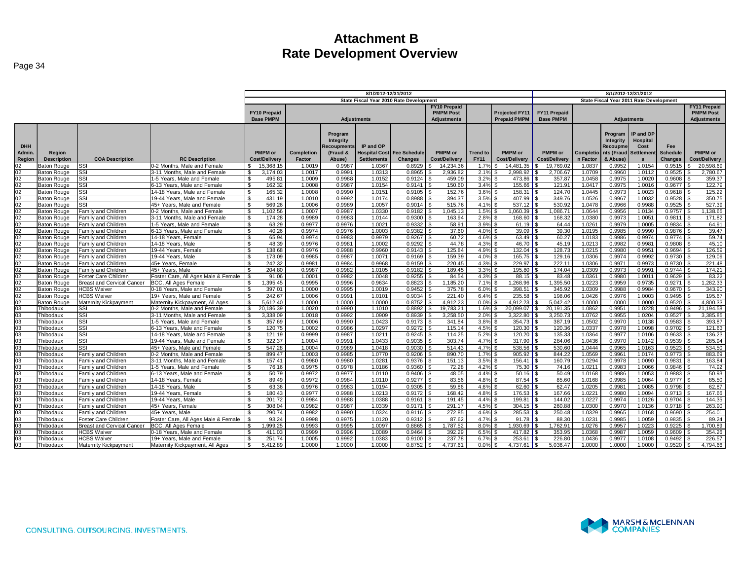# Attachment B
# Rate Development Overview

| | | | | 8/1/2012-12/31/2012 | | | | | | | | | 8/1/2012-12/31/2012 | | | | | |
|---|---|---|---|---|---|---|---|---|---|---|---|---|---|---|---|---|---|---|
| | | | | State Fiscal Year 2010 Rate Development | | | | | | | | | State Fiscal Year 2011 Rate Development | | | | | |
| | | | | FY10 Prepaid Base PMPM | Adjustments | | | | FY10 Prepaid PMPM Post Adjustments | | Projected FY11 Prepaid PMPM | | FY11 Prepaid Base PMPM | Adjustments | | | | FY11 Prepaid PMPM Post Adjustments |
| DHH Admin. Region | Region Description | COA Description | RC Description | PMPM or Cost/Delivery | Completion Factor | Program Integrity Recoupments (Fraud & Abuse) | IP and OP Hospital Cost Settlements | Fee Schedule Changes | PMPM or Cost/Delivery | Trend to FY11 | PMPM or Cost/Delivery | | PMPM or Cost/Delivery | Completion Factor | Program Integrity Recoupments (Fraud & Abuse) | IP and OP Hospital Cost Settlements | Fee Schedule Changes | PMPM or Cost/Delivery |
| 02 | Baton Rouge | SSI | 0-2 Months, Male and Female | $ 15,368.15 | 1.0019 | 0.9987 | 1.0367 | 0.8929 | $ 14,234.36 | 1.7% | $ 14,481.35 | | $ 19,769.02 | 1.0837 | 0.9952 | 1.0154 | 0.9515 | $ 20,598.69 |
| 02 | Baton Rouge | SSI | 3-11 Months, Male and Female | $ 3,174.03 | 1.0017 | 0.9991 | 1.0313 | 0.8965 | $ 2,936.82 | 2.1% | $ 2,998.92 | | $ 2,706.67 | 1.0709 | 0.9960 | 1.0112 | 0.9525 | $ 2,780.67 |
| 02 | Baton Rouge | SSI | 1-5 Years, Male and Female | $ 495.81 | 1.0009 | 0.9988 | 1.0152 | 0.9124 | $ 459.09 | 3.2% | $ 473.86 | | $ 357.87 | 1.0458 | 0.9975 | 1.0020 | 0.9608 | $ 359.37 |
| 02 | Baton Rouge | SSI | 6-13 Years, Male and Female | $ 162.32 | 1.0008 | 0.9987 | 1.0154 | 0.9141 | $ 150.60 | 3.4% | $ 155.66 | | $ 121.91 | 1.0417 | 0.9975 | 1.0016 | 0.9677 | $ 122.79 |
| 02 | Baton Rouge | SSI | 14-18 Years, Male and Female | $ 165.32 | 1.0008 | 0.9990 | 1.0151 | 0.9105 | $ 152.76 | 3.6% | $ 158.31 | | $ 124.70 | 1.0445 | 0.9973 | 1.0023 | 0.9618 | $ 125.22 |
| 02 | Baton Rouge | SSI | 19-44 Years, Male and Female | $ 431.19 | 1.0010 | 0.9992 | 1.0174 | 0.8988 | $ 394.37 | 3.5% | $ 407.99 | | $ 349.76 | 1.0526 | 0.9967 | 1.0032 | 0.9528 | $ 350.75 |
| 02 | Baton Rouge | SSI | 45+ Years, Male and Female | $ 569.26 | 1.0006 | 0.9989 | 1.0057 | 0.9014 | $ 515.76 | 4.1% | $ 537.12 | | $ 530.92 | 1.0478 | 0.9966 | 0.9988 | 0.9525 | $ 527.39 |
| 02 | Baton Rouge | Family and Children | 0-2 Months, Male and Female | $ 1,102.56 | 1.0007 | 0.9987 | 1.0330 | 0.9182 | $ 1,045.13 | 1.5% | $ 1,060.39 | | $ 1,086.71 | 1.0644 | 0.9956 | 1.0134 | 0.9757 | $ 1,138.65 |
| 02 | Baton Rouge | Family and Children | 3-11 Months, Male and Female | $ 174.28 | 0.9989 | 0.9983 | 1.0144 | 0.9300 | $ 163.94 | 2.8% | $ 168.60 | | $ 168.32 | 1.0380 | 0.9973 | 1.0051 | 0.9811 | $ 171.82 |
| 02 | Baton Rouge | Family and Children | 1-5 Years, Male and Female | $ 63.29 | 0.9977 | 0.9976 | 1.0021 | 0.9332 | $ 58.91 | 3.9% | $ 61.19 | | $ 64.44 | 1.0261 | 0.9979 | 1.0005 | 0.9834 | $ 64.91 |
| 02 | Baton Rouge | Family and Children | 6-13 Years, Male and Female | $ 40.26 | 0.9974 | 0.9976 | 1.0003 | 0.9382 | $ 37.60 | 4.0% | $ 39.09 | | $ 39.30 | 1.0195 | 0.9985 | 0.9990 | 0.9876 | $ 39.47 |
| 02 | Baton Rouge | Family and Children | 14-18 Years, Female | $ 65.94 | 0.9974 | 0.9983 | 0.9979 | 0.9267 | $ 60.72 | 4.6% | $ 63.49 | | $ 60.27 | 1.0183 | 0.9986 | 0.9974 | 0.9774 | $ 59.74 |
| 02 | Baton Rouge | Family and Children | 14-18 Years, Male | $ 48.39 | 0.9976 | 0.9981 | 1.0002 | 0.9292 | $ 44.78 | 4.3% | $ 46.70 | | $ 45.19 | 1.0213 | 0.9982 | 0.9981 | 0.9808 | $ 45.10 |
| 02 | Baton Rouge | Family and Children | 19-44 Years, Female | $ 138.68 | 0.9976 | 0.9988 | 0.9960 | 0.9143 | $ 125.84 | 4.9% | $ 132.04 | | $ 128.73 | 1.0215 | 0.9980 | 0.9951 | 0.9694 | $ 126.59 |
| 02 | Baton Rouge | Family and Children | 19-44 Years, Male | $ 173.09 | 0.9985 | 0.9987 | 1.0071 | 0.9169 | $ 159.39 | 4.0% | $ 165.75 | | $ 129.16 | 1.0306 | 0.9974 | 0.9992 | 0.9730 | $ 129.09 |
| 02 | Baton Rouge | Family and Children | 45+ Years, Female | $ 242.32 | 0.9981 | 0.9984 | 0.9968 | 0.9159 | $ 220.45 | 4.3% | $ 229.97 | | $ 222.11 | 1.0306 | 0.9971 | 0.9973 | 0.9730 | $ 221.48 |
| 02 | Baton Rouge | Family and Children | 45+ Years, Male | $ 204.80 | 0.9987 | 0.9982 | 1.0105 | 0.9182 | $ 189.45 | 3.3% | $ 195.80 | | $ 174.04 | 1.0309 | 0.9973 | 0.9991 | 0.9744 | $ 174.21 |
| 02 | Baton Rouge | Foster Care Children | Foster Care, All Ages Male & Female | $ 91.06 | 1.0001 | 0.9982 | 1.0048 | 0.9255 | $ 84.54 | 4.3% | $ 88.15 | | $ 83.48 | 1.0361 | 0.9980 | 1.0011 | 0.9629 | $ 83.22 |
| 02 | Baton Rouge | Breast and Cervical Cancer | BCC, All Ages Female | $ 1,395.45 | 0.9995 | 0.9996 | 0.9634 | 0.8823 | $ 1,185.20 | 7.1% | $ 1,268.96 | | $ 1,395.50 | 1.0223 | 0.9959 | 0.9735 | 0.9271 | $ 1,282.33 |
| 02 | Baton Rouge | HCBS Waiver | 0-18 Years, Male and Female | $ 397.01 | 1.0000 | 0.9995 | 1.0019 | 0.9452 | $ 375.78 | 6.0% | $ 398.51 | | $ 345.92 | 1.0309 | 0.9988 | 0.9984 | 0.9670 | $ 343.90 |
| 02 | Baton Rouge | HCBS Waiver | 19+ Years, Male and Female | $ 242.67 | 1.0006 | 0.9991 | 1.0101 | 0.9034 | $ 221.40 | 6.4% | $ 235.58 | | $ 198.06 | 1.0426 | 0.9976 | 1.0003 | 0.9495 | $ 195.67 |
| 02 | Baton Rouge | Maternity Kickpayment | Maternity Kickpayment, All Ages | $ 5,612.40 | 1.0000 | 1.0000 | 1.0000 | 0.8752 | $ 4,912.23 | 0.0% | $ 4,912.23 | | $ 5,042.42 | 1.0000 | 1.0000 | 1.0000 | 0.9520 | $ 4,800.33 |
| 03 | Thibodaux | SSI | 0-2 Months, Male and Female | $ 20,186.39 | 1.0020 | 0.9990 | 1.1010 | 0.8892 | $ 19,783.21 | 1.6% | $ 20,099.07 | | $ 20,191.35 | 1.0862 | 0.9951 | 1.0228 | 0.9496 | $ 21,194.58 |
| 03 | Thibodaux | SSI | 3-11 Months, Male and Female | $ 3,338.09 | 1.0018 | 0.9992 | 1.0909 | 0.8939 | $ 3,258.50 | 2.0% | $ 3,322.80 | | $ 3,250.73 | 1.0762 | 0.9955 | 1.0204 | 0.9527 | $ 3,385.85 |
| 03 | Thibodaux | SSI | 1-5 Years, Male and Female | $ 357.69 | 1.0006 | 0.9990 | 1.0423 | 0.9173 | $ 341.84 | 3.8% | $ 354.73 | | $ 387.19 | 1.0502 | 0.9970 | 1.0138 | 0.9583 | $ 393.87 |
| 03 | Thibodaux | SSI | 6-13 Years, Male and Female | $ 120.75 | 1.0002 | 0.9986 | 1.0297 | 0.9272 | $ 115.14 | 4.5% | $ 120.30 | | $ 120.36 | 1.0337 | 0.9978 | 1.0098 | 0.9702 | $ 121.63 |
| 03 | Thibodaux | SSI | 14-18 Years, Male and Female | $ 121.19 | 0.9999 | 0.9987 | 1.0211 | 0.9245 | $ 114.25 | 5.2% | $ 120.20 | | $ 135.33 | 1.0364 | 0.9977 | 1.0106 | 0.9633 | $ 136.23 |
| 03 | Thibodaux | SSI | 19-44 Years, Male and Female | $ 322.37 | 1.0004 | 0.9991 | 1.0433 | 0.9035 | $ 303.74 | 4.7% | $ 317.90 | | $ 284.06 | 1.0436 | 0.9970 | 1.0142 | 0.9539 | $ 285.94 |
| 03 | Thibodaux | SSI | 45+ Years, Male and Female | $ 547.28 | 1.0004 | 0.9989 | 1.0418 | 0.9030 | $ 514.43 | 4.7% | $ 538.56 | | $ 530.60 | 1.0444 | 0.9965 | 1.0163 | 0.9523 | $ 534.50 |
| 03 | Thibodaux | Family and Children | 0-2 Months, Male and Female | $ 899.47 | 1.0003 | 0.9985 | 1.0770 | 0.9206 | $ 890.70 | 1.7% | $ 905.92 | | $ 844.22 | 1.0569 | 0.9961 | 1.0174 | 0.9773 | $ 883.69 |
| 03 | Thibodaux | Family and Children | 3-11 Months, Male and Female | $ 157.41 | 0.9980 | 0.9980 | 1.0281 | 0.9376 | $ 151.13 | 3.5% | $ 156.41 | | $ 160.79 | 1.0294 | 0.9978 | 1.0090 | 0.9831 | $ 163.84 |
| 03 | Thibodaux | Family and Children | 1-5 Years, Male and Female | $ 76.16 | 0.9975 | 0.9978 | 1.0186 | 0.9360 | $ 72.28 | 4.2% | $ 75.30 | | $ 74.16 | 1.0211 | 0.9983 | 1.0066 | 0.9846 | $ 74.92 |
| 03 | Thibodaux | Family and Children | 6-13 Years, Male and Female | $ 50.79 | 0.9972 | 0.9977 | 1.0110 | 0.9406 | $ 48.05 | 4.4% | $ 50.16 | | $ 50.49 | 1.0168 | 0.9986 | 1.0053 | 0.9883 | $ 50.93 |
| 03 | Thibodaux | Family and Children | 14-18 Years, Female | $ 89.49 | 0.9972 | 0.9984 | 1.0110 | 0.9277 | $ 83.56 | 4.8% | $ 87.54 | | $ 85.60 | 1.0168 | 0.9985 | 1.0064 | 0.9777 | $ 85.50 |
| 03 | Thibodaux | Family and Children | 14-18 Years, Male | $ 63.36 | 0.9976 | 0.9983 | 1.0194 | 0.9305 | $ 59.86 | 4.6% | $ 62.60 | | $ 62.47 | 1.0205 | 0.9981 | 1.0085 | 0.9798 | $ 62.87 |
| 03 | Thibodaux | Family and Children | 19-44 Years, Female | $ 180.43 | 0.9977 | 0.9988 | 1.0213 | 0.9172 | $ 168.42 | 4.8% | $ 176.53 | | $ 167.66 | 1.0221 | 0.9980 | 1.0094 | 0.9713 | $ 167.66 |
| 03 | Thibodaux | Family and Children | 19-44 Years, Male | $ 201.72 | 0.9984 | 0.9988 | 1.0388 | 0.9161 | $ 191.45 | 4.4% | $ 199.81 | | $ 144.02 | 1.0227 | 0.9974 | 1.0126 | 0.9704 | $ 144.35 |
| 03 | Thibodaux | Family and Children | 45+ Years, Female | $ 308.04 | 0.9982 | 0.9987 | 1.0339 | 0.9171 | $ 291.17 | 4.5% | $ 304.15 | | $ 260.88 | 1.0300 | 0.9970 | 1.0136 | 0.9718 | $ 263.90 |
| 03 | Thibodaux | Family and Children | 45+ Years, Male | $ 290.74 | 0.9982 | 0.9990 | 1.0324 | 0.9116 | $ 272.85 | 4.6% | $ 285.53 | | $ 250.48 | 1.0329 | 0.9965 | 1.0168 | 0.9690 | $ 254.01 |
| 03 | Thibodaux | Foster Care Children | Foster Care, All Ages Male & Female | $ 93.24 | 0.9998 | 0.9975 | 1.0120 | 0.9312 | $ 87.62 | 4.7% | $ 91.78 | | $ 88.30 | 1.0231 | 0.9985 | 1.0059 | 0.9835 | $ 89.24 |
| 03 | Thibodaux | Breast and Cervical Cancer | BCC, All Ages Female | $ 1,999.25 | 0.9993 | 0.9995 | 1.0097 | 0.8865 | $ 1,787.52 | 8.0% | $ 1,930.69 | | $ 1,762.91 | 1.0276 | 0.9957 | 1.0223 | 0.9225 | $ 1,700.89 |
| 03 | Thibodaux | HCBS Waiver | 0-18 Years, Male and Female | $ 411.03 | 0.9999 | 0.9996 | 1.0089 | 0.9464 | $ 392.29 | 6.5% | $ 417.82 | | $ 353.95 | 1.0368 | 0.9987 | 1.0059 | 0.9609 | $ 354.26 |
| 03 | Thibodaux | HCBS Waiver | 19+ Years, Male and Female | $ 251.74 | 1.0005 | 0.9992 | 1.0383 | 0.9100 | $ 237.78 | 6.7% | $ 253.61 | | $ 226.80 | 1.0436 | 0.9977 | 1.0108 | 0.9492 | $ 226.57 |
| 03 | Thibodaux | Maternity Kickpayment | Maternity Kickpayment, All Ages | $ 5,412.89 | 1.0000 | 1.0000 | 1.0000 | 0.8752 | $ 4,737.61 | 0.0% | $ 4,737.61 | | $ 5,036.47 | 1.0000 | 1.0000 | 1.0000 | 0.9520 | $ 4,794.66 |

CONSULTING. OUTSOURCING. INVESTMENTS.

MARSH & McLENNAN COMPANIES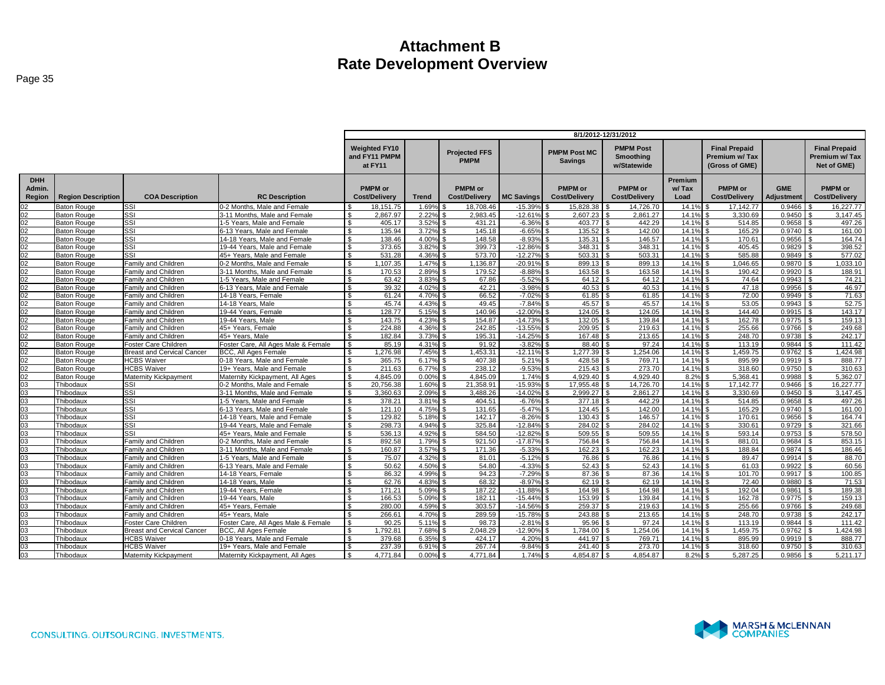# Attachment B
## Rate Development Overview

| | | | | 8/1/2012-12/31/2012 | | | | | | | | | |
|---|---|---|---|---|---|---|---|---|---|---|---|---|---|
| | | | | Weighted FY10 and FY11 PMPM at FY11 | | Projected FFS PMPM | | PMPM Post MC Savings | PMPM Post Smoothing w/Statewide | | Final Prepaid Premium w/ Tax (Gross of GME) | | Final Prepaid Premium w/ Tax Net of GME) |
| DHH Admin. Region | Region Description | COA Description | RC Description | PMPM or Cost/Delivery | Trend | PMPM or Cost/Delivery | MC Savings | PMPM or Cost/Delivery | PMPM or Cost/Delivery | Premium w/ Tax Load | PMPM or Cost/Delivery | GME Adjustment | PMPM or Cost/Delivery |
| 02 | Baton Rouge | SSI | 0-2 Months, Male and Female | $ 18,151.75 | 1.69% | $ 18,708.46 | -15.39% | $ 15,828.38 | $ 14,726.70 | 14.1% | $ 17,142.77 | 0.9466 | $ 16,227.77 |
| 02 | Baton Rouge | SSI | 3-11 Months, Male and Female | $ 2,867.97 | 2.22% | $ 2,983.45 | -12.61% | $ 2,607.23 | $ 2,861.27 | 14.1% | $ 3,330.69 | 0.9450 | $ 3,147.45 |
| 02 | Baton Rouge | SSI | 1-5 Years, Male and Female | $ 405.17 | 3.52% | $ 431.21 | -6.36% | $ 403.77 | $ 442.29 | 14.1% | $ 514.85 | 0.9658 | $ 497.26 |
| 02 | Baton Rouge | SSI | 6-13 Years, Male and Female | $ 135.94 | 3.72% | $ 145.18 | -6.65% | $ 135.52 | $ 142.00 | 14.1% | $ 165.29 | 0.9740 | $ 161.00 |
| 02 | Baton Rouge | SSI | 14-18 Years, Male and Female | $ 138.46 | 4.00% | $ 148.58 | -8.93% | $ 135.31 | $ 146.57 | 14.1% | $ 170.61 | 0.9656 | $ 164.74 |
| 02 | Baton Rouge | SSI | 19-44 Years, Male and Female | $ 373.65 | 3.82% | $ 399.73 | -12.86% | $ 348.31 | $ 348.31 | 14.1% | $ 405.45 | 0.9829 | $ 398.52 |
| 02 | Baton Rouge | SSI | 45+ Years, Male and Female | $ 531.28 | 4.36% | $ 573.70 | -12.27% | $ 503.31 | $ 503.31 | 14.1% | $ 585.88 | 0.9849 | $ 577.02 |
| 02 | Baton Rouge | Family and Children | 0-2 Months, Male and Female | $ 1,107.35 | 1.47% | $ 1,136.87 | -20.91% | $ 899.13 | $ 899.13 | 14.1% | $ 1,046.65 | 0.9870 | $ 1,033.10 |
| 02 | Baton Rouge | Family and Children | 3-11 Months, Male and Female | $ 170.53 | 2.89% | $ 179.52 | -8.88% | $ 163.58 | $ 163.58 | 14.1% | $ 190.42 | 0.9920 | $ 188.91 |
| 02 | Baton Rouge | Family and Children | 1-5 Years, Male and Female | $ 63.42 | 3.83% | $ 67.86 | -5.52% | $ 64.12 | $ 64.12 | 14.1% | $ 74.64 | 0.9943 | $ 74.21 |
| 02 | Baton Rouge | Family and Children | 6-13 Years, Male and Female | $ 39.32 | 4.02% | $ 42.21 | -3.98% | $ 40.53 | $ 40.53 | 14.1% | $ 47.18 | 0.9956 | $ 46.97 |
| 02 | Baton Rouge | Family and Children | 14-18 Years, Female | $ 61.24 | 4.70% | $ 66.52 | -7.02% | $ 61.85 | $ 61.85 | 14.1% | $ 72.00 | 0.9949 | $ 71.63 |
| 02 | Baton Rouge | Family and Children | 14-18 Years, Male | $ 45.74 | 4.43% | $ 49.45 | -7.84% | $ 45.57 | $ 45.57 | 14.1% | $ 53.05 | 0.9943 | $ 52.75 |
| 02 | Baton Rouge | Family and Children | 19-44 Years, Female | $ 128.77 | 5.15% | $ 140.96 | -12.00% | $ 124.05 | $ 124.05 | 14.1% | $ 144.40 | 0.9915 | $ 143.17 |
| 02 | Baton Rouge | Family and Children | 19-44 Years, Male | $ 143.75 | 4.23% | $ 154.87 | -14.73% | $ 132.05 | $ 139.84 | 14.1% | $ 162.78 | 0.9775 | $ 159.13 |
| 02 | Baton Rouge | Family and Children | 45+ Years, Female | $ 224.88 | 4.36% | $ 242.85 | -13.55% | $ 209.95 | $ 219.63 | 14.1% | $ 255.66 | 0.9766 | $ 249.68 |
| 02 | Baton Rouge | Family and Children | 45+ Years, Male | $ 182.84 | 3.73% | $ 195.31 | -14.25% | $ 167.48 | $ 213.65 | 14.1% | $ 248.70 | 0.9738 | $ 242.17 |
| 02 | Baton Rouge | Foster Care Children | Foster Care, All Ages Male & Female | $ 85.19 | 4.31% | $ 91.92 | -3.82% | $ 88.40 | $ 97.24 | 14.1% | $ 113.19 | 0.9844 | $ 111.42 |
| 02 | Baton Rouge | Breast and Cervical Cancer | BCC, All Ages Female | $ 1,276.98 | 7.45% | $ 1,453.31 | -12.11% | $ 1,277.39 | $ 1,254.06 | 14.1% | $ 1,459.75 | 0.9762 | $ 1,424.98 |
| 02 | Baton Rouge | HCBS Waiver | 0-18 Years, Male and Female | $ 365.75 | 6.17% | $ 407.38 | 5.21% | $ 428.58 | $ 769.71 | 14.1% | $ 895.99 | 0.9919 | $ 888.77 |
| 02 | Baton Rouge | HCBS Waiver | 19+ Years, Male and Female | $ 211.63 | 6.77% | $ 238.12 | -9.53% | $ 215.43 | $ 273.70 | 14.1% | $ 318.60 | 0.9750 | $ 310.63 |
| 02 | Baton Rouge | Maternity Kickpayment | Maternity Kickpayment, All Ages | $ 4,845.09 | 0.00% | $ 4,845.09 | 1.74% | $ 4,929.40 | $ 4,929.40 | 8.2% | $ 5,368.41 | 0.9988 | $ 5,362.07 |
| 03 | Thibodaux | SSI | 0-2 Months, Male and Female | $ 20,756.38 | 1.60% | $ 21,358.91 | -15.93% | $ 17,955.48 | $ 14,726.70 | 14.1% | $ 17,142.77 | 0.9466 | $ 16,227.77 |
| 03 | Thibodaux | SSI | 3-11 Months, Male and Female | $ 3,360.63 | 2.09% | $ 3,488.26 | -14.02% | $ 2,999.27 | $ 2,861.27 | 14.1% | $ 3,330.69 | 0.9450 | $ 3,147.45 |
| 03 | Thibodaux | SSI | 1-5 Years, Male and Female | $ 378.21 | 3.81% | $ 404.51 | -6.76% | $ 377.18 | $ 442.29 | 14.1% | $ 514.85 | 0.9658 | $ 497.26 |
| 03 | Thibodaux | SSI | 6-13 Years, Male and Female | $ 121.10 | 4.75% | $ 131.65 | -5.47% | $ 124.45 | $ 142.00 | 14.1% | $ 165.29 | 0.9740 | $ 161.00 |
| 03 | Thibodaux | SSI | 14-18 Years, Male and Female | $ 129.82 | 5.18% | $ 142.17 | -8.26% | $ 130.43 | $ 146.57 | 14.1% | $ 170.61 | 0.9656 | $ 164.74 |
| 03 | Thibodaux | SSI | 19-44 Years, Male and Female | $ 298.73 | 4.94% | $ 325.84 | -12.84% | $ 284.02 | $ 284.02 | 14.1% | $ 330.61 | 0.9729 | $ 321.66 |
| 03 | Thibodaux | SSI | 45+ Years, Male and Female | $ 536.13 | 4.92% | $ 584.50 | -12.82% | $ 509.55 | $ 509.55 | 14.1% | $ 593.14 | 0.9753 | $ 578.50 |
| 03 | Thibodaux | Family and Children | 0-2 Months, Male and Female | $ 892.58 | 1.79% | $ 921.50 | -17.87% | $ 756.84 | $ 756.84 | 14.1% | $ 881.01 | 0.9684 | $ 853.15 |
| 03 | Thibodaux | Family and Children | 3-11 Months, Male and Female | $ 160.87 | 3.57% | $ 171.36 | -5.33% | $ 162.23 | $ 162.23 | 14.1% | $ 188.84 | 0.9874 | $ 186.46 |
| 03 | Thibodaux | Family and Children | 1-5 Years, Male and Female | $ 75.07 | 4.32% | $ 81.01 | -5.12% | $ 76.86 | $ 76.86 | 14.1% | $ 89.47 | 0.9914 | $ 88.70 |
| 03 | Thibodaux | Family and Children | 6-13 Years, Male and Female | $ 50.62 | 4.50% | $ 54.80 | -4.33% | $ 52.43 | $ 52.43 | 14.1% | $ 61.03 | 0.9922 | $ 60.56 |
| 03 | Thibodaux | Family and Children | 14-18 Years, Female | $ 86.32 | 4.99% | $ 94.23 | -7.29% | $ 87.36 | $ 87.36 | 14.1% | $ 101.70 | 0.9917 | $ 100.85 |
| 03 | Thibodaux | Family and Children | 14-18 Years, Male | $ 62.76 | 4.83% | $ 68.32 | -8.97% | $ 62.19 | $ 62.19 | 14.1% | $ 72.40 | 0.9880 | $ 71.53 |
| 03 | Thibodaux | Family and Children | 19-44 Years, Female | $ 171.21 | 5.09% | $ 187.22 | -11.88% | $ 164.98 | $ 164.98 | 14.1% | $ 192.04 | 0.9861 | $ 189.38 |
| 03 | Thibodaux | Family and Children | 19-44 Years, Male | $ 166.53 | 5.09% | $ 182.11 | -15.44% | $ 153.99 | $ 139.84 | 14.1% | $ 162.78 | 0.9775 | $ 159.13 |
| 03 | Thibodaux | Family and Children | 45+ Years, Female | $ 280.00 | 4.59% | $ 303.57 | -14.56% | $ 259.37 | $ 219.63 | 14.1% | $ 255.66 | 0.9766 | $ 249.68 |
| 03 | Thibodaux | Family and Children | 45+ Years, Male | $ 266.61 | 4.70% | $ 289.59 | -15.78% | $ 243.88 | $ 213.65 | 14.1% | $ 248.70 | 0.9738 | $ 242.17 |
| 03 | Thibodaux | Foster Care Children | Foster Care, All Ages Male & Female | $ 90.25 | 5.11% | $ 98.73 | -2.81% | $ 95.96 | $ 97.24 | 14.1% | $ 113.19 | 0.9844 | $ 111.42 |
| 03 | Thibodaux | Breast and Cervical Cancer | BCC, All Ages Female | $ 1,792.81 | 7.68% | $ 2,048.29 | -12.90% | $ 1,784.00 | $ 1,254.06 | 14.1% | $ 1,459.75 | 0.9762 | $ 1,424.98 |
| 03 | Thibodaux | HCBS Waiver | 0-18 Years, Male and Female | $ 379.68 | 6.35% | $ 424.17 | 4.20% | $ 441.97 | $ 769.71 | 14.1% | $ 895.99 | 0.9919 | $ 888.77 |
| 03 | Thibodaux | HCBS Waiver | 19+ Years, Male and Female | $ 237.39 | 6.91% | $ 267.74 | -9.84% | $ 241.40 | $ 273.70 | 14.1% | $ 318.60 | 0.9750 | $ 310.63 |
| 03 | Thibodaux | Maternity Kickpayment | Maternity Kickpayment, All Ages | $ 4,771.84 | 0.00% | $ 4,771.84 | 1.74% | $ 4,854.87 | $ 4,854.87 | 8.2% | $ 5,287.25 | 0.9856 | $ 5,211.17 |

CONSULTING. OUTSOURCING. INVESTMENTS.

MARSH & McLENNAN COMPANIES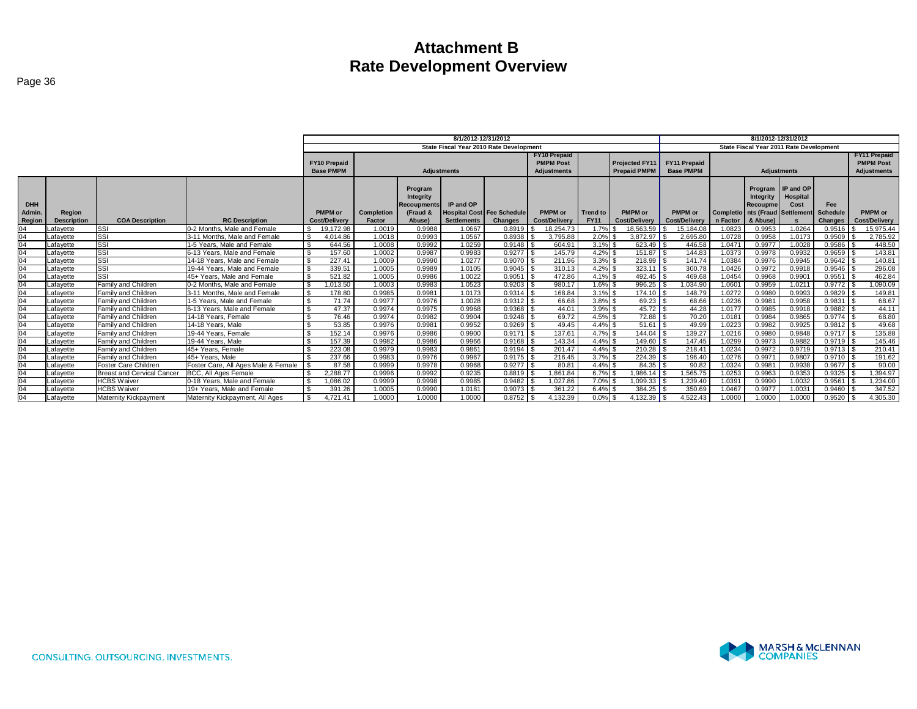# Attachment B
# Rate Development Overview

| | | | | 8/1/2012-12/31/2012 | | | | | | | | | 8/1/2012-12/31/2012 | | | | | |
|---|---|---|---|---|---|---|---|---|---|---|---|---|---|---|---|---|---|---|
| | | | | State Fiscal Year 2010 Rate Development | | | | | | | | | State Fiscal Year 2011 Rate Development | | | | | |
| | | | | FY10 Prepaid Base PMPM | Adjustments | | | | FY10 Prepaid PMPM Post Adjustments | | Projected FY11 Prepaid PMPM | | FY11 Prepaid Base PMPM | Adjustments | | | | FY11 Prepaid PMPM Post Adjustments |
| DHH Admin. Region | Region Description | COA Description | RC Description | PMPM or Cost/Delivery | Completion Factor | Program Integrity Recoupments (Fraud & Abuse) | IP and OP Hospital Cost Settlements | Fee Schedule Changes | PMPM or Cost/Delivery | Trend to FY11 | PMPM or Cost/Delivery | | PMPM or Cost/Delivery | Completion Factor | Program Integrity Recoupments (Fraud & Abuse) | IP and OP Hospital Cost Settlements | Fee Schedule Changes | PMPM or Cost/Delivery |
| 04 | Lafayette | SSI | 0-2 Months, Male and Female | $ 19,172.98 | 1.0019 | 0.9988 | 1.0667 | 0.8919 | $ 18,254.73 | 1.7% | $ 18,563.59 | | $ 15,184.08 | 1.0823 | 0.9953 | 1.0264 | 0.9516 | $ 15,975.44 |
| 04 | Lafayette | SSI | 3-11 Months, Male and Female | $ 4,014.86 | 1.0018 | 0.9993 | 1.0567 | 0.8938 | $ 3,795.88 | 2.0% | $ 3,872.97 | | $ 2,695.80 | 1.0728 | 0.9958 | 1.0173 | 0.9509 | $ 2,785.92 |
| 04 | Lafayette | SSI | 1-5 Years, Male and Female | $ 644.56 | 1.0008 | 0.9992 | 1.0259 | 0.9148 | $ 604.91 | 3.1% | $ 623.49 | | $ 446.58 | 1.0471 | 0.9977 | 1.0028 | 0.9586 | $ 448.50 |
| 04 | Lafayette | SSI | 6-13 Years, Male and Female | $ 157.60 | 1.0002 | 0.9987 | 0.9983 | 0.9277 | $ 145.79 | 4.2% | $ 151.87 | | $ 144.83 | 1.0373 | 0.9978 | 0.9932 | 0.9659 | $ 143.81 |
| 04 | Lafayette | SSI | 14-18 Years, Male and Female | $ 227.41 | 1.0009 | 0.9990 | 1.0277 | 0.9070 | $ 211.96 | 3.3% | $ 218.99 | | $ 141.74 | 1.0384 | 0.9976 | 0.9945 | 0.9642 | $ 140.81 |
| 04 | Lafayette | SSI | 19-44 Years, Male and Female | $ 339.51 | 1.0005 | 0.9989 | 1.0105 | 0.9045 | $ 310.13 | 4.2% | $ 323.11 | | $ 300.78 | 1.0426 | 0.9972 | 0.9918 | 0.9546 | $ 296.08 |
| 04 | Lafayette | SSI | 45+ Years, Male and Female | $ 521.82 | 1.0005 | 0.9986 | 1.0022 | 0.9051 | $ 472.86 | 4.1% | $ 492.45 | | $ 469.68 | 1.0454 | 0.9968 | 0.9901 | 0.9551 | $ 462.84 |
| 04 | Lafayette | Family and Children | 0-2 Months, Male and Female | $ 1,013.50 | 1.0003 | 0.9983 | 1.0523 | 0.9203 | $ 980.17 | 1.6% | $ 996.25 | | $ 1,034.90 | 1.0601 | 0.9959 | 1.0211 | 0.9772 | $ 1,090.09 |
| 04 | Lafayette | Family and Children | 3-11 Months, Male and Female | $ 178.80 | 0.9985 | 0.9981 | 1.0173 | 0.9314 | $ 168.84 | 3.1% | $ 174.10 | | $ 148.79 | 1.0272 | 0.9980 | 0.9993 | 0.9829 | $ 149.81 |
| 04 | Lafayette | Family and Children | 1-5 Years, Male and Female | $ 71.74 | 0.9977 | 0.9976 | 1.0028 | 0.9312 | $ 66.68 | 3.8% | $ 69.23 | | $ 68.66 | 1.0236 | 0.9981 | 0.9958 | 0.9831 | $ 68.67 |
| 04 | Lafayette | Family and Children | 6-13 Years, Male and Female | $ 47.37 | 0.9974 | 0.9975 | 0.9968 | 0.9368 | $ 44.01 | 3.9% | $ 45.72 | | $ 44.28 | 1.0177 | 0.9985 | 0.9918 | 0.9882 | $ 44.11 |
| 04 | Lafayette | Family and Children | 14-18 Years, Female | $ 76.46 | 0.9974 | 0.9982 | 0.9904 | 0.9248 | $ 69.72 | 4.5% | $ 72.88 | | $ 70.20 | 1.0181 | 0.9984 | 0.9865 | 0.9774 | $ 68.80 |
| 04 | Lafayette | Family and Children | 14-18 Years, Male | $ 53.85 | 0.9976 | 0.9981 | 0.9952 | 0.9269 | $ 49.45 | 4.4% | $ 51.61 | | $ 49.99 | 1.0223 | 0.9982 | 0.9925 | 0.9812 | $ 49.68 |
| 04 | Lafayette | Family and Children | 19-44 Years, Female | $ 152.14 | 0.9976 | 0.9986 | 0.9900 | 0.9171 | $ 137.61 | 4.7% | $ 144.04 | | $ 139.27 | 1.0216 | 0.9980 | 0.9848 | 0.9717 | $ 135.88 |
| 04 | Lafayette | Family and Children | 19-44 Years, Male | $ 157.39 | 0.9982 | 0.9986 | 0.9966 | 0.9168 | $ 143.34 | 4.4% | $ 149.60 | | $ 147.45 | 1.0299 | 0.9973 | 0.9882 | 0.9719 | $ 145.46 |
| 04 | Lafayette | Family and Children | 45+ Years, Female | $ 223.08 | 0.9979 | 0.9983 | 0.9861 | 0.9194 | $ 201.47 | 4.4% | $ 210.28 | | $ 218.41 | 1.0234 | 0.9972 | 0.9719 | 0.9713 | $ 210.41 |
| 04 | Lafayette | Family and Children | 45+ Years, Male | $ 237.66 | 0.9983 | 0.9976 | 0.9967 | 0.9175 | $ 216.45 | 3.7% | $ 224.39 | | $ 196.40 | 1.0276 | 0.9971 | 0.9807 | 0.9710 | $ 191.62 |
| 04 | Lafayette | Foster Care Children | Foster Care, All Ages Male & Female | $ 87.58 | 0.9999 | 0.9978 | 0.9968 | 0.9277 | $ 80.81 | 4.4% | $ 84.35 | | $ 90.82 | 1.0324 | 0.9981 | 0.9938 | 0.9677 | $ 90.00 |
| 04 | Lafayette | Breast and Cervical Cancer | BCC, All Ages Female | $ 2,288.77 | 0.9996 | 0.9992 | 0.9235 | 0.8819 | $ 1,861.84 | 6.7% | $ 1,986.14 | | $ 1,565.75 | 1.0253 | 0.9963 | 0.9353 | 0.9325 | $ 1,394.97 |
| 04 | Lafayette | HCBS Waiver | 0-18 Years, Male and Female | $ 1,086.02 | 0.9999 | 0.9998 | 0.9985 | 0.9482 | $ 1,027.86 | 7.0% | $ 1,099.33 | | $ 1,239.40 | 1.0391 | 0.9990 | 1.0032 | 0.9561 | $ 1,234.00 |
| 04 | Lafayette | HCBS Waiver | 19+ Years, Male and Female | $ 391.26 | 1.0005 | 0.9990 | 1.0181 | 0.9073 | $ 361.22 | 6.4% | $ 384.25 | | $ 350.69 | 1.0467 | 0.9977 | 1.0031 | 0.9460 | $ 347.52 |
| 04 | Lafayette | Maternity Kickpayment | Maternity Kickpayment, All Ages | $ 4,721.41 | 1.0000 | 1.0000 | 1.0000 | 0.8752 | $ 4,132.39 | 0.0% | $ 4,132.39 | | $ 4,522.43 | 1.0000 | 1.0000 | 1.0000 | 0.9520 | $ 4,305.30 |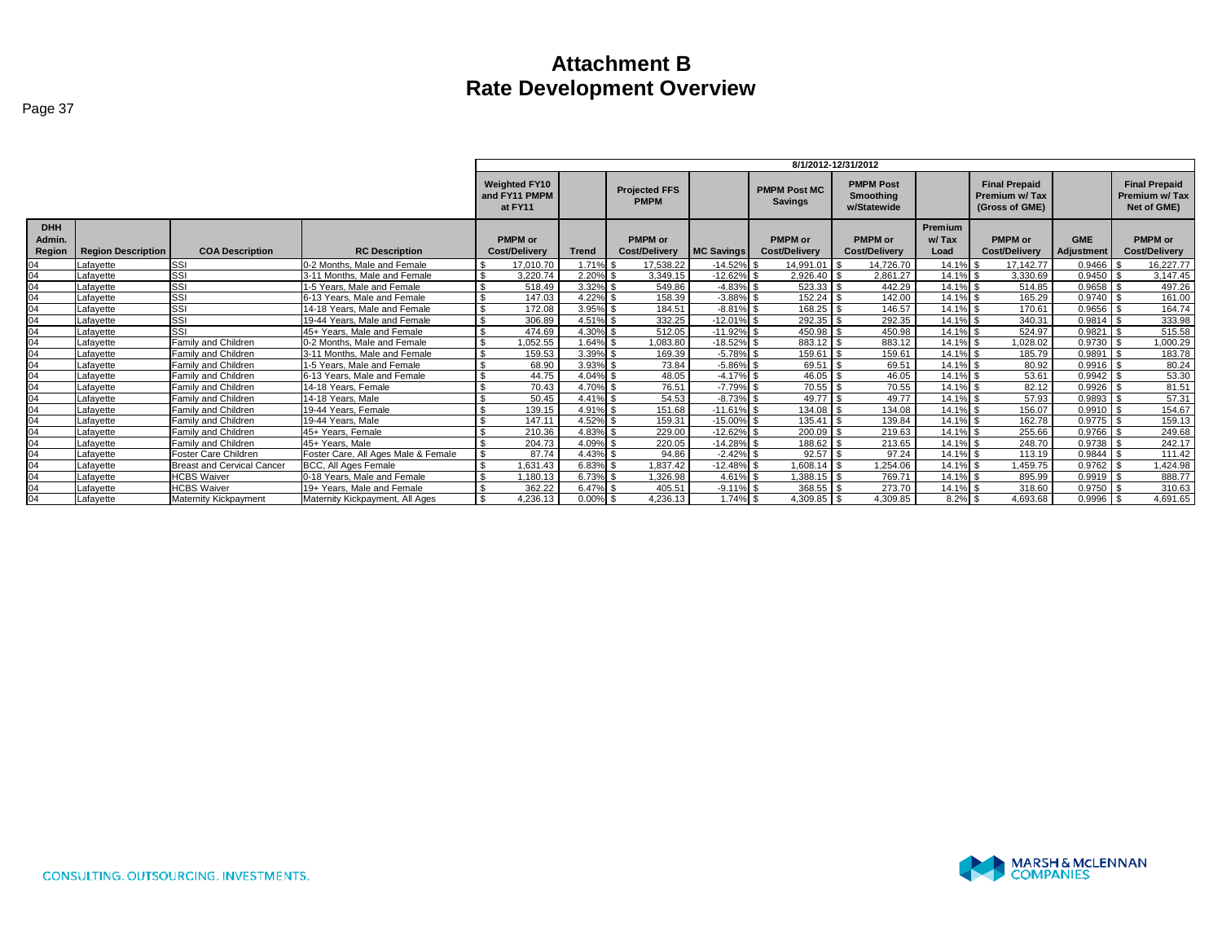# Attachment B
# Rate Development Overview

| | | | | 8/1/2012-12/31/2012 | | | | | | | | | | |
|---|---|---|---|---|---|---|---|---|---|---|---|---|---|---|
| | | | | Weighted FY10 and FY11 PMPM at FY11 | | Projected FFS PMPM | | PMPM Post MC Savings | PMPM Post Smoothing w/Statewide | | Final Prepaid Premium w/ Tax (Gross of GME) | | Final Prepaid Premium w/ Tax Net of GME) |
| DHH Admin. Region | Region Description | COA Description | RC Description | PMPM or Cost/Delivery | Trend | PMPM or Cost/Delivery | MC Savings | PMPM or Cost/Delivery | PMPM or Cost/Delivery | Premium w/ Tax Load | PMPM or Cost/Delivery | GME Adjustment | PMPM or Cost/Delivery |
| 04 | Lafayette | SSI | 0-2 Months, Male and Female | $ 17,010.70 | 1.71% | $ 17,538.22 | -14.52% | $ 14,991.01 | $ 14,726.70 | 14.1% | $ 17,142.77 | 0.9466 | $ 16,227.77 |
| 04 | Lafayette | SSI | 3-11 Months, Male and Female | $ 3,220.74 | 2.20% | $ 3,349.15 | -12.62% | $ 2,926.40 | $ 2,861.27 | 14.1% | $ 3,330.69 | 0.9450 | $ 3,147.45 |
| 04 | Lafayette | SSI | 1-5 Years, Male and Female | $ 518.49 | 3.32% | $ 549.86 | -4.83% | $ 523.33 | $ 442.29 | 14.1% | $ 514.85 | 0.9658 | $ 497.26 |
| 04 | Lafayette | SSI | 6-13 Years, Male and Female | $ 147.03 | 4.22% | $ 158.39 | -3.88% | $ 152.24 | $ 142.00 | 14.1% | $ 165.29 | 0.9740 | $ 161.00 |
| 04 | Lafayette | SSI | 14-18 Years, Male and Female | $ 172.08 | 3.95% | $ 184.51 | -8.81% | $ 168.25 | $ 146.57 | 14.1% | $ 170.61 | 0.9656 | $ 164.74 |
| 04 | Lafayette | SSI | 19-44 Years, Male and Female | $ 306.89 | 4.51% | $ 332.25 | -12.01% | $ 292.35 | $ 292.35 | 14.1% | $ 340.31 | 0.9814 | $ 333.98 |
| 04 | Lafayette | SSI | 45+ Years, Male and Female | $ 474.69 | 4.30% | $ 512.05 | -11.92% | $ 450.98 | $ 450.98 | 14.1% | $ 524.97 | 0.9821 | $ 515.58 |
| 04 | Lafayette | Family and Children | 0-2 Months, Male and Female | $ 1,052.55 | 1.64% | $ 1,083.80 | -18.52% | $ 883.12 | $ 883.12 | 14.1% | $ 1,028.02 | 0.9730 | $ 1,000.29 |
| 04 | Lafayette | Family and Children | 3-11 Months, Male and Female | $ 159.53 | 3.39% | $ 169.39 | -5.78% | $ 159.61 | $ 159.61 | 14.1% | $ 185.79 | 0.9891 | $ 183.78 |
| 04 | Lafayette | Family and Children | 1-5 Years, Male and Female | $ 68.90 | 3.93% | $ 73.84 | -5.86% | $ 69.51 | $ 69.51 | 14.1% | $ 80.92 | 0.9916 | $ 80.24 |
| 04 | Lafayette | Family and Children | 6-13 Years, Male and Female | $ 44.75 | 4.04% | $ 48.05 | -4.17% | $ 46.05 | $ 46.05 | 14.1% | $ 53.61 | 0.9942 | $ 53.30 |
| 04 | Lafayette | Family and Children | 14-18 Years, Female | $ 70.43 | 4.70% | $ 76.51 | -7.79% | $ 70.55 | $ 70.55 | 14.1% | $ 82.12 | 0.9926 | $ 81.51 |
| 04 | Lafayette | Family and Children | 14-18 Years, Male | $ 50.45 | 4.41% | $ 54.53 | -8.73% | $ 49.77 | $ 49.77 | 14.1% | $ 57.93 | 0.9893 | $ 57.31 |
| 04 | Lafayette | Family and Children | 19-44 Years, Female | $ 139.15 | 4.91% | $ 151.68 | -11.61% | $ 134.08 | $ 134.08 | 14.1% | $ 156.07 | 0.9910 | $ 154.67 |
| 04 | Lafayette | Family and Children | 19-44 Years, Male | $ 147.11 | 4.52% | $ 159.31 | -15.00% | $ 135.41 | $ 139.84 | 14.1% | $ 162.78 | 0.9775 | $ 159.13 |
| 04 | Lafayette | Family and Children | 45+ Years, Female | $ 210.36 | 4.83% | $ 229.00 | -12.62% | $ 200.09 | $ 219.63 | 14.1% | $ 255.66 | 0.9766 | $ 249.68 |
| 04 | Lafayette | Family and Children | 45+ Years, Male | $ 204.73 | 4.09% | $ 220.05 | -14.28% | $ 188.62 | $ 213.65 | 14.1% | $ 248.70 | 0.9738 | $ 242.17 |
| 04 | Lafayette | Foster Care Children | Foster Care, All Ages Male & Female | $ 87.74 | 4.43% | $ 94.86 | -2.42% | $ 92.57 | $ 97.24 | 14.1% | $ 113.19 | 0.9844 | $ 111.42 |
| 04 | Lafayette | Breast and Cervical Cancer | BCC, All Ages Female | $ 1,631.43 | 6.83% | $ 1,837.42 | -12.48% | $ 1,608.14 | $ 1,254.06 | 14.1% | $ 1,459.75 | 0.9762 | $ 1,424.98 |
| 04 | Lafayette | HCBS Waiver | 0-18 Years, Male and Female | $ 1,180.13 | 6.73% | $ 1,326.98 | 4.61% | $ 1,388.15 | $ 769.71 | 14.1% | $ 895.99 | 0.9919 | $ 888.77 |
| 04 | Lafayette | HCBS Waiver | 19+ Years, Male and Female | $ 362.22 | 6.47% | $ 405.51 | -9.11% | $ 368.55 | $ 273.70 | 14.1% | $ 318.60 | 0.9750 | $ 310.63 |
| 04 | Lafayette | Maternity Kickpayment | Maternity Kickpayment, All Ages | $ 4,236.13 | 0.00% | $ 4,236.13 | 1.74% | $ 4,309.85 | $ 4,309.85 | 8.2% | $ 4,693.68 | 0.9996 | $ 4,691.65 |

CONSULTING. OUTSOURCING. INVESTMENTS.

MARSH & McLENNAN COMPANIES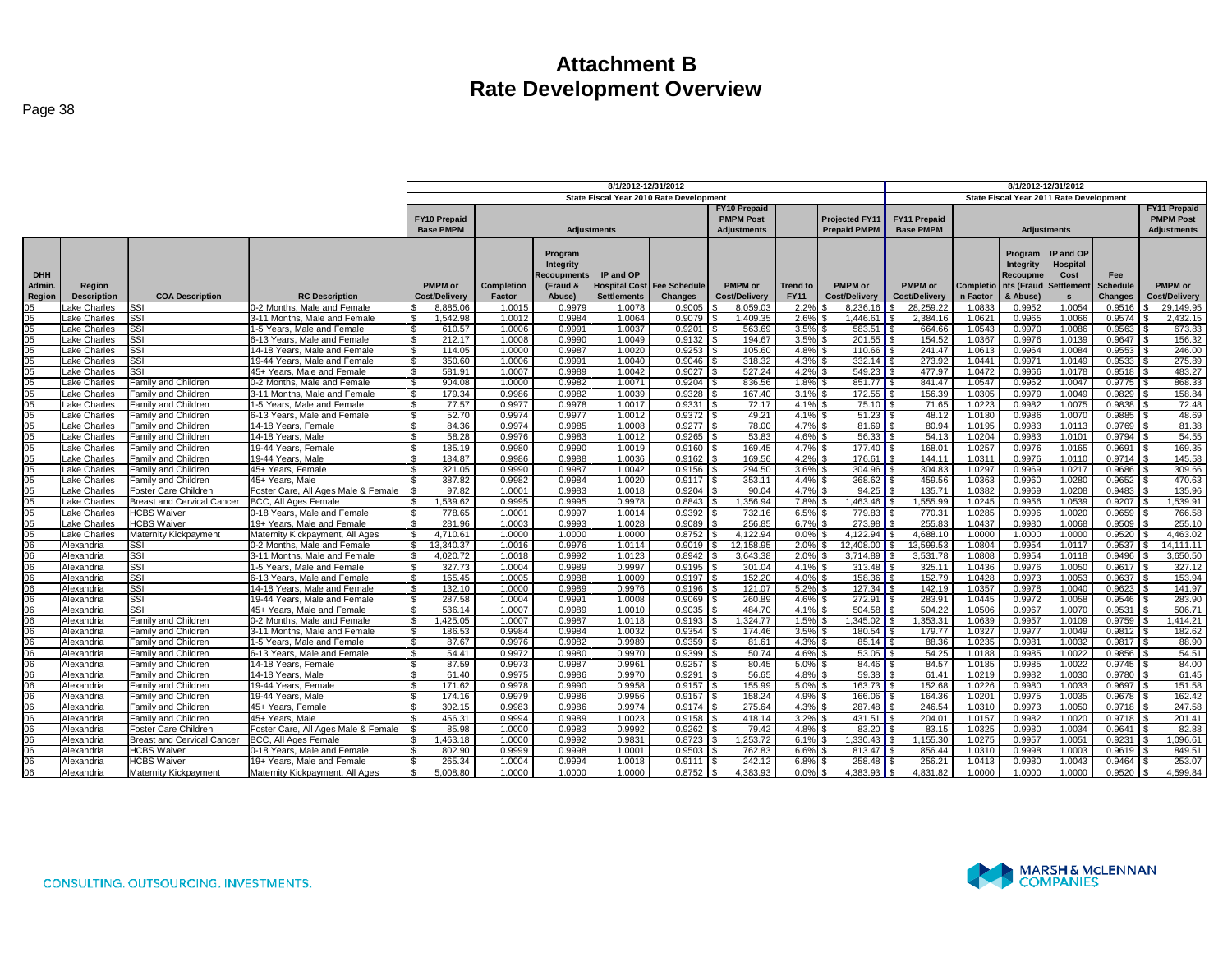# Attachment B
# Rate Development Overview

| | | | | 8/1/2012-12/31/2012 State Fiscal Year 2010 Rate Development | | | | | | | | | 8/1/2012-12/31/2012 State Fiscal Year 2011 Rate Development | | | | | |
|---|---|---|---|---|---|---|---|---|---|---|---|---|---|---|---|---|---|---|
| | | | | FY10 Prepaid Base PMPM | Adjustments | | | | FY10 Prepaid PMPM Post Adjustments | | Projected FY11 Prepaid PMPM | FY11 Prepaid Base PMPM | Adjustments | | | | FY11 Prepaid PMPM Post Adjustments |
| DHH Admin. Region | Region Description | COA Description | RC Description | PMPM or Cost/Delivery | Completion Factor | Program Integrity Recoupments (Fraud & Abuse) | IP and OP Hospital Cost Settlements | Fee Schedule Changes | PMPM or Cost/Delivery | Trend to FY11 | PMPM or Cost/Delivery | PMPM or Cost/Delivery | Completion Factor | Program Integrity Recoupments (Fraud & Abuse) | IP and OP Hospital Cost Settlements | Fee Schedule Changes | PMPM or Cost/Delivery |
| 05 | Lake Charles | SSI | 0-2 Months, Male and Female | $ 8,885.06 | 1.0015 | 0.9979 | 1.0078 | 0.9005 | $ 8,059.03 | 2.2% | $ 8,236.16 | $ 28,259.22 | 1.0833 | 0.9952 | 1.0054 | 0.9516 | $ 29,149.95 |
| 05 | Lake Charles | SSI | 3-11 Months, Male and Female | $ 1,542.98 | 1.0012 | 0.9984 | 1.0064 | 0.9079 | $ 1,409.35 | 2.6% | $ 1,446.61 | $ 2,384.16 | 1.0621 | 0.9965 | 1.0066 | 0.9574 | $ 2,432.15 |
| 05 | Lake Charles | SSI | 1-5 Years, Male and Female | $ 610.57 | 1.0006 | 0.9991 | 1.0037 | 0.9201 | $ 563.69 | 3.5% | $ 583.51 | $ 664.66 | 1.0543 | 0.9970 | 1.0086 | 0.9563 | $ 673.83 |
| 05 | Lake Charles | SSI | 6-13 Years, Male and Female | $ 212.17 | 1.0008 | 0.9990 | 1.0049 | 0.9132 | $ 194.67 | 3.5% | $ 201.55 | $ 154.52 | 1.0367 | 0.9976 | 1.0139 | 0.9647 | $ 156.32 |
| 05 | Lake Charles | SSI | 14-18 Years, Male and Female | $ 114.05 | 1.0000 | 0.9987 | 1.0020 | 0.9253 | $ 105.60 | 4.8% | $ 110.66 | $ 241.47 | 1.0613 | 0.9964 | 1.0084 | 0.9553 | $ 246.00 |
| 05 | Lake Charles | SSI | 19-44 Years, Male and Female | $ 350.60 | 1.0006 | 0.9991 | 1.0040 | 0.9046 | $ 318.32 | 4.3% | $ 332.14 | $ 273.92 | 1.0441 | 0.9971 | 1.0149 | 0.9533 | $ 275.89 |
| 05 | Lake Charles | SSI | 45+ Years, Male and Female | $ 581.91 | 1.0007 | 0.9989 | 1.0042 | 0.9027 | $ 527.24 | 4.2% | $ 549.23 | $ 477.97 | 1.0472 | 0.9966 | 1.0178 | 0.9518 | $ 483.27 |
| 05 | Lake Charles | Family and Children | 0-2 Months, Male and Female | $ 904.08 | 1.0000 | 0.9982 | 1.0071 | 0.9204 | $ 836.56 | 1.8% | $ 851.77 | $ 841.47 | 1.0547 | 0.9962 | 1.0047 | 0.9775 | $ 868.33 |
| 05 | Lake Charles | Family and Children | 3-11 Months, Male and Female | $ 179.34 | 0.9986 | 0.9982 | 1.0039 | 0.9328 | $ 167.40 | 3.1% | $ 172.55 | $ 156.39 | 1.0305 | 0.9979 | 1.0049 | 0.9829 | $ 158.84 |
| 05 | Lake Charles | Family and Children | 1-5 Years, Male and Female | $ 77.57 | 0.9977 | 0.9978 | 1.0017 | 0.9331 | $ 72.17 | 4.1% | $ 75.10 | $ 71.65 | 1.0223 | 0.9982 | 1.0075 | 0.9838 | $ 72.48 |
| 05 | Lake Charles | Family and Children | 6-13 Years, Male and Female | $ 52.70 | 0.9974 | 0.9977 | 1.0012 | 0.9372 | $ 49.21 | 4.1% | $ 51.23 | $ 48.12 | 1.0180 | 0.9986 | 1.0070 | 0.9885 | $ 48.69 |
| 05 | Lake Charles | Family and Children | 14-18 Years, Female | $ 84.36 | 0.9974 | 0.9985 | 1.0008 | 0.9277 | $ 78.00 | 4.7% | $ 81.69 | $ 80.94 | 1.0195 | 0.9983 | 1.0113 | 0.9769 | $ 81.38 |
| 05 | Lake Charles | Family and Children | 14-18 Years, Male | $ 58.28 | 0.9976 | 0.9983 | 1.0012 | 0.9265 | $ 53.83 | 4.6% | $ 56.33 | $ 54.13 | 1.0204 | 0.9983 | 1.0101 | 0.9794 | $ 54.55 |
| 05 | Lake Charles | Family and Children | 19-44 Years, Female | $ 185.19 | 0.9980 | 0.9990 | 1.0019 | 0.9160 | $ 169.45 | 4.7% | $ 177.40 | $ 168.01 | 1.0257 | 0.9976 | 1.0165 | 0.9691 | $ 169.35 |
| 05 | Lake Charles | Family and Children | 19-44 Years, Male | $ 184.87 | 0.9986 | 0.9988 | 1.0036 | 0.9162 | $ 169.56 | 4.2% | $ 176.61 | $ 144.11 | 1.0311 | 0.9976 | 1.0110 | 0.9714 | $ 145.58 |
| 05 | Lake Charles | Family and Children | 45+ Years, Female | $ 321.05 | 0.9990 | 0.9987 | 1.0042 | 0.9156 | $ 294.50 | 3.6% | $ 304.96 | $ 304.83 | 1.0297 | 0.9969 | 1.0217 | 0.9686 | $ 309.66 |
| 05 | Lake Charles | Family and Children | 45+ Years, Male | $ 387.82 | 0.9982 | 0.9984 | 1.0020 | 0.9117 | $ 353.11 | 4.4% | $ 368.62 | $ 459.56 | 1.0363 | 0.9960 | 1.0280 | 0.9652 | $ 470.63 |
| 05 | Lake Charles | Foster Care Children | Foster Care, All Ages Male & Female | $ 97.82 | 1.0001 | 0.9983 | 1.0018 | 0.9204 | $ 90.04 | 4.7% | $ 94.25 | $ 135.71 | 1.0382 | 0.9969 | 1.0208 | 0.9483 | $ 135.96 |
| 05 | Lake Charles | Breast and Cervical Cancer | BCC, All Ages Female | $ 1,539.62 | 0.9995 | 0.9995 | 0.9978 | 0.8843 | $ 1,356.94 | 7.8% | $ 1,463.46 | $ 1,555.99 | 1.0245 | 0.9956 | 1.0539 | 0.9207 | $ 1,539.91 |
| 05 | Lake Charles | HCBS Waiver | 0-18 Years, Male and Female | $ 778.65 | 1.0001 | 0.9997 | 1.0014 | 0.9392 | $ 732.16 | 6.5% | $ 779.83 | $ 770.31 | 1.0285 | 0.9996 | 1.0020 | 0.9659 | $ 766.58 |
| 05 | Lake Charles | HCBS Waiver | 19+ Years, Male and Female | $ 281.96 | 1.0003 | 0.9993 | 1.0028 | 0.9089 | $ 256.85 | 6.7% | $ 273.98 | $ 255.83 | 1.0437 | 0.9980 | 1.0068 | 0.9509 | $ 255.10 |
| 05 | Lake Charles | Maternity Kickpayment | Maternity Kickpayment, All Ages | $ 4,710.61 | 1.0000 | 1.0000 | 1.0000 | 0.8752 | $ 4,122.94 | 0.0% | $ 4,122.94 | $ 4,688.10 | 1.0000 | 1.0000 | 1.0000 | 0.9520 | $ 4,463.02 |
| 06 | Alexandria | SSI | 0-2 Months, Male and Female | $ 13,340.37 | 1.0016 | 0.9976 | 1.0114 | 0.9019 | $ 12,158.95 | 2.0% | $ 12,408.00 | $ 13,599.53 | 1.0804 | 0.9954 | 1.0117 | 0.9537 | $ 14,111.11 |
| 06 | Alexandria | SSI | 3-11 Months, Male and Female | $ 4,020.72 | 1.0018 | 0.9992 | 1.0123 | 0.8942 | $ 3,643.38 | 2.0% | $ 3,714.89 | $ 3,531.78 | 1.0808 | 0.9954 | 1.0118 | 0.9496 | $ 3,650.50 |
| 06 | Alexandria | SSI | 1-5 Years, Male and Female | $ 327.73 | 1.0004 | 0.9989 | 0.9997 | 0.9195 | $ 301.04 | 4.1% | $ 313.48 | $ 325.11 | 1.0436 | 0.9976 | 1.0050 | 0.9617 | $ 327.12 |
| 06 | Alexandria | SSI | 6-13 Years, Male and Female | $ 165.45 | 1.0005 | 0.9988 | 1.0009 | 0.9197 | $ 152.20 | 4.0% | $ 158.36 | $ 152.79 | 1.0428 | 0.9973 | 1.0053 | 0.9637 | $ 153.94 |
| 06 | Alexandria | SSI | 14-18 Years, Male and Female | $ 132.10 | 1.0000 | 0.9989 | 0.9976 | 0.9196 | $ 121.07 | 5.2% | $ 127.34 | $ 142.19 | 1.0357 | 0.9978 | 1.0040 | 0.9623 | $ 141.97 |
| 06 | Alexandria | SSI | 19-44 Years, Male and Female | $ 287.58 | 1.0004 | 0.9991 | 1.0008 | 0.9069 | $ 260.89 | 4.6% | $ 272.91 | $ 283.91 | 1.0445 | 0.9972 | 1.0058 | 0.9546 | $ 283.90 |
| 06 | Alexandria | SSI | 45+ Years, Male and Female | $ 536.14 | 1.0007 | 0.9989 | 1.0010 | 0.9035 | $ 484.70 | 4.1% | $ 504.58 | $ 504.22 | 1.0506 | 0.9967 | 1.0070 | 0.9531 | $ 506.71 |
| 06 | Alexandria | Family and Children | 0-2 Months, Male and Female | $ 1,425.05 | 1.0007 | 0.9987 | 1.0118 | 0.9193 | $ 1,324.77 | 1.5% | $ 1,345.02 | $ 1,353.31 | 1.0639 | 0.9957 | 1.0109 | 0.9759 | $ 1,414.21 |
| 06 | Alexandria | Family and Children | 3-11 Months, Male and Female | $ 186.53 | 0.9984 | 0.9984 | 1.0032 | 0.9354 | $ 174.46 | 3.5% | $ 180.54 | $ 179.77 | 1.0327 | 0.9977 | 1.0049 | 0.9812 | $ 182.62 |
| 06 | Alexandria | Family and Children | 1-5 Years, Male and Female | $ 87.67 | 0.9976 | 0.9982 | 0.9989 | 0.9359 | $ 81.61 | 4.3% | $ 85.14 | $ 88.36 | 1.0235 | 0.9981 | 1.0032 | 0.9817 | $ 88.90 |
| 06 | Alexandria | Family and Children | 6-13 Years, Male and Female | $ 54.41 | 0.9972 | 0.9980 | 0.9970 | 0.9399 | $ 50.74 | 4.6% | $ 53.05 | $ 54.25 | 1.0188 | 0.9985 | 1.0022 | 0.9856 | $ 54.51 |
| 06 | Alexandria | Family and Children | 14-18 Years, Female | $ 87.59 | 0.9973 | 0.9987 | 0.9961 | 0.9257 | $ 80.45 | 5.0% | $ 84.46 | $ 84.57 | 1.0185 | 0.9985 | 1.0022 | 0.9745 | $ 84.00 |
| 06 | Alexandria | Family and Children | 14-18 Years, Male | $ 61.40 | 0.9975 | 0.9986 | 0.9970 | 0.9291 | $ 56.65 | 4.8% | $ 59.38 | $ 61.41 | 1.0219 | 0.9982 | 1.0030 | 0.9780 | $ 61.45 |
| 06 | Alexandria | Family and Children | 19-44 Years, Female | $ 171.62 | 0.9978 | 0.9990 | 0.9958 | 0.9157 | $ 155.99 | 5.0% | $ 163.73 | $ 152.68 | 1.0226 | 0.9980 | 1.0033 | 0.9697 | $ 151.58 |
| 06 | Alexandria | Family and Children | 19-44 Years, Male | $ 174.16 | 0.9979 | 0.9986 | 0.9956 | 0.9157 | $ 158.24 | 4.9% | $ 166.06 | $ 164.36 | 1.0201 | 0.9975 | 1.0035 | 0.9678 | $ 162.42 |
| 06 | Alexandria | Family and Children | 45+ Years, Female | $ 302.15 | 0.9983 | 0.9986 | 0.9974 | 0.9174 | $ 275.64 | 4.3% | $ 287.48 | $ 246.54 | 1.0310 | 0.9973 | 1.0050 | 0.9718 | $ 247.58 |
| 06 | Alexandria | Family and Children | 45+ Years, Male | $ 456.31 | 0.9994 | 0.9989 | 1.0023 | 0.9158 | $ 418.14 | 3.2% | $ 431.51 | $ 204.01 | 1.0157 | 0.9982 | 1.0020 | 0.9718 | $ 201.41 |
| 06 | Alexandria | Foster Care Children | Foster Care, All Ages Male & Female | $ 85.98 | 1.0000 | 0.9983 | 0.9992 | 0.9262 | $ 79.42 | 4.8% | $ 83.20 | $ 83.15 | 1.0325 | 0.9980 | 1.0034 | 0.9641 | $ 82.88 |
| 06 | Alexandria | Breast and Cervical Cancer | BCC, All Ages Female | $ 1,463.18 | 1.0000 | 0.9992 | 0.9831 | 0.8723 | $ 1,253.72 | 6.1% | $ 1,330.43 | $ 1,155.30 | 1.0275 | 0.9957 | 1.0051 | 0.9231 | $ 1,096.61 |
| 06 | Alexandria | HCBS Waiver | 0-18 Years, Male and Female | $ 802.90 | 0.9999 | 0.9998 | 1.0001 | 0.9503 | $ 762.83 | 6.6% | $ 813.47 | $ 856.44 | 1.0310 | 0.9998 | 1.0003 | 0.9619 | $ 849.51 |
| 06 | Alexandria | HCBS Waiver | 19+ Years, Male and Female | $ 265.34 | 1.0004 | 0.9994 | 1.0018 | 0.9111 | $ 242.12 | 6.8% | $ 258.48 | $ 256.21 | 1.0413 | 0.9980 | 1.0043 | 0.9464 | $ 253.07 |
| 06 | Alexandria | Maternity Kickpayment | Maternity Kickpayment, All Ages | $ 5,008.80 | 1.0000 | 1.0000 | 1.0000 | 0.8752 | $ 4,383.93 | 0.0% | $ 4,383.93 | $ 4,831.82 | 1.0000 | 1.0000 | 1.0000 | 0.9520 | $ 4,599.84 |

CONSULTING. OUTSOURCING. INVESTMENTS.

MARSH & McLENNAN COMPANIES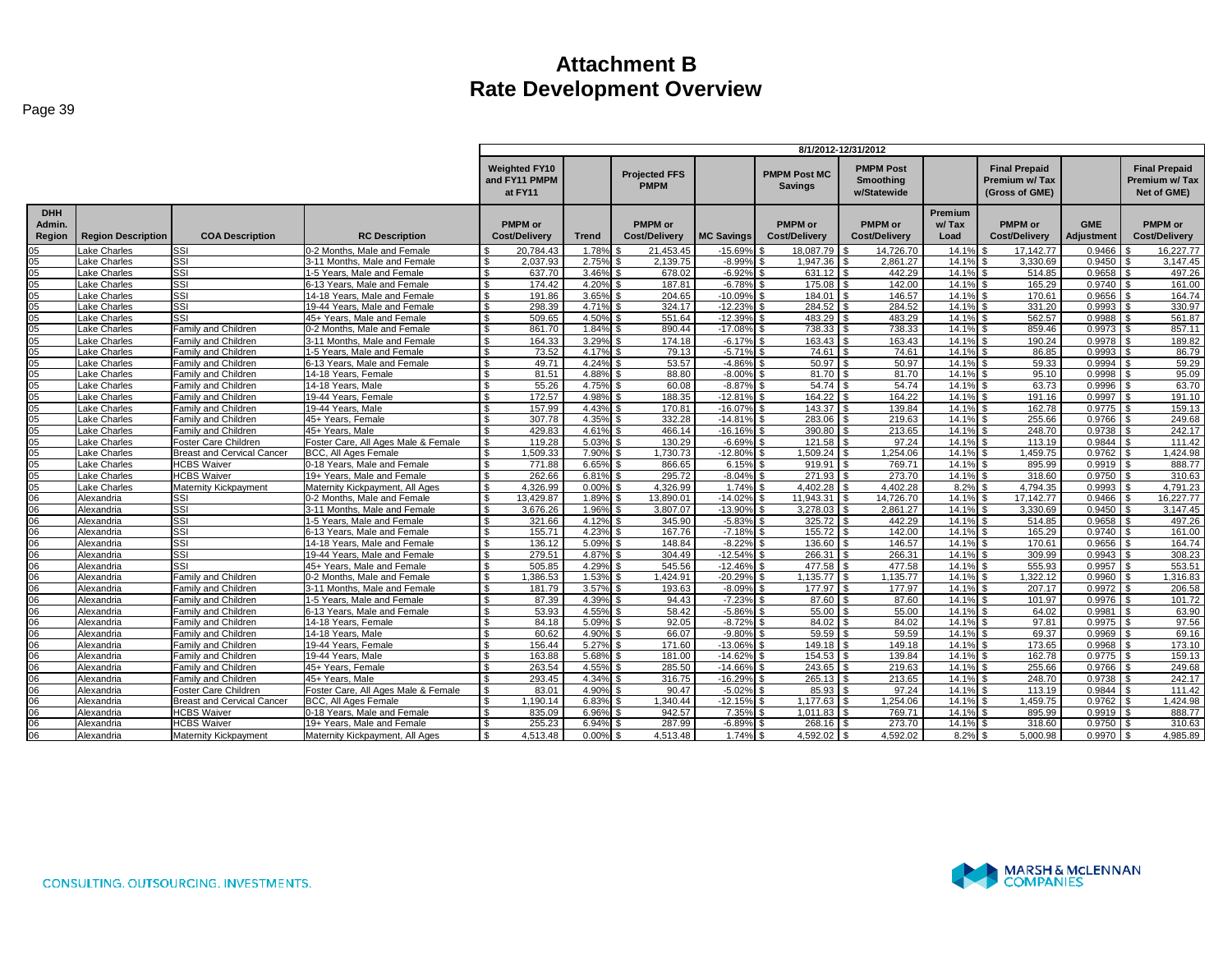# Attachment B
# Rate Development Overview

| | | | | 8/1/2012-12/31/2012 | | | | | | | | | |
|---|---|---|---|---|---|---|---|---|---|---|---|---|---|
| | | | | Weighted FY10 and FY11 PMPM at FY11 | | Projected FFS PMPM | | PMPM Post MC Savings | PMPM Post Smoothing w/Statewide | | Final Prepaid Premium w/ Tax (Gross of GME) | | Final Prepaid Premium w/ Tax Net of GME) |
| DHH Admin. Region | Region Description | COA Description | RC Description | PMPM or Cost/Delivery | Trend | PMPM or Cost/Delivery | MC Savings | PMPM or Cost/Delivery | PMPM or Cost/Delivery | Premium w/ Tax Load | PMPM or Cost/Delivery | GME Adjustment | PMPM or Cost/Delivery |
| 05 | Lake Charles | SSI | 0-2 Months, Male and Female | $ 20,784.43 | 1.78% | $ 21,453.45 | -15.69% | $ 18,087.79 | $ 14,726.70 | 14.1% | $ 17,142.77 | 0.9466 | $ 16,227.77 |
| 05 | Lake Charles | SSI | 3-11 Months, Male and Female | $ 2,037.93 | 2.75% | $ 2,139.75 | -8.99% | $ 1,947.36 | $ 2,861.27 | 14.1% | $ 3,330.69 | 0.9450 | $ 3,147.45 |
| 05 | Lake Charles | SSI | 1-5 Years, Male and Female | $ 637.70 | 3.46% | $ 678.02 | -6.92% | $ 631.12 | $ 442.29 | 14.1% | $ 514.85 | 0.9658 | $ 497.26 |
| 05 | Lake Charles | SSI | 6-13 Years, Male and Female | $ 174.42 | 4.20% | $ 187.81 | -6.78% | $ 175.08 | $ 142.00 | 14.1% | $ 165.29 | 0.9740 | $ 161.00 |
| 05 | Lake Charles | SSI | 14-18 Years, Male and Female | $ 191.86 | 3.65% | $ 204.65 | -10.09% | $ 184.01 | $ 146.57 | 14.1% | $ 170.61 | 0.9656 | $ 164.74 |
| 05 | Lake Charles | SSI | 19-44 Years, Male and Female | $ 298.39 | 4.71% | $ 324.17 | -12.23% | $ 284.52 | $ 284.52 | 14.1% | $ 331.20 | 0.9993 | $ 330.97 |
| 05 | Lake Charles | SSI | 45+ Years, Male and Female | $ 509.65 | 4.50% | $ 551.64 | -12.39% | $ 483.29 | $ 483.29 | 14.1% | $ 562.57 | 0.9988 | $ 561.87 |
| 05 | Lake Charles | Family and Children | 0-2 Months, Male and Female | $ 861.70 | 1.84% | $ 890.44 | -17.08% | $ 738.33 | $ 738.33 | 14.1% | $ 859.46 | 0.9973 | $ 857.11 |
| 05 | Lake Charles | Family and Children | 3-11 Months, Male and Female | $ 164.33 | 3.29% | $ 174.18 | -6.17% | $ 163.43 | $ 163.43 | 14.1% | $ 190.24 | 0.9978 | $ 189.82 |
| 05 | Lake Charles | Family and Children | 1-5 Years, Male and Female | $ 73.52 | 4.17% | $ 79.13 | -5.71% | $ 74.61 | $ 74.61 | 14.1% | $ 86.85 | 0.9993 | $ 86.79 |
| 05 | Lake Charles | Family and Children | 6-13 Years, Male and Female | $ 49.71 | 4.24% | $ 53.57 | -4.86% | $ 50.97 | $ 50.97 | 14.1% | $ 59.33 | 0.9994 | $ 59.29 |
| 05 | Lake Charles | Family and Children | 14-18 Years, Female | $ 81.51 | 4.88% | $ 88.80 | -8.00% | $ 81.70 | $ 81.70 | 14.1% | $ 95.10 | 0.9998 | $ 95.09 |
| 05 | Lake Charles | Family and Children | 14-18 Years, Male | $ 55.26 | 4.75% | $ 60.08 | -8.87% | $ 54.74 | $ 54.74 | 14.1% | $ 63.73 | 0.9996 | $ 63.70 |
| 05 | Lake Charles | Family and Children | 19-44 Years, Female | $ 172.57 | 4.98% | $ 188.35 | -12.81% | $ 164.22 | $ 164.22 | 14.1% | $ 191.16 | 0.9997 | $ 191.10 |
| 05 | Lake Charles | Family and Children | 19-44 Years, Male | $ 157.99 | 4.43% | $ 170.81 | -16.07% | $ 143.37 | $ 139.84 | 14.1% | $ 162.78 | 0.9775 | $ 159.13 |
| 05 | Lake Charles | Family and Children | 45+ Years, Female | $ 307.78 | 4.35% | $ 332.28 | -14.81% | $ 283.06 | $ 219.63 | 14.1% | $ 255.66 | 0.9766 | $ 249.68 |
| 05 | Lake Charles | Family and Children | 45+ Years, Male | $ 429.83 | 4.61% | $ 466.14 | -16.16% | $ 390.80 | $ 213.65 | 14.1% | $ 248.70 | 0.9738 | $ 242.17 |
| 05 | Lake Charles | Foster Care Children | Foster Care, All Ages Male & Female | $ 119.28 | 5.03% | $ 130.29 | -6.69% | $ 121.58 | $ 97.24 | 14.1% | $ 113.19 | 0.9844 | $ 111.42 |
| 05 | Lake Charles | Breast and Cervical Cancer | BCC, All Ages Female | $ 1,509.33 | 7.90% | $ 1,730.73 | -12.80% | $ 1,509.24 | $ 1,254.06 | 14.1% | $ 1,459.75 | 0.9762 | $ 1,424.98 |
| 05 | Lake Charles | HCBS Waiver | 0-18 Years, Male and Female | $ 771.88 | 6.65% | $ 866.65 | 6.15% | $ 919.91 | $ 769.71 | 14.1% | $ 895.99 | 0.9919 | $ 888.77 |
| 05 | Lake Charles | HCBS Waiver | 19+ Years, Male and Female | $ 262.66 | 6.81% | $ 295.72 | -8.04% | $ 271.93 | $ 273.70 | 14.1% | $ 318.60 | 0.9750 | $ 310.63 |
| 05 | Lake Charles | Maternity Kickpayment | Maternity Kickpayment, All Ages | $ 4,326.99 | 0.00% | $ 4,326.99 | 1.74% | $ 4,402.28 | $ 4,402.28 | 8.2% | $ 4,794.35 | 0.9993 | $ 4,791.23 |
| 06 | Alexandria | SSI | 0-2 Months, Male and Female | $ 13,429.87 | 1.89% | $ 13,890.01 | -14.02% | $ 11,943.31 | $ 14,726.70 | 14.1% | $ 17,142.77 | 0.9466 | $ 16,227.77 |
| 06 | Alexandria | SSI | 3-11 Months, Male and Female | $ 3,676.26 | 1.96% | $ 3,807.07 | -13.90% | $ 3,278.03 | $ 2,861.27 | 14.1% | $ 3,330.69 | 0.9450 | $ 3,147.45 |
| 06 | Alexandria | SSI | 1-5 Years, Male and Female | $ 321.66 | 4.12% | $ 345.90 | -5.83% | $ 325.72 | $ 442.29 | 14.1% | $ 514.85 | 0.9658 | $ 497.26 |
| 06 | Alexandria | SSI | 6-13 Years, Male and Female | $ 155.71 | 4.23% | $ 167.76 | -7.18% | $ 155.72 | $ 142.00 | 14.1% | $ 165.29 | 0.9740 | $ 161.00 |
| 06 | Alexandria | SSI | 14-18 Years, Male and Female | $ 136.12 | 5.09% | $ 148.84 | -8.22% | $ 136.60 | $ 146.57 | 14.1% | $ 170.61 | 0.9656 | $ 164.74 |
| 06 | Alexandria | SSI | 19-44 Years, Male and Female | $ 279.51 | 4.87% | $ 304.49 | -12.54% | $ 266.31 | $ 266.31 | 14.1% | $ 309.99 | 0.9943 | $ 308.23 |
| 06 | Alexandria | SSI | 45+ Years, Male and Female | $ 505.85 | 4.29% | $ 545.56 | -12.46% | $ 477.58 | $ 477.58 | 14.1% | $ 555.93 | 0.9957 | $ 553.51 |
| 06 | Alexandria | Family and Children | 0-2 Months, Male and Female | $ 1,386.53 | 1.53% | $ 1,424.91 | -20.29% | $ 1,135.77 | $ 1,135.77 | 14.1% | $ 1,322.12 | 0.9960 | $ 1,316.83 |
| 06 | Alexandria | Family and Children | 3-11 Months, Male and Female | $ 181.79 | 3.57% | $ 193.63 | -8.09% | $ 177.97 | $ 177.97 | 14.1% | $ 207.17 | 0.9972 | $ 206.58 |
| 06 | Alexandria | Family and Children | 1-5 Years, Male and Female | $ 87.39 | 4.39% | $ 94.43 | -7.23% | $ 87.60 | $ 87.60 | 14.1% | $ 101.97 | 0.9976 | $ 101.72 |
| 06 | Alexandria | Family and Children | 6-13 Years, Male and Female | $ 53.93 | 4.55% | $ 58.42 | -5.86% | $ 55.00 | $ 55.00 | 14.1% | $ 64.02 | 0.9981 | $ 63.90 |
| 06 | Alexandria | Family and Children | 14-18 Years, Female | $ 84.18 | 5.09% | $ 92.05 | -8.72% | $ 84.02 | $ 84.02 | 14.1% | $ 97.81 | 0.9975 | $ 97.56 |
| 06 | Alexandria | Family and Children | 14-18 Years, Male | $ 60.62 | 4.90% | $ 66.07 | -9.80% | $ 59.59 | $ 59.59 | 14.1% | $ 69.37 | 0.9969 | $ 69.16 |
| 06 | Alexandria | Family and Children | 19-44 Years, Female | $ 156.44 | 5.27% | $ 171.60 | -13.06% | $ 149.18 | $ 149.18 | 14.1% | $ 173.65 | 0.9968 | $ 173.10 |
| 06 | Alexandria | Family and Children | 19-44 Years, Male | $ 163.88 | 5.68% | $ 181.00 | -14.62% | $ 154.53 | $ 139.84 | 14.1% | $ 162.78 | 0.9775 | $ 159.13 |
| 06 | Alexandria | Family and Children | 45+ Years, Female | $ 263.54 | 4.55% | $ 285.50 | -14.66% | $ 243.65 | $ 219.63 | 14.1% | $ 255.66 | 0.9766 | $ 249.68 |
| 06 | Alexandria | Family and Children | 45+ Years, Male | $ 293.45 | 4.34% | $ 316.75 | -16.29% | $ 265.13 | $ 213.65 | 14.1% | $ 248.70 | 0.9738 | $ 242.17 |
| 06 | Alexandria | Foster Care Children | Foster Care, All Ages Male & Female | $ 83.01 | 4.90% | $ 90.47 | -5.02% | $ 85.93 | $ 97.24 | 14.1% | $ 113.19 | 0.9844 | $ 111.42 |
| 06 | Alexandria | Breast and Cervical Cancer | BCC, All Ages Female | $ 1,190.14 | 6.83% | $ 1,340.44 | -12.15% | $ 1,177.63 | $ 1,254.06 | 14.1% | $ 1,459.75 | 0.9762 | $ 1,424.98 |
| 06 | Alexandria | HCBS Waiver | 0-18 Years, Male and Female | $ 835.09 | 6.96% | $ 942.57 | 7.35% | $ 1,011.83 | $ 769.71 | 14.1% | $ 895.99 | 0.9919 | $ 888.77 |
| 06 | Alexandria | HCBS Waiver | 19+ Years, Male and Female | $ 255.23 | 6.94% | $ 287.99 | -6.89% | $ 268.16 | $ 273.70 | 14.1% | $ 318.60 | 0.9750 | $ 310.63 |
| 06 | Alexandria | Maternity Kickpayment | Maternity Kickpayment, All Ages | $ 4,513.48 | 0.00% | $ 4,513.48 | 1.74% | $ 4,592.02 | $ 4,592.02 | 8.2% | $ 5,000.98 | 0.9970 | $ 4,985.89 |

CONSULTING. OUTSOURCING. INVESTMENTS.

MARSH & McLENNAN COMPANIES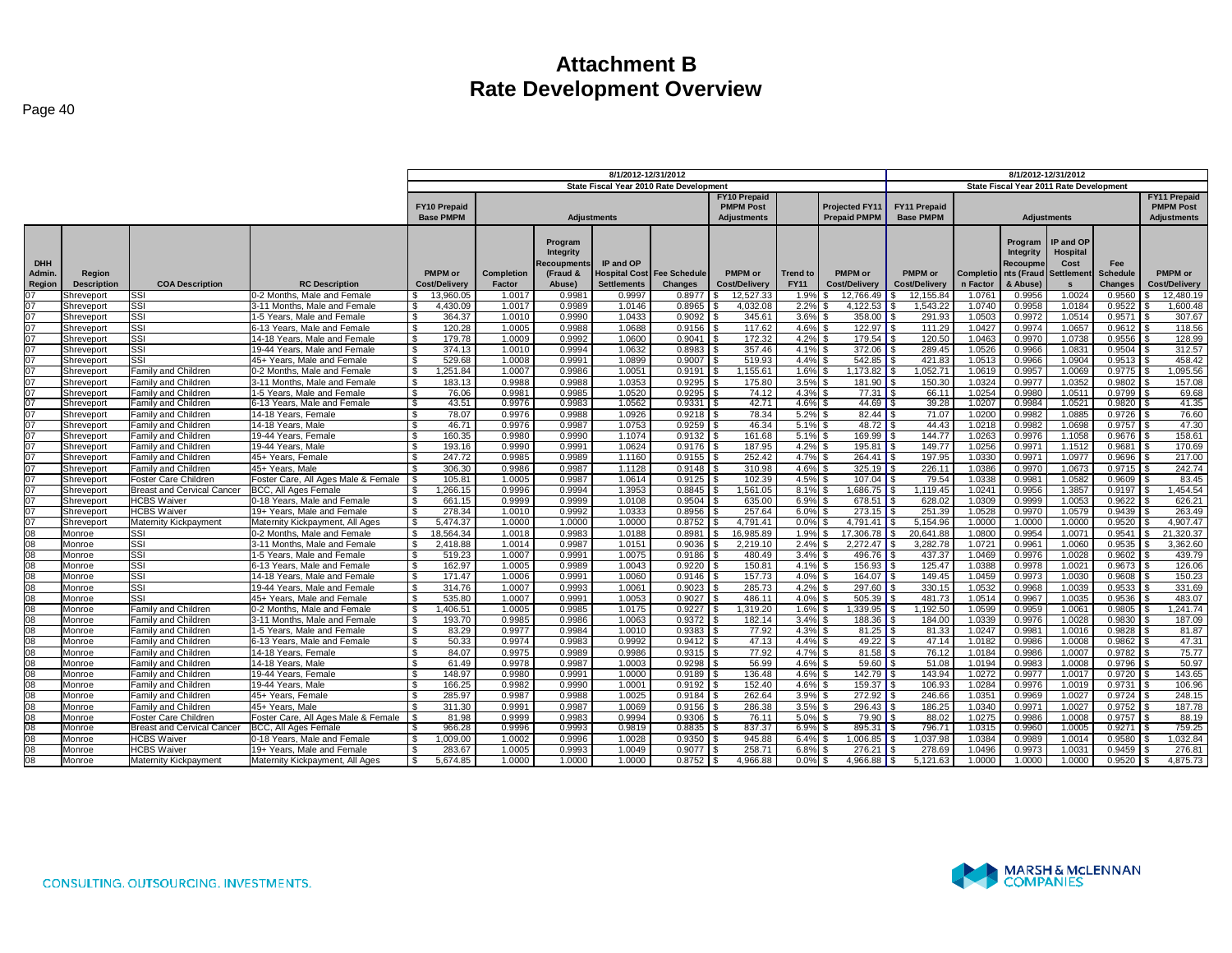# Attachment B
## Rate Development Overview

| | | | | 8/1/2012-12/31/2012 | | | | | | | | | 8/1/2012-12/31/2012 | | | | | |
|---|---|---|---|---|---|---|---|---|---|---|---|---|---|---|---|---|---|---|
| | | | | State Fiscal Year 2010 Rate Development | | | | | | | | | State Fiscal Year 2011 Rate Development | | | | | |
| | | | | FY10 Prepaid Base PMPM | Adjustments | | | | FY10 Prepaid PMPM Post Adjustments | | Projected FY11 Prepaid PMPM | FY11 Prepaid Base PMPM | Adjustments | | | | FY11 Prepaid PMPM Post Adjustments |
| DHH Admin. Region | Region Description | COA Description | RC Description | PMPM or Cost/Delivery | Completion Factor | Program Integrity Recoupments (Fraud & Abuse) | IP and OP Hospital Cost Settlements | Fee Schedule Changes | PMPM or Cost/Delivery | Trend to FY11 | PMPM or Cost/Delivery | PMPM or Cost/Delivery | Completion Factor | Program Integrity Recoupments (Fraud & Abuse) | IP and OP Hospital Cost Settlements | Fee Schedule Changes | PMPM or Cost/Delivery |
| 07 | Shreveport | SSI | 0-2 Months, Male and Female | $ 13,960.05 | 1.0017 | 0.9981 | 0.9997 | 0.8977 | $ 12,527.33 | 1.9% | $ 12,766.49 | $ 12,155.84 | 1.0761 | 0.9956 | 1.0024 | 0.9560 | $ 12,480.19 |
| 07 | Shreveport | SSI | 3-11 Months, Male and Female | $ 4,430.09 | 1.0017 | 0.9989 | 1.0146 | 0.8965 | $ 4,032.08 | 2.2% | $ 4,122.53 | $ 1,543.22 | 1.0740 | 0.9958 | 1.0184 | 0.9522 | $ 1,600.48 |
| 07 | Shreveport | SSI | 1-5 Years, Male and Female | $ 364.37 | 1.0010 | 0.9990 | 1.0433 | 0.9092 | $ 345.61 | 3.6% | $ 358.00 | $ 291.93 | 1.0503 | 0.9972 | 1.0514 | 0.9571 | $ 307.67 |
| 07 | Shreveport | SSI | 6-13 Years, Male and Female | $ 120.28 | 1.0005 | 0.9988 | 1.0688 | 0.9156 | $ 117.62 | 4.6% | $ 122.97 | $ 111.29 | 1.0427 | 0.9974 | 1.0657 | 0.9612 | $ 118.56 |
| 07 | Shreveport | SSI | 14-18 Years, Male and Female | $ 179.78 | 1.0009 | 0.9992 | 1.0600 | 0.9041 | $ 172.32 | 4.2% | $ 179.54 | $ 120.50 | 1.0463 | 0.9970 | 1.0738 | 0.9556 | $ 128.99 |
| 07 | Shreveport | SSI | 19-44 Years, Male and Female | $ 374.13 | 1.0010 | 0.9994 | 1.0632 | 0.8983 | $ 357.46 | 4.1% | $ 372.06 | $ 289.45 | 1.0526 | 0.9966 | 1.0831 | 0.9504 | $ 312.57 |
| 07 | Shreveport | SSI | 45+ Years, Male and Female | $ 529.68 | 1.0008 | 0.9991 | 1.0899 | 0.9007 | $ 519.93 | 4.4% | $ 542.85 | $ 421.83 | 1.0513 | 0.9966 | 1.0904 | 0.9513 | $ 458.42 |
| 07 | Shreveport | Family and Children | 0-2 Months, Male and Female | $ 1,251.84 | 1.0007 | 0.9986 | 1.0051 | 0.9191 | $ 1,155.61 | 1.6% | $ 1,173.82 | $ 1,052.71 | 1.0619 | 0.9957 | 1.0069 | 0.9775 | $ 1,095.56 |
| 07 | Shreveport | Family and Children | 3-11 Months, Male and Female | $ 183.13 | 0.9988 | 0.9988 | 1.0353 | 0.9295 | $ 175.80 | 3.5% | $ 181.90 | $ 150.30 | 1.0324 | 0.9977 | 1.0352 | 0.9802 | $ 157.08 |
| 07 | Shreveport | Family and Children | 1-5 Years, Male and Female | $ 76.06 | 0.9981 | 0.9985 | 1.0520 | 0.9295 | $ 74.12 | 4.3% | $ 77.31 | $ 66.11 | 1.0254 | 0.9980 | 1.0511 | 0.9799 | $ 69.68 |
| 07 | Shreveport | Family and Children | 6-13 Years, Male and Female | $ 43.51 | 0.9976 | 0.9983 | 1.0562 | 0.9331 | $ 42.71 | 4.6% | $ 44.69 | $ 39.28 | 1.0207 | 0.9984 | 1.0521 | 0.9820 | $ 41.35 |
| 07 | Shreveport | Family and Children | 14-18 Years, Female | $ 78.07 | 0.9976 | 0.9988 | 1.0926 | 0.9218 | $ 78.34 | 5.2% | $ 82.44 | $ 71.07 | 1.0200 | 0.9982 | 1.0885 | 0.9726 | $ 76.60 |
| 07 | Shreveport | Family and Children | 14-18 Years, Male | $ 46.71 | 0.9976 | 0.9987 | 1.0753 | 0.9259 | $ 46.34 | 5.1% | $ 48.72 | $ 44.43 | 1.0218 | 0.9982 | 1.0698 | 0.9757 | $ 47.30 |
| 07 | Shreveport | Family and Children | 19-44 Years, Female | $ 160.35 | 0.9980 | 0.9990 | 1.1074 | 0.9132 | $ 161.68 | 5.1% | $ 169.99 | $ 144.77 | 1.0263 | 0.9976 | 1.1058 | 0.9676 | $ 158.61 |
| 07 | Shreveport | Family and Children | 19-44 Years, Male | $ 193.16 | 0.9990 | 0.9991 | 1.0624 | 0.9176 | $ 187.95 | 4.2% | $ 195.81 | $ 149.77 | 1.0256 | 0.9971 | 1.1512 | 0.9681 | $ 170.69 |
| 07 | Shreveport | Family and Children | 45+ Years, Female | $ 247.72 | 0.9985 | 0.9989 | 1.1160 | 0.9155 | $ 252.42 | 4.7% | $ 264.41 | $ 197.95 | 1.0330 | 0.9971 | 1.0977 | 0.9696 | $ 217.00 |
| 07 | Shreveport | Family and Children | 45+ Years, Male | $ 306.30 | 0.9986 | 0.9987 | 1.1128 | 0.9148 | $ 310.98 | 4.6% | $ 325.19 | $ 226.11 | 1.0386 | 0.9970 | 1.0673 | 0.9715 | $ 242.74 |
| 07 | Shreveport | Foster Care Children | Foster Care, All Ages Male & Female | $ 105.81 | 1.0005 | 0.9987 | 1.0614 | 0.9125 | $ 102.39 | 4.5% | $ 107.04 | $ 79.54 | 1.0338 | 0.9981 | 1.0582 | 0.9609 | $ 83.45 |
| 07 | Shreveport | Breast and Cervical Cancer | BCC, All Ages Female | $ 1,266.15 | 0.9996 | 0.9994 | 1.3953 | 0.8845 | $ 1,561.05 | 8.1% | $ 1,686.75 | $ 1,119.45 | 1.0241 | 0.9956 | 1.3857 | 0.9197 | $ 1,454.54 |
| 07 | Shreveport | HCBS Waiver | 0-18 Years, Male and Female | $ 661.15 | 0.9999 | 0.9999 | 1.0108 | 0.9504 | $ 635.00 | 6.9% | $ 678.51 | $ 628.02 | 1.0309 | 0.9999 | 1.0053 | 0.9622 | $ 626.21 |
| 07 | Shreveport | HCBS Waiver | 19+ Years, Male and Female | $ 278.34 | 1.0010 | 0.9992 | 1.0333 | 0.8956 | $ 257.64 | 6.0% | $ 273.15 | $ 251.39 | 1.0528 | 0.9970 | 1.0579 | 0.9439 | $ 263.49 |
| 07 | Shreveport | Maternity Kickpayment | Maternity Kickpayment, All Ages | $ 5,474.37 | 1.0000 | 1.0000 | 1.0000 | 0.8752 | $ 4,791.41 | 0.0% | $ 4,791.41 | $ 5,154.96 | 1.0000 | 1.0000 | 1.0000 | 0.9520 | $ 4,907.47 |
| 08 | Monroe | SSI | 0-2 Months, Male and Female | $ 18,564.34 | 1.0018 | 0.9983 | 1.0188 | 0.8981 | $ 16,985.89 | 1.9% | $ 17,306.78 | $ 20,641.88 | 1.0800 | 0.9954 | 1.0071 | 0.9541 | $ 21,320.37 |
| 08 | Monroe | SSI | 3-11 Months, Male and Female | $ 2,418.88 | 1.0014 | 0.9987 | 1.0151 | 0.9036 | $ 2,219.10 | 2.4% | $ 2,272.47 | $ 3,282.78 | 1.0721 | 0.9961 | 1.0060 | 0.9535 | $ 3,362.60 |
| 08 | Monroe | SSI | 1-5 Years, Male and Female | $ 519.23 | 1.0007 | 0.9991 | 1.0075 | 0.9186 | $ 480.49 | 3.4% | $ 496.76 | $ 437.37 | 1.0469 | 0.9976 | 1.0028 | 0.9602 | $ 439.79 |
| 08 | Monroe | SSI | 6-13 Years, Male and Female | $ 162.97 | 1.0005 | 0.9989 | 1.0043 | 0.9220 | $ 150.81 | 4.1% | $ 156.93 | $ 125.47 | 1.0388 | 0.9978 | 1.0021 | 0.9673 | $ 126.06 |
| 08 | Monroe | SSI | 14-18 Years, Male and Female | $ 171.47 | 1.0006 | 0.9991 | 1.0060 | 0.9146 | $ 157.73 | 4.0% | $ 164.07 | $ 149.45 | 1.0459 | 0.9973 | 1.0030 | 0.9608 | $ 150.23 |
| 08 | Monroe | SSI | 19-44 Years, Male and Female | $ 314.76 | 1.0007 | 0.9993 | 1.0061 | 0.9023 | $ 285.73 | 4.2% | $ 297.60 | $ 330.15 | 1.0532 | 0.9968 | 1.0039 | 0.9533 | $ 331.69 |
| 08 | Monroe | SSI | 45+ Years, Male and Female | $ 535.80 | 1.0007 | 0.9991 | 1.0053 | 0.9027 | $ 486.11 | 4.0% | $ 505.39 | $ 481.73 | 1.0514 | 0.9967 | 1.0035 | 0.9536 | $ 483.07 |
| 08 | Monroe | Family and Children | 0-2 Months, Male and Female | $ 1,406.51 | 1.0005 | 0.9985 | 1.0175 | 0.9227 | $ 1,319.20 | 1.6% | $ 1,339.95 | $ 1,192.50 | 1.0599 | 0.9959 | 1.0061 | 0.9805 | $ 1,241.74 |
| 08 | Monroe | Family and Children | 3-11 Months, Male and Female | $ 193.70 | 0.9985 | 0.9986 | 1.0063 | 0.9372 | $ 182.14 | 3.4% | $ 188.36 | $ 184.00 | 1.0339 | 0.9976 | 1.0028 | 0.9830 | $ 187.09 |
| 08 | Monroe | Family and Children | 1-5 Years, Male and Female | $ 83.29 | 0.9977 | 0.9984 | 1.0010 | 0.9383 | $ 77.92 | 4.3% | $ 81.25 | $ 81.33 | 1.0247 | 0.9981 | 1.0016 | 0.9828 | $ 81.87 |
| 08 | Monroe | Family and Children | 6-13 Years, Male and Female | $ 50.33 | 0.9974 | 0.9983 | 0.9992 | 0.9412 | $ 47.13 | 4.4% | $ 49.22 | $ 47.14 | 1.0182 | 0.9986 | 1.0008 | 0.9862 | $ 47.31 |
| 08 | Monroe | Family and Children | 14-18 Years, Female | $ 84.07 | 0.9975 | 0.9989 | 0.9986 | 0.9315 | $ 77.92 | 4.7% | $ 81.58 | $ 76.12 | 1.0184 | 0.9986 | 1.0007 | 0.9782 | $ 75.77 |
| 08 | Monroe | Family and Children | 14-18 Years, Male | $ 61.49 | 0.9978 | 0.9987 | 1.0003 | 0.9298 | $ 56.99 | 4.6% | $ 59.60 | $ 51.08 | 1.0194 | 0.9983 | 1.0008 | 0.9796 | $ 50.97 |
| 08 | Monroe | Family and Children | 19-44 Years, Female | $ 148.97 | 0.9980 | 0.9991 | 1.0000 | 0.9189 | $ 136.48 | 4.6% | $ 142.79 | $ 143.94 | 1.0272 | 0.9977 | 1.0017 | 0.9720 | $ 143.65 |
| 08 | Monroe | Family and Children | 19-44 Years, Male | $ 166.25 | 0.9982 | 0.9990 | 1.0001 | 0.9192 | $ 152.40 | 4.6% | $ 159.37 | $ 106.93 | 1.0284 | 0.9976 | 1.0019 | 0.9731 | $ 106.96 |
| 08 | Monroe | Family and Children | 45+ Years, Female | $ 285.97 | 0.9987 | 0.9988 | 1.0025 | 0.9184 | $ 262.64 | 3.9% | $ 272.92 | $ 246.66 | 1.0351 | 0.9969 | 1.0027 | 0.9724 | $ 248.15 |
| 08 | Monroe | Family and Children | 45+ Years, Male | $ 311.30 | 0.9991 | 0.9987 | 1.0069 | 0.9156 | $ 286.38 | 3.5% | $ 296.43 | $ 186.25 | 1.0340 | 0.9971 | 1.0027 | 0.9752 | $ 187.78 |
| 08 | Monroe | Foster Care Children | Foster Care, All Ages Male & Female | $ 81.98 | 0.9999 | 0.9983 | 0.9994 | 0.9306 | $ 76.11 | 5.0% | $ 79.90 | $ 88.02 | 1.0275 | 0.9986 | 1.0008 | 0.9757 | $ 88.19 |
| 08 | Monroe | Breast and Cervical Cancer | BCC, All Ages Female | $ 966.28 | 0.9996 | 0.9993 | 0.9819 | 0.8835 | $ 837.37 | 6.9% | $ 895.31 | $ 796.71 | 1.0315 | 0.9960 | 1.0005 | 0.9271 | $ 759.25 |
| 08 | Monroe | HCBS Waiver | 0-18 Years, Male and Female | $ 1,009.00 | 1.0002 | 0.9996 | 1.0028 | 0.9350 | $ 945.88 | 6.4% | $ 1,006.85 | $ 1,037.98 | 1.0384 | 0.9989 | 1.0014 | 0.9580 | $ 1,032.84 |
| 08 | Monroe | HCBS Waiver | 19+ Years, Male and Female | $ 283.67 | 1.0005 | 0.9993 | 1.0049 | 0.9077 | $ 258.71 | 6.8% | $ 276.21 | $ 278.69 | 1.0496 | 0.9973 | 1.0031 | 0.9459 | $ 276.81 |
| 08 | Monroe | Maternity Kickpayment | Maternity Kickpayment, All Ages | $ 5,674.85 | 1.0000 | 1.0000 | 1.0000 | 0.8752 | $ 4,966.88 | 0.0% | $ 4,966.88 | $ 5,121.63 | 1.0000 | 1.0000 | 1.0000 | 0.9520 | $ 4,875.73 |

CONSULTING. OUTSOURCING. INVESTMENTS.

MARSH & McLENNAN COMPANIES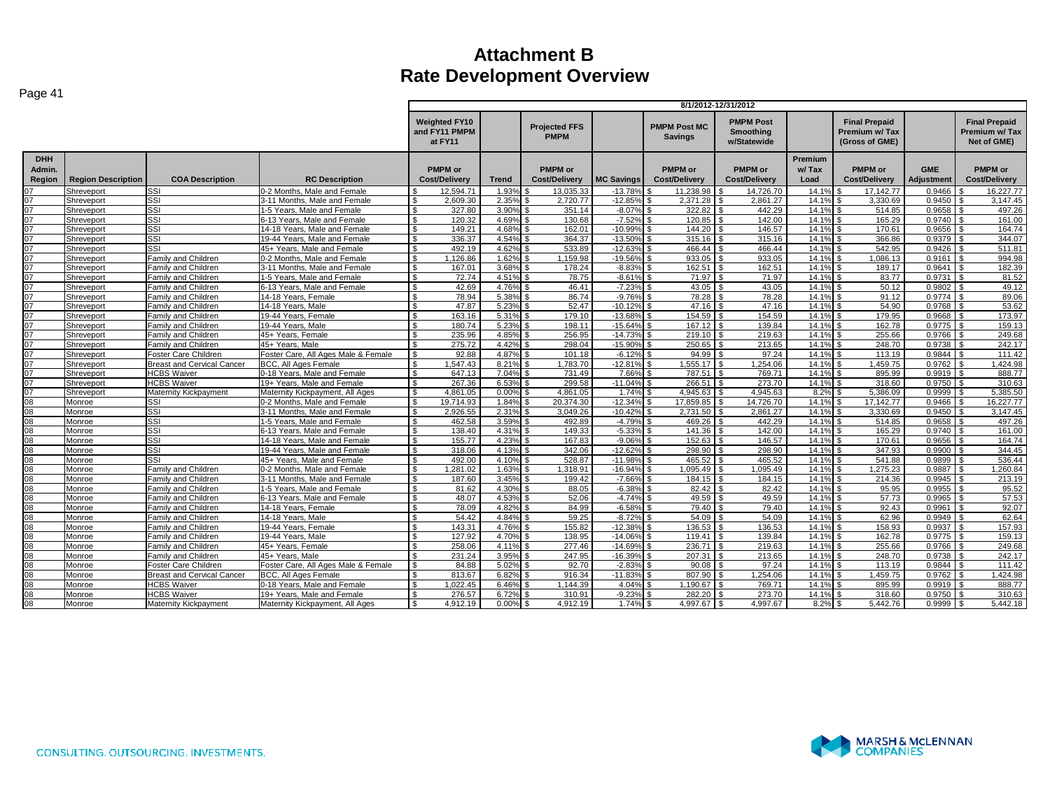# Attachment B
# Rate Development Overview

| | | | | 8/1/2012-12/31/2012 | | | | | | | | | |
|---|---|---|---|---|---|---|---|---|---|---|---|---|---|
| | | | | Weighted FY10 and FY11 PMPM at FY11 | | Projected FFS PMPM | | PMPM Post MC Savings | PMPM Post Smoothing w/Statewide | | Final Prepaid Premium w/ Tax (Gross of GME) | | Final Prepaid Premium w/ Tax Net of GME) |
| DHH Admin. Region | Region Description | COA Description | RC Description | PMPM or Cost/Delivery | Trend | PMPM or Cost/Delivery | MC Savings | PMPM or Cost/Delivery | PMPM or Cost/Delivery | Premium w/ Tax Load | PMPM or Cost/Delivery | GME Adjustment | PMPM or Cost/Delivery |
| 07 | Shreveport | SSI | 0-2 Months, Male and Female | $ 12,594.71 | 1.93% | $ 13,035.33 | -13.78% | $ 11,238.98 | $ 14,726.70 | 14.1% | $ 17,142.77 | 0.9466 | $ 16,227.77 |
| 07 | Shreveport | SSI | 3-11 Months, Male and Female | $ 2,609.30 | 2.35% | $ 2,720.77 | -12.85% | $ 2,371.28 | $ 2,861.27 | 14.1% | $ 3,330.69 | 0.9450 | $ 3,147.45 |
| 07 | Shreveport | SSI | 1-5 Years, Male and Female | $ 327.80 | 3.90% | $ 351.14 | -8.07% | $ 322.82 | $ 442.29 | 14.1% | $ 514.85 | 0.9658 | $ 497.26 |
| 07 | Shreveport | SSI | 6-13 Years, Male and Female | $ 120.32 | 4.69% | $ 130.68 | -7.52% | $ 120.85 | $ 142.00 | 14.1% | $ 165.29 | 0.9740 | $ 161.00 |
| 07 | Shreveport | SSI | 14-18 Years, Male and Female | $ 149.21 | 4.68% | $ 162.01 | -10.99% | $ 144.20 | $ 146.57 | 14.1% | $ 170.61 | 0.9656 | $ 164.74 |
| 07 | Shreveport | SSI | 19-44 Years, Male and Female | $ 336.37 | 4.54% | $ 364.37 | -13.50% | $ 315.16 | $ 315.16 | 14.1% | $ 366.86 | 0.9379 | $ 344.07 |
| 07 | Shreveport | SSI | 45+ Years, Male and Female | $ 492.19 | 4.62% | $ 533.89 | -12.63% | $ 466.44 | $ 466.44 | 14.1% | $ 542.95 | 0.9426 | $ 511.81 |
| 07 | Shreveport | Family and Children | 0-2 Months, Male and Female | $ 1,126.86 | 1.62% | $ 1,159.98 | -19.56% | $ 933.05 | $ 933.05 | 14.1% | $ 1,086.13 | 0.9161 | $ 994.98 |
| 07 | Shreveport | Family and Children | 3-11 Months, Male and Female | $ 167.01 | 3.68% | $ 178.24 | -8.83% | $ 162.51 | $ 162.51 | 14.1% | $ 189.17 | 0.9641 | $ 182.39 |
| 07 | Shreveport | Family and Children | 1-5 Years, Male and Female | $ 72.74 | 4.51% | $ 78.75 | -8.61% | $ 71.97 | $ 71.97 | 14.1% | $ 83.77 | 0.9731 | $ 81.52 |
| 07 | Shreveport | Family and Children | 6-13 Years, Male and Female | $ 42.69 | 4.76% | $ 46.41 | -7.23% | $ 43.05 | $ 43.05 | 14.1% | $ 50.12 | 0.9802 | $ 49.12 |
| 07 | Shreveport | Family and Children | 14-18 Years, Female | $ 78.94 | 5.38% | $ 86.74 | -9.76% | $ 78.28 | $ 78.28 | 14.1% | $ 91.12 | 0.9774 | $ 89.06 |
| 07 | Shreveport | Family and Children | 14-18 Years, Male | $ 47.87 | 5.23% | $ 52.47 | -10.12% | $ 47.16 | $ 47.16 | 14.1% | $ 54.90 | 0.9768 | $ 53.62 |
| 07 | Shreveport | Family and Children | 19-44 Years, Female | $ 163.16 | 5.31% | $ 179.10 | -13.68% | $ 154.59 | $ 154.59 | 14.1% | $ 179.95 | 0.9668 | $ 173.97 |
| 07 | Shreveport | Family and Children | 19-44 Years, Male | $ 180.74 | 5.23% | $ 198.11 | -15.64% | $ 167.12 | $ 139.84 | 14.1% | $ 162.78 | 0.9775 | $ 159.13 |
| 07 | Shreveport | Family and Children | 45+ Years, Female | $ 235.96 | 4.85% | $ 256.95 | -14.73% | $ 219.10 | $ 219.63 | 14.1% | $ 255.66 | 0.9766 | $ 249.68 |
| 07 | Shreveport | Family and Children | 45+ Years, Male | $ 275.72 | 4.42% | $ 298.04 | -15.90% | $ 250.65 | $ 213.65 | 14.1% | $ 248.70 | 0.9738 | $ 242.17 |
| 07 | Shreveport | Foster Care Children | Foster Care, All Ages Male & Female | $ 92.88 | 4.87% | $ 101.18 | -6.12% | $ 94.99 | $ 97.24 | 14.1% | $ 113.19 | 0.9844 | $ 111.42 |
| 07 | Shreveport | Breast and Cervical Cancer | BCC, All Ages Female | $ 1,547.43 | 8.21% | $ 1,783.70 | -12.81% | $ 1,555.17 | $ 1,254.06 | 14.1% | $ 1,459.75 | 0.9762 | $ 1,424.98 |
| 07 | Shreveport | HCBS Waiver | 0-18 Years, Male and Female | $ 647.13 | 7.04% | $ 731.49 | 7.66% | $ 787.51 | $ 769.71 | 14.1% | $ 895.99 | 0.9919 | $ 888.77 |
| 07 | Shreveport | HCBS Waiver | 19+ Years, Male and Female | $ 267.36 | 6.53% | $ 299.58 | -11.04% | $ 266.51 | $ 273.70 | 14.1% | $ 318.60 | 0.9750 | $ 310.63 |
| 07 | Shreveport | Maternity Kickpayment | Maternity Kickpayment, All Ages | $ 4,861.05 | 0.00% | $ 4,861.05 | 1.74% | $ 4,945.63 | $ 4,945.63 | 8.2% | $ 5,386.09 | 0.9999 | $ 5,385.50 |
| 08 | Monroe | SSI | 0-2 Months, Male and Female | $ 19,714.93 | 1.84% | $ 20,374.30 | -12.34% | $ 17,859.85 | $ 14,726.70 | 14.1% | $ 17,142.77 | 0.9466 | $ 16,227.77 |
| 08 | Monroe | SSI | 3-11 Months, Male and Female | $ 2,926.55 | 2.31% | $ 3,049.26 | -10.42% | $ 2,731.50 | $ 2,861.27 | 14.1% | $ 3,330.69 | 0.9450 | $ 3,147.45 |
| 08 | Monroe | SSI | 1-5 Years, Male and Female | $ 462.58 | 3.59% | $ 492.89 | -4.79% | $ 469.26 | $ 442.29 | 14.1% | $ 514.85 | 0.9658 | $ 497.26 |
| 08 | Monroe | SSI | 6-13 Years, Male and Female | $ 138.40 | 4.31% | $ 149.33 | -5.33% | $ 141.36 | $ 142.00 | 14.1% | $ 165.29 | 0.9740 | $ 161.00 |
| 08 | Monroe | SSI | 14-18 Years, Male and Female | $ 155.77 | 4.23% | $ 167.83 | -9.06% | $ 152.63 | $ 146.57 | 14.1% | $ 170.61 | 0.9656 | $ 164.74 |
| 08 | Monroe | SSI | 19-44 Years, Male and Female | $ 318.06 | 4.13% | $ 342.06 | -12.62% | $ 298.90 | $ 298.90 | 14.1% | $ 347.93 | 0.9900 | $ 344.45 |
| 08 | Monroe | SSI | 45+ Years, Male and Female | $ 492.00 | 4.10% | $ 528.87 | -11.98% | $ 465.52 | $ 465.52 | 14.1% | $ 541.88 | 0.9899 | $ 536.44 |
| 08 | Monroe | Family and Children | 0-2 Months, Male and Female | $ 1,281.02 | 1.63% | $ 1,318.91 | -16.94% | $ 1,095.49 | $ 1,095.49 | 14.1% | $ 1,275.23 | 0.9887 | $ 1,260.84 |
| 08 | Monroe | Family and Children | 3-11 Months, Male and Female | $ 187.60 | 3.45% | $ 199.42 | -7.66% | $ 184.15 | $ 184.15 | 14.1% | $ 214.36 | 0.9945 | $ 213.19 |
| 08 | Monroe | Family and Children | 1-5 Years, Male and Female | $ 81.62 | 4.30% | $ 88.05 | -6.38% | $ 82.42 | $ 82.42 | 14.1% | $ 95.95 | 0.9955 | $ 95.52 |
| 08 | Monroe | Family and Children | 6-13 Years, Male and Female | $ 48.07 | 4.53% | $ 52.06 | -4.74% | $ 49.59 | $ 49.59 | 14.1% | $ 57.73 | 0.9965 | $ 57.53 |
| 08 | Monroe | Family and Children | 14-18 Years, Female | $ 78.09 | 4.82% | $ 84.99 | -6.58% | $ 79.40 | $ 79.40 | 14.1% | $ 92.43 | 0.9961 | $ 92.07 |
| 08 | Monroe | Family and Children | 14-18 Years, Male | $ 54.42 | 4.84% | $ 59.25 | -8.72% | $ 54.09 | $ 54.09 | 14.1% | $ 62.96 | 0.9949 | $ 62.64 |
| 08 | Monroe | Family and Children | 19-44 Years, Female | $ 143.31 | 4.76% | $ 155.82 | -12.38% | $ 136.53 | $ 136.53 | 14.1% | $ 158.93 | 0.9937 | $ 157.93 |
| 08 | Monroe | Family and Children | 19-44 Years, Male | $ 127.92 | 4.70% | $ 138.95 | -14.06% | $ 119.41 | $ 139.84 | 14.1% | $ 162.78 | 0.9775 | $ 159.13 |
| 08 | Monroe | Family and Children | 45+ Years, Female | $ 258.06 | 4.11% | $ 277.46 | -14.69% | $ 236.71 | $ 219.63 | 14.1% | $ 255.66 | 0.9766 | $ 249.68 |
| 08 | Monroe | Family and Children | 45+ Years, Male | $ 231.24 | 3.95% | $ 247.95 | -16.39% | $ 207.31 | $ 213.65 | 14.1% | $ 248.70 | 0.9738 | $ 242.17 |
| 08 | Monroe | Foster Care Children | Foster Care, All Ages Male & Female | $ 84.88 | 5.02% | $ 92.70 | -2.83% | $ 90.08 | $ 97.24 | 14.1% | $ 113.19 | 0.9844 | $ 111.42 |
| 08 | Monroe | Breast and Cervical Cancer | BCC, All Ages Female | $ 813.67 | 6.82% | $ 916.34 | -11.83% | $ 807.90 | $ 1,254.06 | 14.1% | $ 1,459.75 | 0.9762 | $ 1,424.98 |
| 08 | Monroe | HCBS Waiver | 0-18 Years, Male and Female | $ 1,022.45 | 6.46% | $ 1,144.39 | 4.04% | $ 1,190.67 | $ 769.71 | 14.1% | $ 895.99 | 0.9919 | $ 888.77 |
| 08 | Monroe | HCBS Waiver | 19+ Years, Male and Female | $ 276.57 | 6.72% | $ 310.91 | -9.23% | $ 282.20 | $ 273.70 | 14.1% | $ 318.60 | 0.9750 | $ 310.63 |
| 08 | Monroe | Maternity Kickpayment | Maternity Kickpayment, All Ages | $ 4,912.19 | 0.00% | $ 4,912.19 | 1.74% | $ 4,997.67 | $ 4,997.67 | 8.2% | $ 5,442.76 | 0.9999 | $ 5,442.18 |

CONSULTING. OUTSOURCING. INVESTMENTS.

MARSH & McLENNAN COMPANIES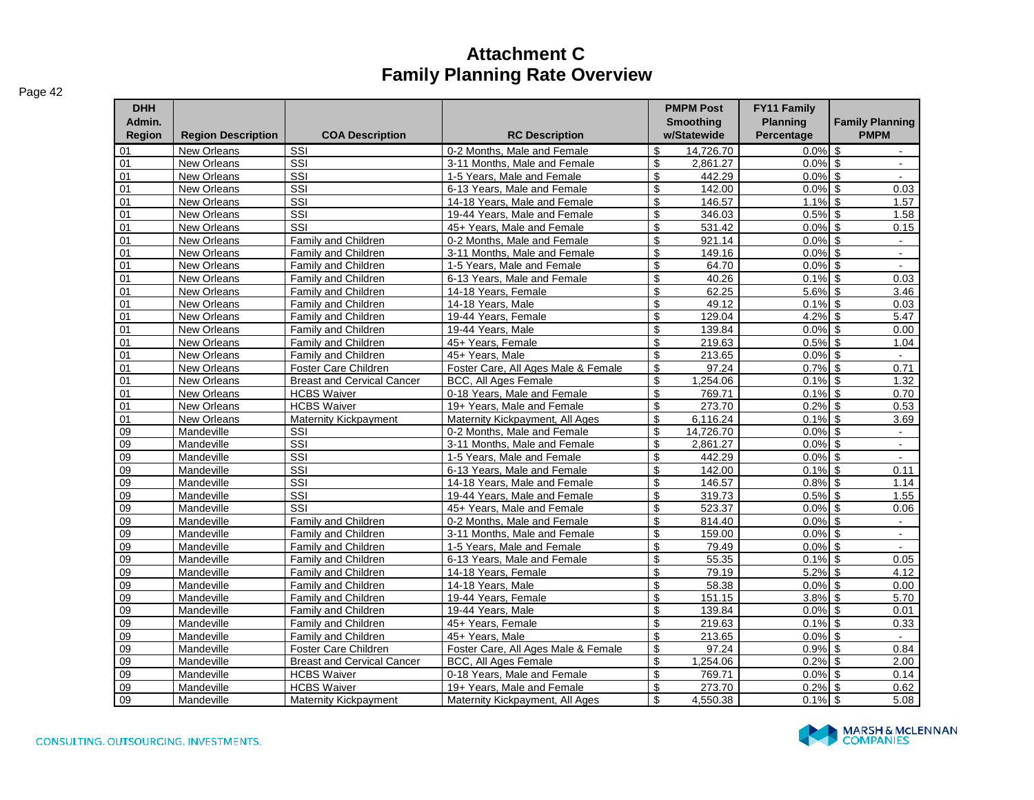# Attachment C
## Family Planning Rate Overview

| DHH Admin. Region | Region Description | COA Description | RC Description | PMPM Post Smoothing w/Statewide | FY11 Family Planning Percentage | Family Planning PMPM |
|---|---|---|---|---|---|---|
| 01 | New Orleans | SSI | 0-2 Months, Male and Female | $ 14,726.70 | 0.0% | $ - |
| 01 | New Orleans | SSI | 3-11 Months, Male and Female | $ 2,861.27 | 0.0% | $ - |
| 01 | New Orleans | SSI | 1-5 Years, Male and Female | $ 442.29 | 0.0% | $ - |
| 01 | New Orleans | SSI | 6-13 Years, Male and Female | $ 142.00 | 0.0% | $ 0.03 |
| 01 | New Orleans | SSI | 14-18 Years, Male and Female | $ 146.57 | 1.1% | $ 1.57 |
| 01 | New Orleans | SSI | 19-44 Years, Male and Female | $ 346.03 | 0.5% | $ 1.58 |
| 01 | New Orleans | SSI | 45+ Years, Male and Female | $ 531.42 | 0.0% | $ 0.15 |
| 01 | New Orleans | Family and Children | 0-2 Months, Male and Female | $ 921.14 | 0.0% | $ - |
| 01 | New Orleans | Family and Children | 3-11 Months, Male and Female | $ 149.16 | 0.0% | $ - |
| 01 | New Orleans | Family and Children | 1-5 Years, Male and Female | $ 64.70 | 0.0% | $ - |
| 01 | New Orleans | Family and Children | 6-13 Years, Male and Female | $ 40.26 | 0.1% | $ 0.03 |
| 01 | New Orleans | Family and Children | 14-18 Years, Female | $ 62.25 | 5.6% | $ 3.46 |
| 01 | New Orleans | Family and Children | 14-18 Years, Male | $ 49.12 | 0.1% | $ 0.03 |
| 01 | New Orleans | Family and Children | 19-44 Years, Female | $ 129.04 | 4.2% | $ 5.47 |
| 01 | New Orleans | Family and Children | 19-44 Years, Male | $ 139.84 | 0.0% | $ 0.00 |
| 01 | New Orleans | Family and Children | 45+ Years, Female | $ 219.63 | 0.5% | $ 1.04 |
| 01 | New Orleans | Family and Children | 45+ Years, Male | $ 213.65 | 0.0% | $ - |
| 01 | New Orleans | Foster Care Children | Foster Care, All Ages Male & Female | $ 97.24 | 0.7% | $ 0.71 |
| 01 | New Orleans | Breast and Cervical Cancer | BCC, All Ages Female | $ 1,254.06 | 0.1% | $ 1.32 |
| 01 | New Orleans | HCBS Waiver | 0-18 Years, Male and Female | $ 769.71 | 0.1% | $ 0.70 |
| 01 | New Orleans | HCBS Waiver | 19+ Years, Male and Female | $ 273.70 | 0.2% | $ 0.53 |
| 01 | New Orleans | Maternity Kickpayment | Maternity Kickpayment, All Ages | $ 6,116.24 | 0.1% | $ 3.69 |
| 09 | Mandeville | SSI | 0-2 Months, Male and Female | $ 14,726.70 | 0.0% | $ - |
| 09 | Mandeville | SSI | 3-11 Months, Male and Female | $ 2,861.27 | 0.0% | $ - |
| 09 | Mandeville | SSI | 1-5 Years, Male and Female | $ 442.29 | 0.0% | $ - |
| 09 | Mandeville | SSI | 6-13 Years, Male and Female | $ 142.00 | 0.1% | $ 0.11 |
| 09 | Mandeville | SSI | 14-18 Years, Male and Female | $ 146.57 | 0.8% | $ 1.14 |
| 09 | Mandeville | SSI | 19-44 Years, Male and Female | $ 319.73 | 0.5% | $ 1.55 |
| 09 | Mandeville | SSI | 45+ Years, Male and Female | $ 523.37 | 0.0% | $ 0.06 |
| 09 | Mandeville | Family and Children | 0-2 Months, Male and Female | $ 814.40 | 0.0% | $ - |
| 09 | Mandeville | Family and Children | 3-11 Months, Male and Female | $ 159.00 | 0.0% | $ - |
| 09 | Mandeville | Family and Children | 1-5 Years, Male and Female | $ 79.49 | 0.0% | $ - |
| 09 | Mandeville | Family and Children | 6-13 Years, Male and Female | $ 55.35 | 0.1% | $ 0.05 |
| 09 | Mandeville | Family and Children | 14-18 Years, Female | $ 79.19 | 5.2% | $ 4.12 |
| 09 | Mandeville | Family and Children | 14-18 Years, Male | $ 58.38 | 0.0% | $ 0.00 |
| 09 | Mandeville | Family and Children | 19-44 Years, Female | $ 151.15 | 3.8% | $ 5.70 |
| 09 | Mandeville | Family and Children | 19-44 Years, Male | $ 139.84 | 0.0% | $ 0.01 |
| 09 | Mandeville | Family and Children | 45+ Years, Female | $ 219.63 | 0.1% | $ 0.33 |
| 09 | Mandeville | Family and Children | 45+ Years, Male | $ 213.65 | 0.0% | $ - |
| 09 | Mandeville | Foster Care Children | Foster Care, All Ages Male & Female | $ 97.24 | 0.9% | $ 0.84 |
| 09 | Mandeville | Breast and Cervical Cancer | BCC, All Ages Female | $ 1,254.06 | 0.2% | $ 2.00 |
| 09 | Mandeville | HCBS Waiver | 0-18 Years, Male and Female | $ 769.71 | 0.0% | $ 0.14 |
| 09 | Mandeville | HCBS Waiver | 19+ Years, Male and Female | $ 273.70 | 0.2% | $ 0.62 |
| 09 | Mandeville | Maternity Kickpayment | Maternity Kickpayment, All Ages | $ 4,550.38 | 0.1% | $ 5.08 |

CONSULTING. OUTSOURCING. INVESTMENTS.

MARSH & McLENNAN COMPANIES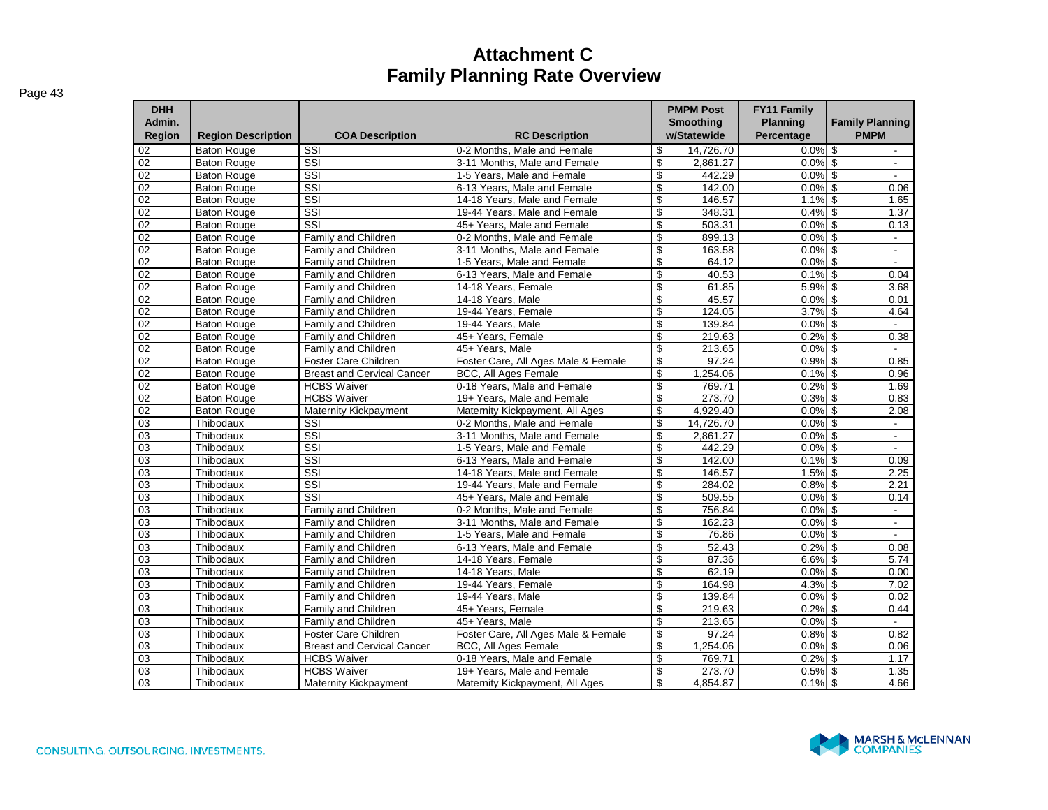# Attachment C
## Family Planning Rate Overview

| DHH Admin. Region | Region Description | COA Description | RC Description | PMPM Post Smoothing w/Statewide | FY11 Family Planning Percentage | Family Planning PMPM |
|---|---|---|---|---|---|---|
| 02 | Baton Rouge | SSI | 0-2 Months, Male and Female | $ 14,726.70 | 0.0% | $ - |
| 02 | Baton Rouge | SSI | 3-11 Months, Male and Female | $ 2,861.27 | 0.0% | $ - |
| 02 | Baton Rouge | SSI | 1-5 Years, Male and Female | $ 442.29 | 0.0% | $ - |
| 02 | Baton Rouge | SSI | 6-13 Years, Male and Female | $ 142.00 | 0.0% | $ 0.06 |
| 02 | Baton Rouge | SSI | 14-18 Years, Male and Female | $ 146.57 | 1.1% | $ 1.65 |
| 02 | Baton Rouge | SSI | 19-44 Years, Male and Female | $ 348.31 | 0.4% | $ 1.37 |
| 02 | Baton Rouge | SSI | 45+ Years, Male and Female | $ 503.31 | 0.0% | $ 0.13 |
| 02 | Baton Rouge | Family and Children | 0-2 Months, Male and Female | $ 899.13 | 0.0% | $ - |
| 02 | Baton Rouge | Family and Children | 3-11 Months, Male and Female | $ 163.58 | 0.0% | $ - |
| 02 | Baton Rouge | Family and Children | 1-5 Years, Male and Female | $ 64.12 | 0.0% | $ - |
| 02 | Baton Rouge | Family and Children | 6-13 Years, Male and Female | $ 40.53 | 0.1% | $ 0.04 |
| 02 | Baton Rouge | Family and Children | 14-18 Years, Female | $ 61.85 | 5.9% | $ 3.68 |
| 02 | Baton Rouge | Family and Children | 14-18 Years, Male | $ 45.57 | 0.0% | $ 0.01 |
| 02 | Baton Rouge | Family and Children | 19-44 Years, Female | $ 124.05 | 3.7% | $ 4.64 |
| 02 | Baton Rouge | Family and Children | 19-44 Years, Male | $ 139.84 | 0.0% | $ - |
| 02 | Baton Rouge | Family and Children | 45+ Years, Female | $ 219.63 | 0.2% | $ 0.38 |
| 02 | Baton Rouge | Family and Children | 45+ Years, Male | $ 213.65 | 0.0% | $ - |
| 02 | Baton Rouge | Foster Care Children | Foster Care, All Ages Male & Female | $ 97.24 | 0.9% | $ 0.85 |
| 02 | Baton Rouge | Breast and Cervical Cancer | BCC, All Ages Female | $ 1,254.06 | 0.1% | $ 0.96 |
| 02 | Baton Rouge | HCBS Waiver | 0-18 Years, Male and Female | $ 769.71 | 0.2% | $ 1.69 |
| 02 | Baton Rouge | HCBS Waiver | 19+ Years, Male and Female | $ 273.70 | 0.3% | $ 0.83 |
| 02 | Baton Rouge | Maternity Kickpayment | Maternity Kickpayment, All Ages | $ 4,929.40 | 0.0% | $ 2.08 |
| 03 | Thibodaux | SSI | 0-2 Months, Male and Female | $ 14,726.70 | 0.0% | $ - |
| 03 | Thibodaux | SSI | 3-11 Months, Male and Female | $ 2,861.27 | 0.0% | $ - |
| 03 | Thibodaux | SSI | 1-5 Years, Male and Female | $ 442.29 | 0.0% | $ - |
| 03 | Thibodaux | SSI | 6-13 Years, Male and Female | $ 142.00 | 0.1% | $ 0.09 |
| 03 | Thibodaux | SSI | 14-18 Years, Male and Female | $ 146.57 | 1.5% | $ 2.25 |
| 03 | Thibodaux | SSI | 19-44 Years, Male and Female | $ 284.02 | 0.8% | $ 2.21 |
| 03 | Thibodaux | SSI | 45+ Years, Male and Female | $ 509.55 | 0.0% | $ 0.14 |
| 03 | Thibodaux | Family and Children | 0-2 Months, Male and Female | $ 756.84 | 0.0% | $ - |
| 03 | Thibodaux | Family and Children | 3-11 Months, Male and Female | $ 162.23 | 0.0% | $ - |
| 03 | Thibodaux | Family and Children | 1-5 Years, Male and Female | $ 76.86 | 0.0% | $ - |
| 03 | Thibodaux | Family and Children | 6-13 Years, Male and Female | $ 52.43 | 0.2% | $ 0.08 |
| 03 | Thibodaux | Family and Children | 14-18 Years, Female | $ 87.36 | 6.6% | $ 5.74 |
| 03 | Thibodaux | Family and Children | 14-18 Years, Male | $ 62.19 | 0.0% | $ 0.00 |
| 03 | Thibodaux | Family and Children | 19-44 Years, Female | $ 164.98 | 4.3% | $ 7.02 |
| 03 | Thibodaux | Family and Children | 19-44 Years, Male | $ 139.84 | 0.0% | $ 0.02 |
| 03 | Thibodaux | Family and Children | 45+ Years, Female | $ 219.63 | 0.2% | $ 0.44 |
| 03 | Thibodaux | Family and Children | 45+ Years, Male | $ 213.65 | 0.0% | $ - |
| 03 | Thibodaux | Foster Care Children | Foster Care, All Ages Male & Female | $ 97.24 | 0.8% | $ 0.82 |
| 03 | Thibodaux | Breast and Cervical Cancer | BCC, All Ages Female | $ 1,254.06 | 0.0% | $ 0.06 |
| 03 | Thibodaux | HCBS Waiver | 0-18 Years, Male and Female | $ 769.71 | 0.2% | $ 1.17 |
| 03 | Thibodaux | HCBS Waiver | 19+ Years, Male and Female | $ 273.70 | 0.5% | $ 1.35 |
| 03 | Thibodaux | Maternity Kickpayment | Maternity Kickpayment, All Ages | $ 4,854.87 | 0.1% | $ 4.66 |

CONSULTING. OUTSOURCING. INVESTMENTS.

MARSH & McLENNAN COMPANIES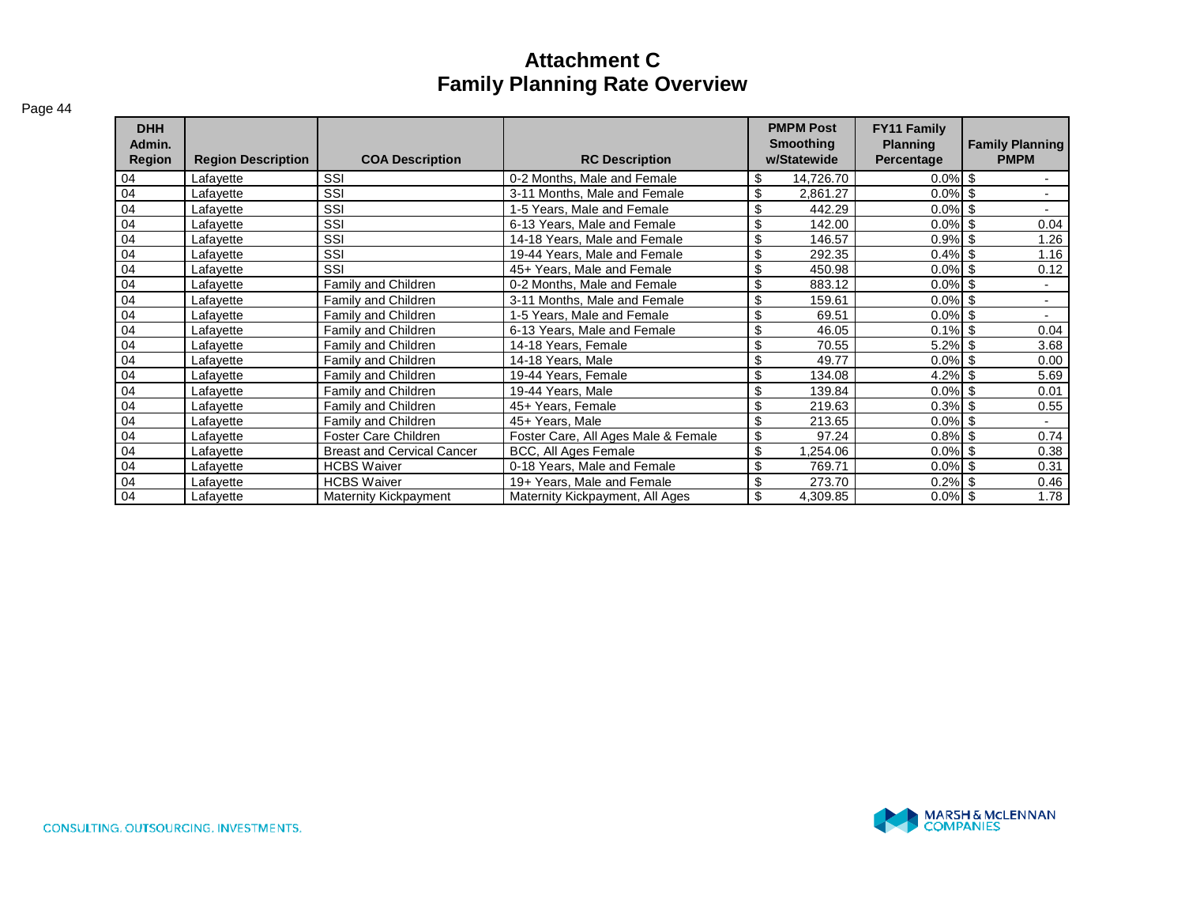# Attachment C
# Family Planning Rate Overview

| DHH Admin. Region | Region Description | COA Description | RC Description | PMPM Post Smoothing w/Statewide | FY11 Family Planning Percentage | Family Planning PMPM |
|---|---|---|---|---|---|---|
| 04 | Lafayette | SSI | 0-2 Months, Male and Female | $ 14,726.70 | 0.0% | $ - |
| 04 | Lafayette | SSI | 3-11 Months, Male and Female | $ 2,861.27 | 0.0% | $ - |
| 04 | Lafayette | SSI | 1-5 Years, Male and Female | $ 442.29 | 0.0% | $ - |
| 04 | Lafayette | SSI | 6-13 Years, Male and Female | $ 142.00 | 0.0% | $ 0.04 |
| 04 | Lafayette | SSI | 14-18 Years, Male and Female | $ 146.57 | 0.9% | $ 1.26 |
| 04 | Lafayette | SSI | 19-44 Years, Male and Female | $ 292.35 | 0.4% | $ 1.16 |
| 04 | Lafayette | SSI | 45+ Years, Male and Female | $ 450.98 | 0.0% | $ 0.12 |
| 04 | Lafayette | Family and Children | 0-2 Months, Male and Female | $ 883.12 | 0.0% | $ - |
| 04 | Lafayette | Family and Children | 3-11 Months, Male and Female | $ 159.61 | 0.0% | $ - |
| 04 | Lafayette | Family and Children | 1-5 Years, Male and Female | $ 69.51 | 0.0% | $ - |
| 04 | Lafayette | Family and Children | 6-13 Years, Male and Female | $ 46.05 | 0.1% | $ 0.04 |
| 04 | Lafayette | Family and Children | 14-18 Years, Female | $ 70.55 | 5.2% | $ 3.68 |
| 04 | Lafayette | Family and Children | 14-18 Years, Male | $ 49.77 | 0.0% | $ 0.00 |
| 04 | Lafayette | Family and Children | 19-44 Years, Female | $ 134.08 | 4.2% | $ 5.69 |
| 04 | Lafayette | Family and Children | 19-44 Years, Male | $ 139.84 | 0.0% | $ 0.01 |
| 04 | Lafayette | Family and Children | 45+ Years, Female | $ 219.63 | 0.3% | $ 0.55 |
| 04 | Lafayette | Family and Children | 45+ Years, Male | $ 213.65 | 0.0% | $ - |
| 04 | Lafayette | Foster Care Children | Foster Care, All Ages Male & Female | $ 97.24 | 0.8% | $ 0.74 |
| 04 | Lafayette | Breast and Cervical Cancer | BCC, All Ages Female | $ 1,254.06 | 0.0% | $ 0.38 |
| 04 | Lafayette | HCBS Waiver | 0-18 Years, Male and Female | $ 769.71 | 0.0% | $ 0.31 |
| 04 | Lafayette | HCBS Waiver | 19+ Years, Male and Female | $ 273.70 | 0.2% | $ 0.46 |
| 04 | Lafayette | Maternity Kickpayment | Maternity Kickpayment, All Ages | $ 4,309.85 | 0.0% | $ 1.78 |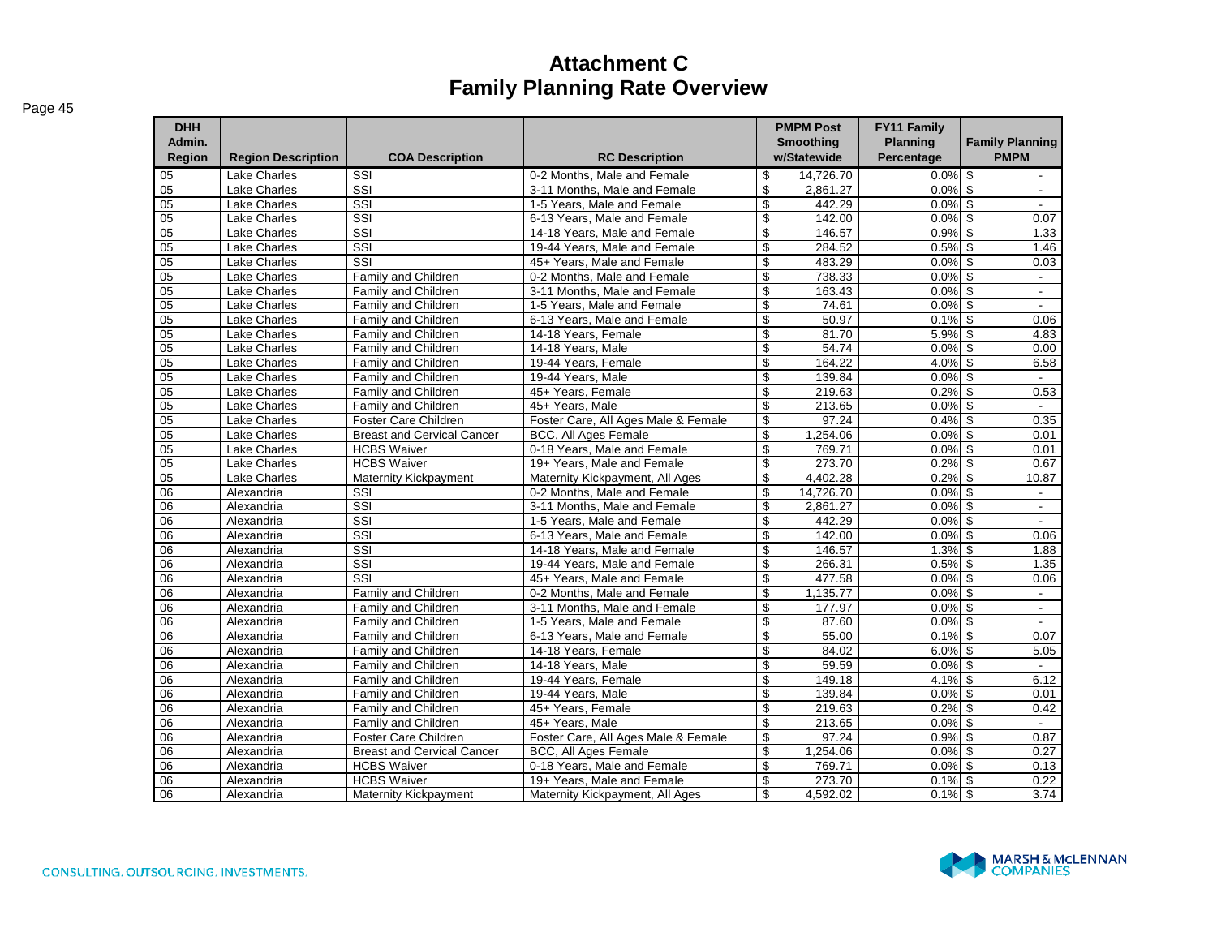# Attachment C
# Family Planning Rate Overview

| DHH Admin. Region | Region Description | COA Description | RC Description | PMPM Post Smoothing w/Statewide | FY11 Family Planning Percentage | Family Planning PMPM |
|---|---|---|---|---|---|---|
| 05 | Lake Charles | SSI | 0-2 Months, Male and Female | $ 14,726.70 | 0.0% | $ - |
| 05 | Lake Charles | SSI | 3-11 Months, Male and Female | $ 2,861.27 | 0.0% | $ - |
| 05 | Lake Charles | SSI | 1-5 Years, Male and Female | $ 442.29 | 0.0% | $ - |
| 05 | Lake Charles | SSI | 6-13 Years, Male and Female | $ 142.00 | 0.0% | $ 0.07 |
| 05 | Lake Charles | SSI | 14-18 Years, Male and Female | $ 146.57 | 0.9% | $ 1.33 |
| 05 | Lake Charles | SSI | 19-44 Years, Male and Female | $ 284.52 | 0.5% | $ 1.46 |
| 05 | Lake Charles | SSI | 45+ Years, Male and Female | $ 483.29 | 0.0% | $ 0.03 |
| 05 | Lake Charles | Family and Children | 0-2 Months, Male and Female | $ 738.33 | 0.0% | $ - |
| 05 | Lake Charles | Family and Children | 3-11 Months, Male and Female | $ 163.43 | 0.0% | $ - |
| 05 | Lake Charles | Family and Children | 1-5 Years, Male and Female | $ 74.61 | 0.0% | $ - |
| 05 | Lake Charles | Family and Children | 6-13 Years, Male and Female | $ 50.97 | 0.1% | $ 0.06 |
| 05 | Lake Charles | Family and Children | 14-18 Years, Female | $ 81.70 | 5.9% | $ 4.83 |
| 05 | Lake Charles | Family and Children | 14-18 Years, Male | $ 54.74 | 0.0% | $ 0.00 |
| 05 | Lake Charles | Family and Children | 19-44 Years, Female | $ 164.22 | 4.0% | $ 6.58 |
| 05 | Lake Charles | Family and Children | 19-44 Years, Male | $ 139.84 | 0.0% | $ - |
| 05 | Lake Charles | Family and Children | 45+ Years, Female | $ 219.63 | 0.2% | $ 0.53 |
| 05 | Lake Charles | Family and Children | 45+ Years, Male | $ 213.65 | 0.0% | $ - |
| 05 | Lake Charles | Foster Care Children | Foster Care, All Ages Male & Female | $ 97.24 | 0.4% | $ 0.35 |
| 05 | Lake Charles | Breast and Cervical Cancer | BCC, All Ages Female | $ 1,254.06 | 0.0% | $ 0.01 |
| 05 | Lake Charles | HCBS Waiver | 0-18 Years, Male and Female | $ 769.71 | 0.0% | $ 0.01 |
| 05 | Lake Charles | HCBS Waiver | 19+ Years, Male and Female | $ 273.70 | 0.2% | $ 0.67 |
| 05 | Lake Charles | Maternity Kickpayment | Maternity Kickpayment, All Ages | $ 4,402.28 | 0.2% | $ 10.87 |
| 06 | Alexandria | SSI | 0-2 Months, Male and Female | $ 14,726.70 | 0.0% | $ - |
| 06 | Alexandria | SSI | 3-11 Months, Male and Female | $ 2,861.27 | 0.0% | $ - |
| 06 | Alexandria | SSI | 1-5 Years, Male and Female | $ 442.29 | 0.0% | $ - |
| 06 | Alexandria | SSI | 6-13 Years, Male and Female | $ 142.00 | 0.0% | $ 0.06 |
| 06 | Alexandria | SSI | 14-18 Years, Male and Female | $ 146.57 | 1.3% | $ 1.88 |
| 06 | Alexandria | SSI | 19-44 Years, Male and Female | $ 266.31 | 0.5% | $ 1.35 |
| 06 | Alexandria | SSI | 45+ Years, Male and Female | $ 477.58 | 0.0% | $ 0.06 |
| 06 | Alexandria | Family and Children | 0-2 Months, Male and Female | $ 1,135.77 | 0.0% | $ - |
| 06 | Alexandria | Family and Children | 3-11 Months, Male and Female | $ 177.97 | 0.0% | $ - |
| 06 | Alexandria | Family and Children | 1-5 Years, Male and Female | $ 87.60 | 0.0% | $ - |
| 06 | Alexandria | Family and Children | 6-13 Years, Male and Female | $ 55.00 | 0.1% | $ 0.07 |
| 06 | Alexandria | Family and Children | 14-18 Years, Female | $ 84.02 | 6.0% | $ 5.05 |
| 06 | Alexandria | Family and Children | 14-18 Years, Male | $ 59.59 | 0.0% | $ - |
| 06 | Alexandria | Family and Children | 19-44 Years, Female | $ 149.18 | 4.1% | $ 6.12 |
| 06 | Alexandria | Family and Children | 19-44 Years, Male | $ 139.84 | 0.0% | $ 0.01 |
| 06 | Alexandria | Family and Children | 45+ Years, Female | $ 219.63 | 0.2% | $ 0.42 |
| 06 | Alexandria | Family and Children | 45+ Years, Male | $ 213.65 | 0.0% | $ - |
| 06 | Alexandria | Foster Care Children | Foster Care, All Ages Male & Female | $ 97.24 | 0.9% | $ 0.87 |
| 06 | Alexandria | Breast and Cervical Cancer | BCC, All Ages Female | $ 1,254.06 | 0.0% | $ 0.27 |
| 06 | Alexandria | HCBS Waiver | 0-18 Years, Male and Female | $ 769.71 | 0.0% | $ 0.13 |
| 06 | Alexandria | HCBS Waiver | 19+ Years, Male and Female | $ 273.70 | 0.1% | $ 0.22 |
| 06 | Alexandria | Maternity Kickpayment | Maternity Kickpayment, All Ages | $ 4,592.02 | 0.1% | $ 3.74 |

CONSULTING. OUTSOURCING. INVESTMENTS.

MARSH & McLENNAN COMPANIES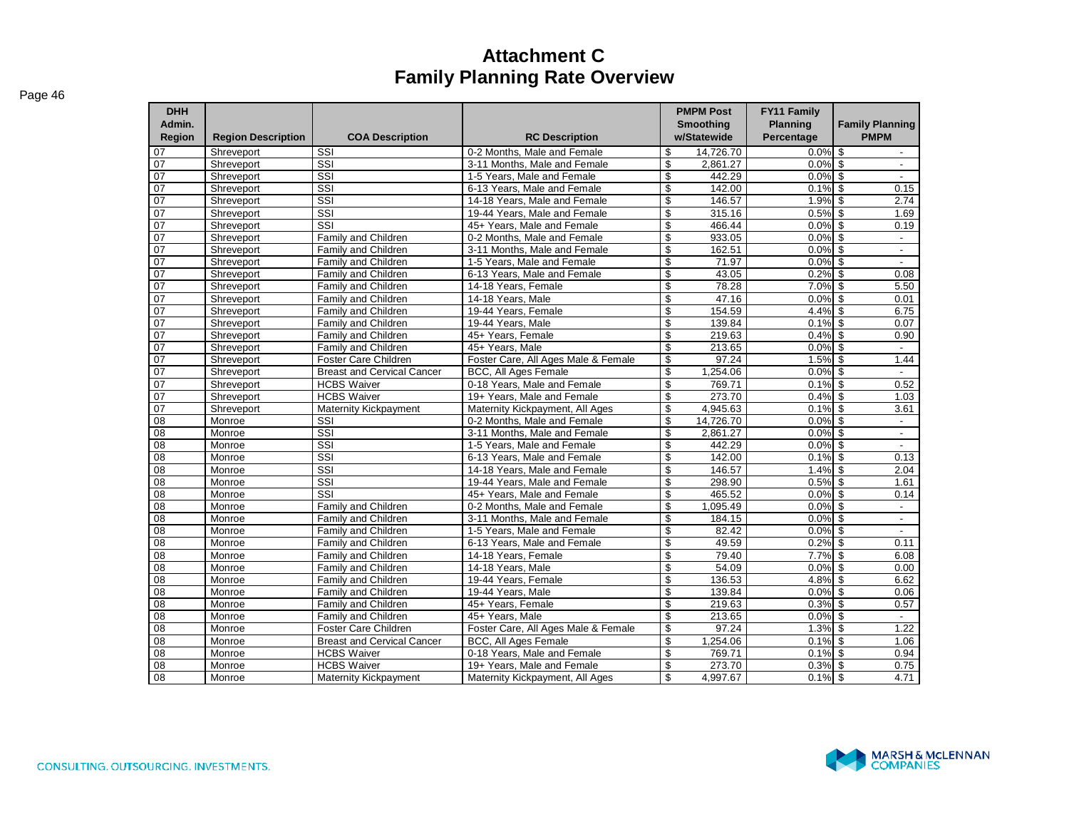# Attachment C
## Family Planning Rate Overview

| DHH Admin. Region | Region Description | COA Description | RC Description | PMPM Post Smoothing w/Statewide | FY11 Family Planning Percentage | Family Planning PMPM |
|---|---|---|---|---|---|---|
| 07 | Shreveport | SSI | 0-2 Months, Male and Female | $ 14,726.70 | 0.0% | $ - |
| 07 | Shreveport | SSI | 3-11 Months, Male and Female | $ 2,861.27 | 0.0% | $ - |
| 07 | Shreveport | SSI | 1-5 Years, Male and Female | $ 442.29 | 0.0% | $ - |
| 07 | Shreveport | SSI | 6-13 Years, Male and Female | $ 142.00 | 0.1% | $ 0.15 |
| 07 | Shreveport | SSI | 14-18 Years, Male and Female | $ 146.57 | 1.9% | $ 2.74 |
| 07 | Shreveport | SSI | 19-44 Years, Male and Female | $ 315.16 | 0.5% | $ 1.69 |
| 07 | Shreveport | SSI | 45+ Years, Male and Female | $ 466.44 | 0.0% | $ 0.19 |
| 07 | Shreveport | Family and Children | 0-2 Months, Male and Female | $ 933.05 | 0.0% | $ - |
| 07 | Shreveport | Family and Children | 3-11 Months, Male and Female | $ 162.51 | 0.0% | $ - |
| 07 | Shreveport | Family and Children | 1-5 Years, Male and Female | $ 71.97 | 0.0% | $ - |
| 07 | Shreveport | Family and Children | 6-13 Years, Male and Female | $ 43.05 | 0.2% | $ 0.08 |
| 07 | Shreveport | Family and Children | 14-18 Years, Female | $ 78.28 | 7.0% | $ 5.50 |
| 07 | Shreveport | Family and Children | 14-18 Years, Male | $ 47.16 | 0.0% | $ 0.01 |
| 07 | Shreveport | Family and Children | 19-44 Years, Female | $ 154.59 | 4.4% | $ 6.75 |
| 07 | Shreveport | Family and Children | 19-44 Years, Male | $ 139.84 | 0.1% | $ 0.07 |
| 07 | Shreveport | Family and Children | 45+ Years, Female | $ 219.63 | 0.4% | $ 0.90 |
| 07 | Shreveport | Family and Children | 45+ Years, Male | $ 213.65 | 0.0% | $ - |
| 07 | Shreveport | Foster Care Children | Foster Care, All Ages Male & Female | $ 97.24 | 1.5% | $ 1.44 |
| 07 | Shreveport | Breast and Cervical Cancer | BCC, All Ages Female | $ 1,254.06 | 0.0% | $ - |
| 07 | Shreveport | HCBS Waiver | 0-18 Years, Male and Female | $ 769.71 | 0.1% | $ 0.52 |
| 07 | Shreveport | HCBS Waiver | 19+ Years, Male and Female | $ 273.70 | 0.4% | $ 1.03 |
| 07 | Shreveport | Maternity Kickpayment | Maternity Kickpayment, All Ages | $ 4,945.63 | 0.1% | $ 3.61 |
| 08 | Monroe | SSI | 0-2 Months, Male and Female | $ 14,726.70 | 0.0% | $ - |
| 08 | Monroe | SSI | 3-11 Months, Male and Female | $ 2,861.27 | 0.0% | $ - |
| 08 | Monroe | SSI | 1-5 Years, Male and Female | $ 442.29 | 0.0% | $ - |
| 08 | Monroe | SSI | 6-13 Years, Male and Female | $ 142.00 | 0.1% | $ 0.13 |
| 08 | Monroe | SSI | 14-18 Years, Male and Female | $ 146.57 | 1.4% | $ 2.04 |
| 08 | Monroe | SSI | 19-44 Years, Male and Female | $ 298.90 | 0.5% | $ 1.61 |
| 08 | Monroe | SSI | 45+ Years, Male and Female | $ 465.52 | 0.0% | $ 0.14 |
| 08 | Monroe | Family and Children | 0-2 Months, Male and Female | $ 1,095.49 | 0.0% | $ - |
| 08 | Monroe | Family and Children | 3-11 Months, Male and Female | $ 184.15 | 0.0% | $ - |
| 08 | Monroe | Family and Children | 1-5 Years, Male and Female | $ 82.42 | 0.0% | $ - |
| 08 | Monroe | Family and Children | 6-13 Years, Male and Female | $ 49.59 | 0.2% | $ 0.11 |
| 08 | Monroe | Family and Children | 14-18 Years, Female | $ 79.40 | 7.7% | $ 6.08 |
| 08 | Monroe | Family and Children | 14-18 Years, Male | $ 54.09 | 0.0% | $ 0.00 |
| 08 | Monroe | Family and Children | 19-44 Years, Female | $ 136.53 | 4.8% | $ 6.62 |
| 08 | Monroe | Family and Children | 19-44 Years, Male | $ 139.84 | 0.0% | $ 0.06 |
| 08 | Monroe | Family and Children | 45+ Years, Female | $ 219.63 | 0.3% | $ 0.57 |
| 08 | Monroe | Family and Children | 45+ Years, Male | $ 213.65 | 0.0% | $ - |
| 08 | Monroe | Foster Care Children | Foster Care, All Ages Male & Female | $ 97.24 | 1.3% | $ 1.22 |
| 08 | Monroe | Breast and Cervical Cancer | BCC, All Ages Female | $ 1,254.06 | 0.1% | $ 1.06 |
| 08 | Monroe | HCBS Waiver | 0-18 Years, Male and Female | $ 769.71 | 0.1% | $ 0.94 |
| 08 | Monroe | HCBS Waiver | 19+ Years, Male and Female | $ 273.70 | 0.3% | $ 0.75 |
| 08 | Monroe | Maternity Kickpayment | Maternity Kickpayment, All Ages | $ 4,997.67 | 0.1% | $ 4.71 |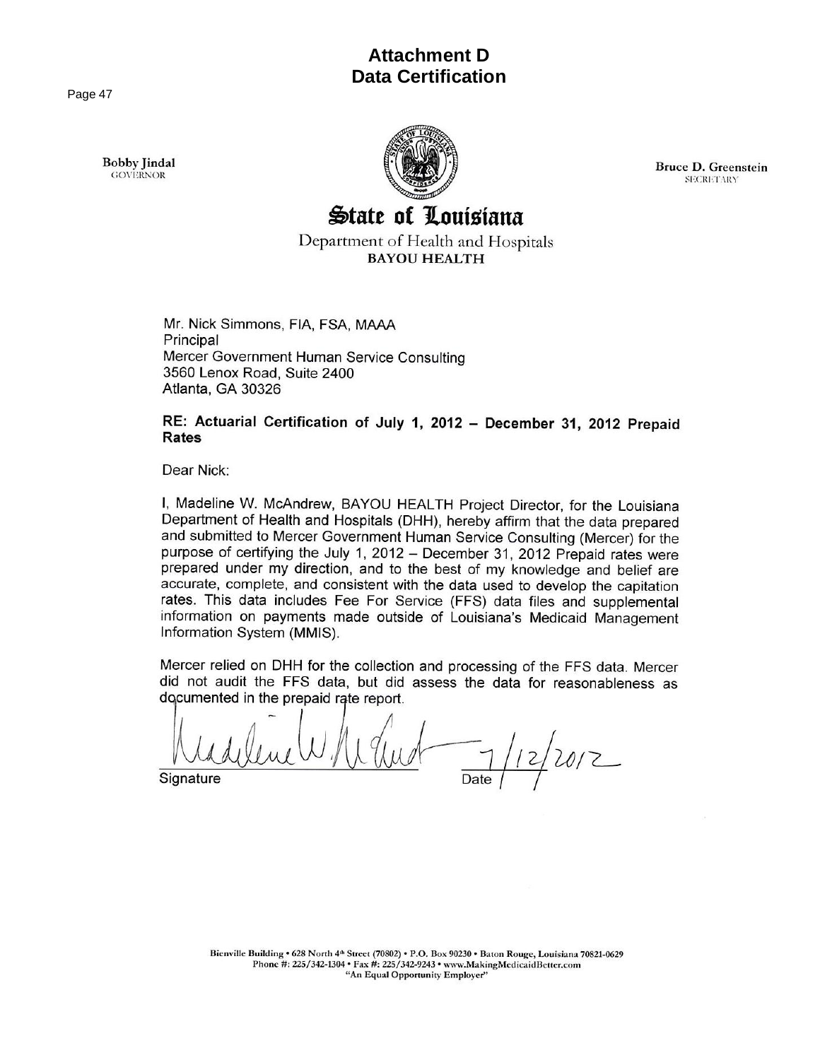# Attachment D
# Data Certification

Bobby Jindal
GOVERNOR

Bruce D. Greenstein
SECRETARY

**State of Louisiana**

Department of Health and Hospitals
**BAYOU HEALTH**

Mr. Nick Simmons, FIA, FSA, MAAA
Principal
Mercer Government Human Service Consulting
3560 Lenox Road, Suite 2400
Atlanta, GA 30326

**RE: Actuarial Certification of July 1, 2012 – December 31, 2012 Prepaid Rates**

Dear Nick:

I, Madeline W. McAndrew, BAYOU HEALTH Project Director, for the Louisiana Department of Health and Hospitals (DHH), hereby affirm that the data prepared and submitted to Mercer Government Human Service Consulting (Mercer) for the purpose of certifying the July 1, 2012 – December 31, 2012 Prepaid rates were prepared under my direction, and to the best of my knowledge and belief are accurate, complete, and consistent with the data used to develop the capitation rates. This data includes Fee For Service (FFS) data files and supplemental information on payments made outside of Louisiana's Medicaid Management Information System (MMIS).

Mercer relied on DHH for the collection and processing of the FFS data. Mercer did not audit the FFS data, but did assess the data for reasonableness as documented in the prepaid rate report.

Madeline W. McAndrew 7/12/2012

Signature Date

Bienville Building • 628 North 4th Street (70802) • P.O. Box 90230 • Baton Rouge, Louisiana 70821-0629
Phone #: 225/342-1304 • Fax #: 225/342-9243 • www.MakingMedicaidBetter.com
"An Equal Opportunity Employer"